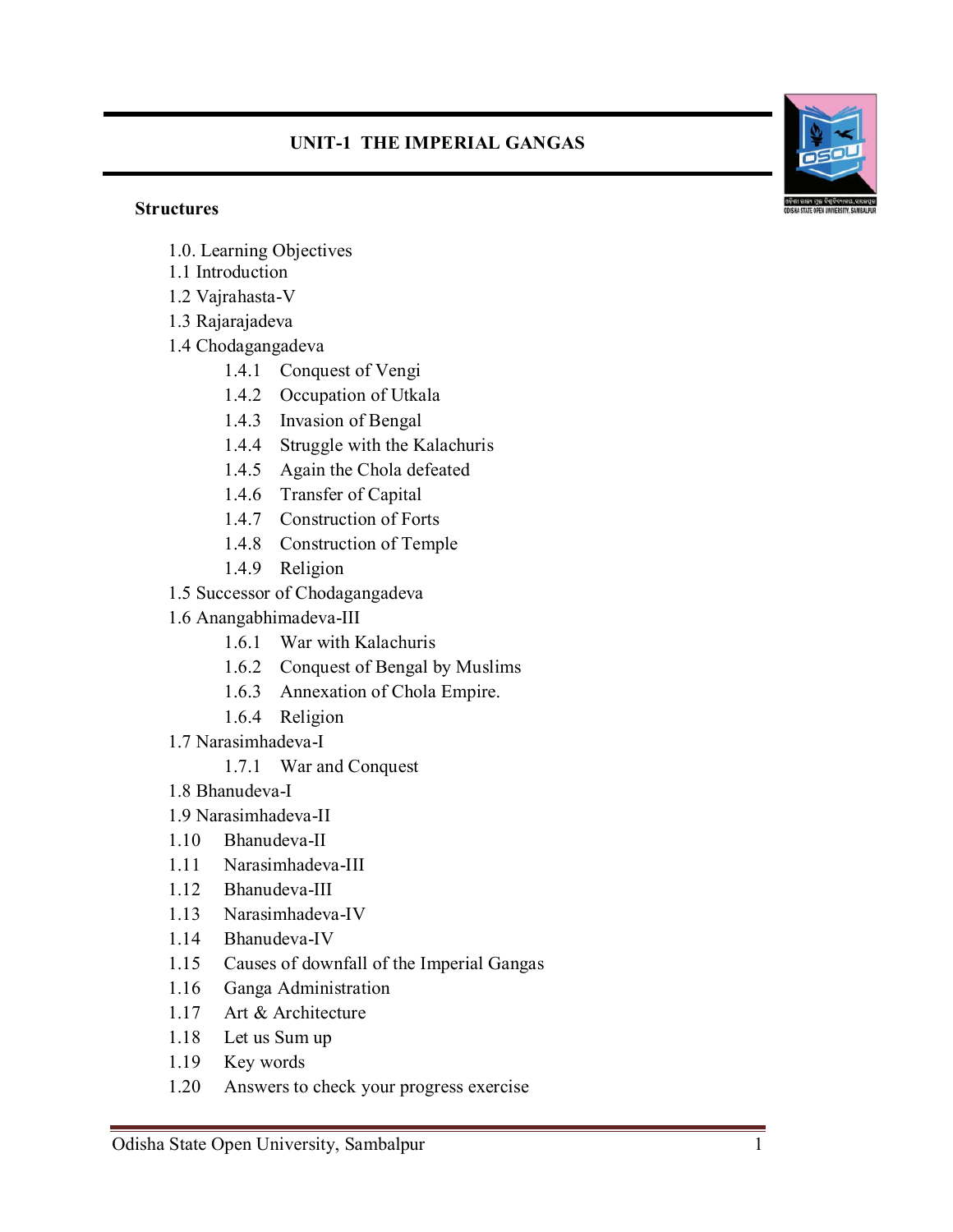# UNIT-1 THE IMPERIAL GANGAS

**Structures**

1.0. Learning Objectives
1.1 Introduction
1.2 Vajrahasta-V
1.3 Rajarajadeva
1.4 Chodagangadeva
- 1.4.1 Conquest of Vengi
- 1.4.2 Occupation of Utkala
- 1.4.3 Invasion of Bengal
- 1.4.4 Struggle with the Kalachuris
- 1.4.5 Again the Chola defeated
- 1.4.6 Transfer of Capital
- 1.4.7 Construction of Forts
- 1.4.8 Construction of Temple
- 1.4.9 Religion

1.5 Successor of Chodagangadeva
1.6 Anangabhimadeva-III
- 1.6.1 War with Kalachuris
- 1.6.2 Conquest of Bengal by Muslims
- 1.6.3 Annexation of Chola Empire.
- 1.6.4 Religion

1.7 Narasimhadeva-I
- 1.7.1 War and Conquest

1.8 Bhanudeva-I
1.9 Narasimhadeva-II
1.10 Bhanudeva-II
1.11 Narasimhadeva-III
1.12 Bhanudeva-III
1.13 Narasimhadeva-IV
1.14 Bhanudeva-IV
1.15 Causes of downfall of the Imperial Gangas
1.16 Ganga Administration
1.17 Art & Architecture
1.18 Let us Sum up
1.19 Key words
1.20 Answers to check your progress exercise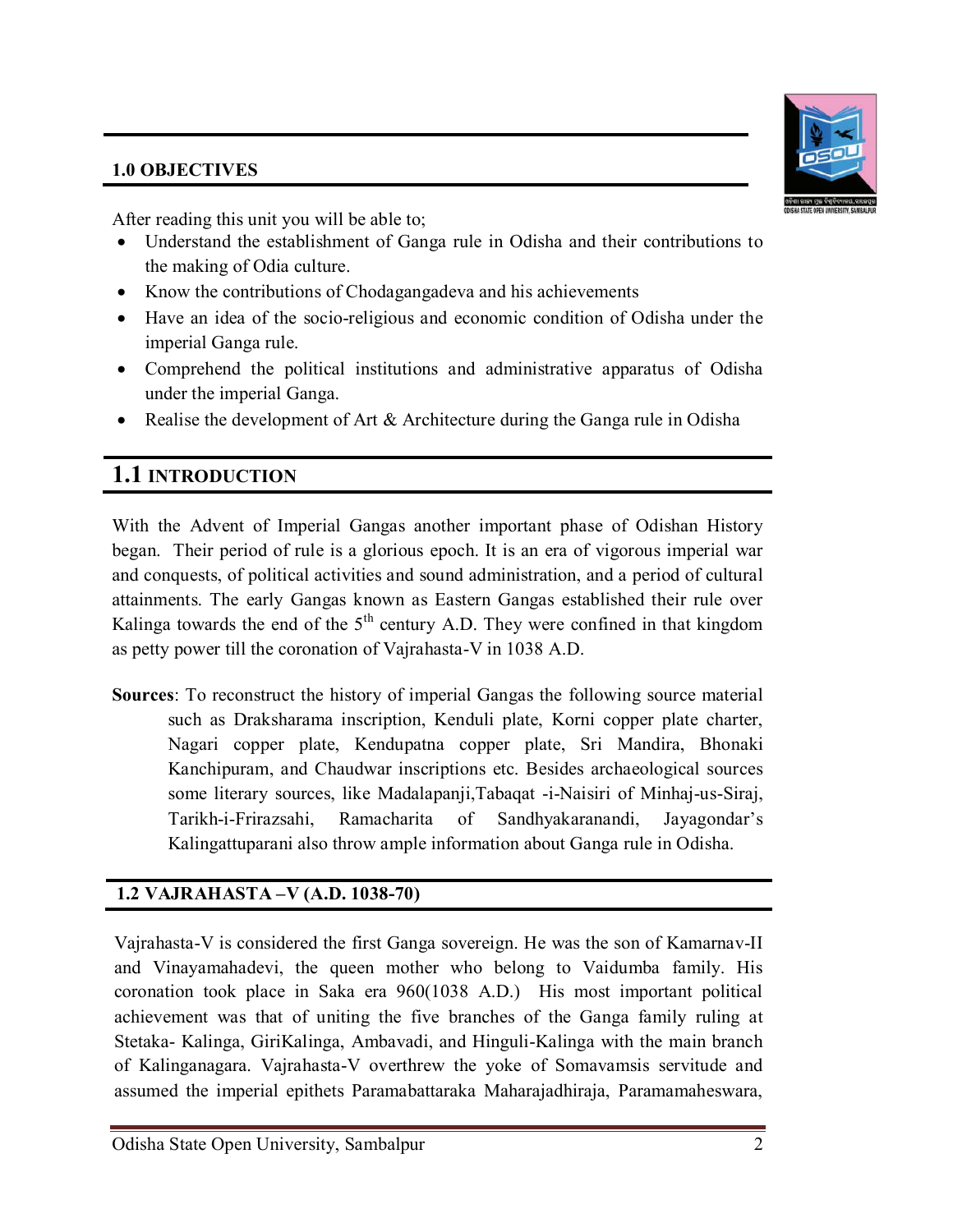## 1.0 OBJECTIVES

After reading this unit you will be able to;

- Understand the establishment of Ganga rule in Odisha and their contributions to the making of Odia culture.
- Know the contributions of Chodagangadeva and his achievements
- Have an idea of the socio-religious and economic condition of Odisha under the imperial Ganga rule.
- Comprehend the political institutions and administrative apparatus of Odisha under the imperial Ganga.
- Realise the development of Art & Architecture during the Ganga rule in Odisha

## 1.1 INTRODUCTION

With the Advent of Imperial Gangas another important phase of Odishan History began. Their period of rule is a glorious epoch. It is an era of vigorous imperial war and conquests, of political activities and sound administration, and a period of cultural attainments. The early Gangas known as Eastern Gangas established their rule over Kalinga towards the end of the 5th century A.D. They were confined in that kingdom as petty power till the coronation of Vajrahasta-V in 1038 A.D.

**Sources**: To reconstruct the history of imperial Gangas the following source material such as Draksharama inscription, Kenduli plate, Korni copper plate charter, Nagari copper plate, Kendupatna copper plate, Sri Mandira, Bhonaki Kanchipuram, and Chaudwar inscriptions etc. Besides archaeological sources some literary sources, like Madalapanji,Tabaqat -i-Naisiri of Minhaj-us-Siraj, Tarikh-i-Frirazsahi, Ramacharita of Sandhyakaranandi, Jayagondar's Kalingattuparani also throw ample information about Ganga rule in Odisha.

## 1.2 VAJRAHASTA –V (A.D. 1038-70)

Vajrahasta-V is considered the first Ganga sovereign. He was the son of Kamarnav-II and Vinayamahadevi, the queen mother who belong to Vaidumba family. His coronation took place in Saka era 960(1038 A.D.) His most important political achievement was that of uniting the five branches of the Ganga family ruling at Stetaka- Kalinga, GiriKalinga, Ambavadi, and Hinguli-Kalinga with the main branch of Kalinganagara. Vajrahasta-V overthrew the yoke of Somavamsis servitude and assumed the imperial epithets Paramabattaraka Maharajadhiraja, Paramamaheswara,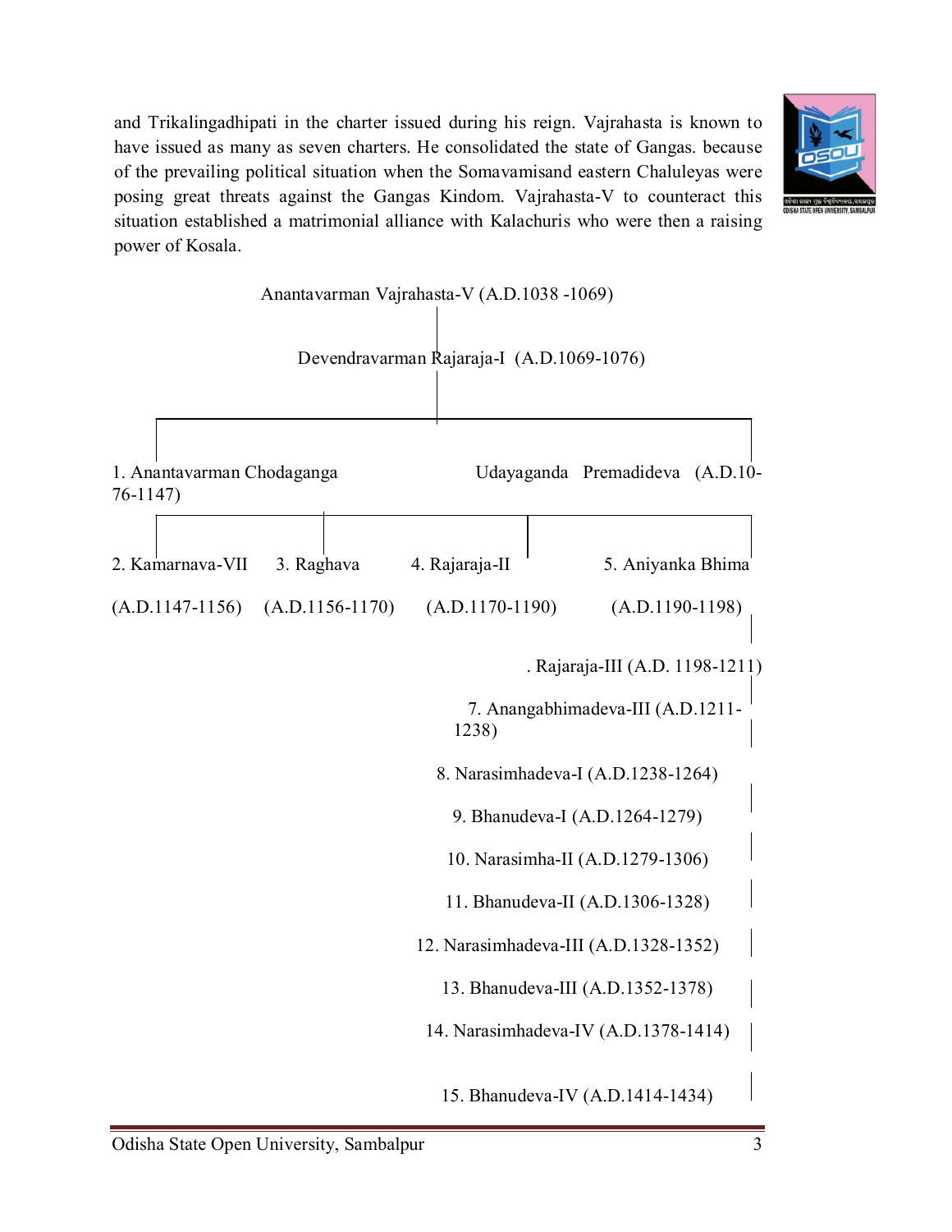and Trikalingadhipati in the charter issued during his reign. Vajrahasta is known to have issued as many as seven charters. He consolidated the state of Gangas. because of the prevailing political situation when the Somavamisand eastern Chaluleyas were posing great threats against the Gangas Kindom. Vajrahasta-V to counteract this situation established a matrimonial alliance with Kalachuris who were then a raising power of Kosala.

Anantavarman Vajrahasta-V (A.D.1038 -1069)

Devendravarman Rajaraja-I (A.D.1069-1076)

1. Anantavarman Chodaganga (A.D.1076-1147)

Udayaganda Premadideva

2. Kamarnava-VII (A.D.1147-1156)

3. Raghava (A.D.1156-1170)

4. Rajaraja-II (A.D.1170-1190)

5. Aniyanka Bhima (A.D.1190-1198)

. Rajaraja-III (A.D. 1198-1211)

7. Anangabhimadeva-III (A.D.1211-1238)

8. Narasimhadeva-I (A.D.1238-1264)

9. Bhanudeva-I (A.D.1264-1279)

10. Narasimha-II (A.D.1279-1306)

11. Bhanudeva-II (A.D.1306-1328)

12. Narasimhadeva-III (A.D.1328-1352)

13. Bhanudeva-III (A.D.1352-1378)

14. Narasimhadeva-IV (A.D.1378-1414)

15. Bhanudeva-IV (A.D.1414-1434)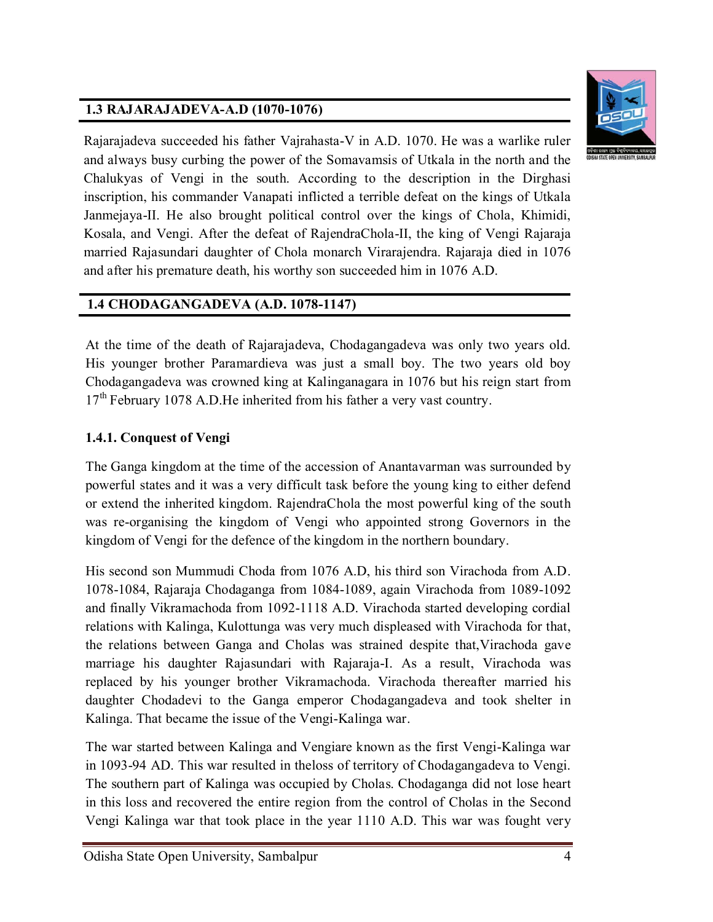## 1.3 RAJARAJADEVA-A.D (1070-1076)

Rajarajadeva succeeded his father Vajrahasta-V in A.D. 1070. He was a warlike ruler and always busy curbing the power of the Somavamsis of Utkala in the north and the Chalukyas of Vengi in the south. According to the description in the Dirghasi inscription, his commander Vanapati inflicted a terrible defeat on the kings of Utkala Janmejaya-II. He also brought political control over the kings of Chola, Khimidi, Kosala, and Vengi. After the defeat of RajendraChola-II, the king of Vengi Rajaraja married Rajasundari daughter of Chola monarch Virarajendra. Rajaraja died in 1076 and after his premature death, his worthy son succeeded him in 1076 A.D.

## 1.4 CHODAGANGADEVA (A.D. 1078-1147)

At the time of the death of Rajarajadeva, Chodagangadeva was only two years old. His younger brother Paramardieva was just a small boy. The two years old boy Chodagangadeva was crowned king at Kalinganagara in 1076 but his reign start from 17th February 1078 A.D.He inherited from his father a very vast country.

### 1.4.1. Conquest of Vengi

The Ganga kingdom at the time of the accession of Anantavarman was surrounded by powerful states and it was a very difficult task before the young king to either defend or extend the inherited kingdom. RajendraChola the most powerful king of the south was re-organising the kingdom of Vengi who appointed strong Governors in the kingdom of Vengi for the defence of the kingdom in the northern boundary.

His second son Mummudi Choda from 1076 A.D, his third son Virachoda from A.D. 1078-1084, Rajaraja Chodaganga from 1084-1089, again Virachoda from 1089-1092 and finally Vikramachoda from 1092-1118 A.D. Virachoda started developing cordial relations with Kalinga, Kulottunga was very much displeased with Virachoda for that, the relations between Ganga and Cholas was strained despite that,Virachoda gave marriage his daughter Rajasundari with Rajaraja-I. As a result, Virachoda was replaced by his younger brother Vikramachoda. Virachoda thereafter married his daughter Chodadevi to the Ganga emperor Chodagangadeva and took shelter in Kalinga. That became the issue of the Vengi-Kalinga war.

The war started between Kalinga and Vengiare known as the first Vengi-Kalinga war in 1093-94 AD. This war resulted in theloss of territory of Chodagangadeva to Vengi. The southern part of Kalinga was occupied by Cholas. Chodaganga did not lose heart in this loss and recovered the entire region from the control of Cholas in the Second Vengi Kalinga war that took place in the year 1110 A.D. This war was fought very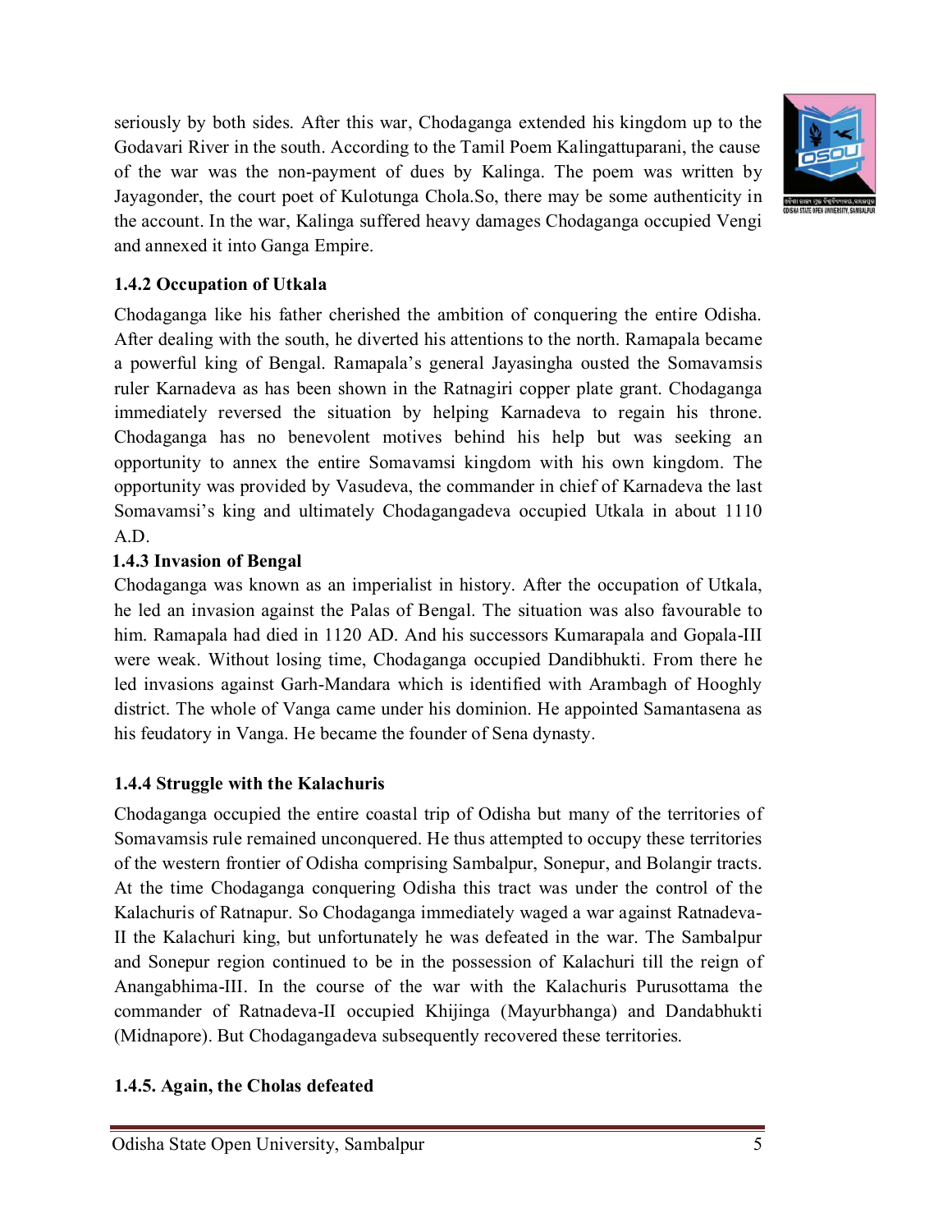seriously by both sides. After this war, Chodaganga extended his kingdom up to the Godavari River in the south. According to the Tamil Poem Kalingattuparani, the cause of the war was the non-payment of dues by Kalinga. The poem was written by Jayagonder, the court poet of Kulotunga Chola.So, there may be some authenticity in the account. In the war, Kalinga suffered heavy damages Chodaganga occupied Vengi and annexed it into Ganga Empire.

### 1.4.2 Occupation of Utkala

Chodaganga like his father cherished the ambition of conquering the entire Odisha. After dealing with the south, he diverted his attentions to the north. Ramapala became a powerful king of Bengal. Ramapala's general Jayasingha ousted the Somavamsis ruler Karnadeva as has been shown in the Ratnagiri copper plate grant. Chodaganga immediately reversed the situation by helping Karnadeva to regain his throne. Chodaganga has no benevolent motives behind his help but was seeking an opportunity to annex the entire Somavamsi kingdom with his own kingdom. The opportunity was provided by Vasudeva, the commander in chief of Karnadeva the last Somavamsi's king and ultimately Chodagangadeva occupied Utkala in about 1110 A.D.

### 1.4.3 Invasion of Bengal

Chodaganga was known as an imperialist in history. After the occupation of Utkala, he led an invasion against the Palas of Bengal. The situation was also favourable to him. Ramapala had died in 1120 AD. And his successors Kumarapala and Gopala-III were weak. Without losing time, Chodaganga occupied Dandibhukti. From there he led invasions against Garh-Mandara which is identified with Arambagh of Hooghly district. The whole of Vanga came under his dominion. He appointed Samantasena as his feudatory in Vanga. He became the founder of Sena dynasty.

### 1.4.4 Struggle with the Kalachuris

Chodaganga occupied the entire coastal trip of Odisha but many of the territories of Somavamsis rule remained unconquered. He thus attempted to occupy these territories of the western frontier of Odisha comprising Sambalpur, Sonepur, and Bolangir tracts. At the time Chodaganga conquering Odisha this tract was under the control of the Kalachuris of Ratnapur. So Chodaganga immediately waged a war against Ratnadeva-II the Kalachuri king, but unfortunately he was defeated in the war. The Sambalpur and Sonepur region continued to be in the possession of Kalachuri till the reign of Anangabhima-III. In the course of the war with the Kalachuris Purusottama the commander of Ratnadeva-II occupied Khijinga (Mayurbhanga) and Dandabhukti (Midnapore). But Chodagangadeva subsequently recovered these territories.

### 1.4.5. Again, the Cholas defeated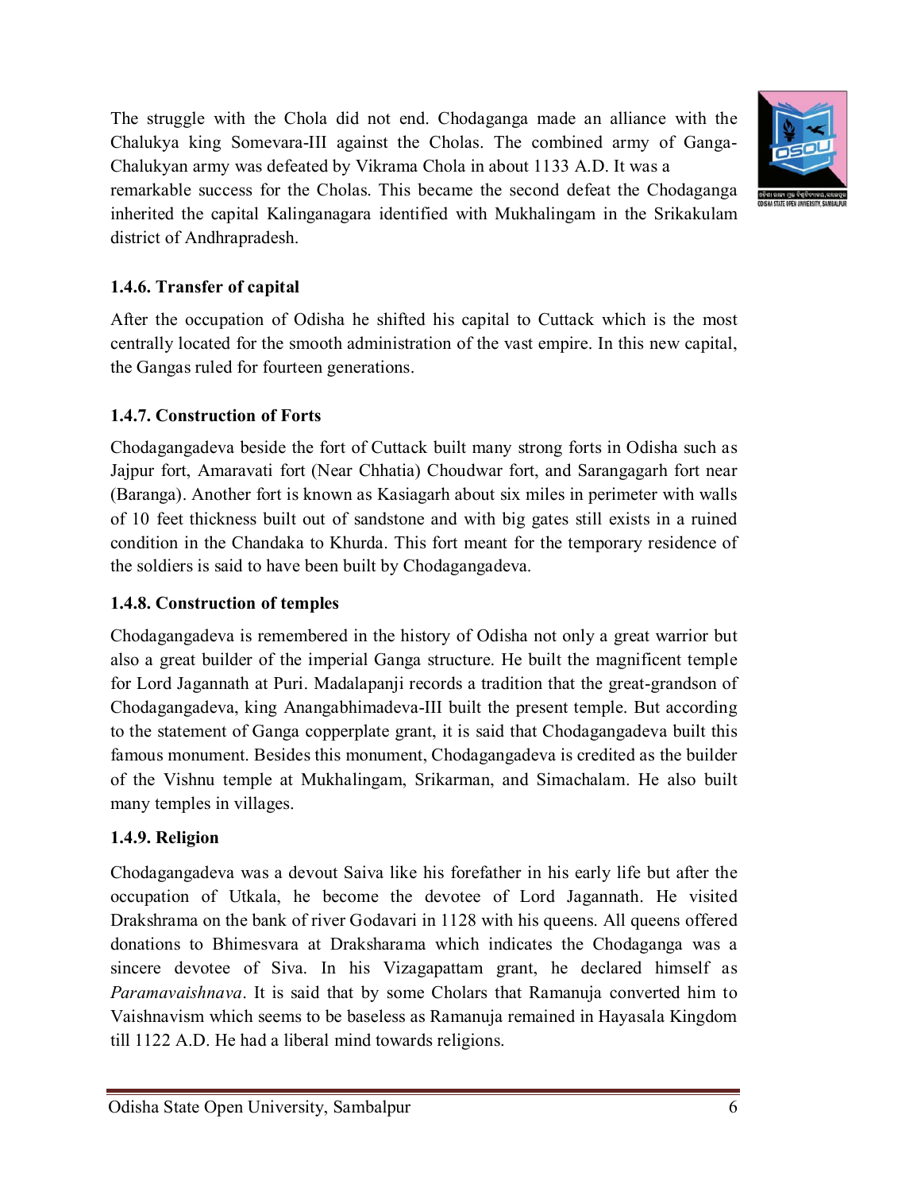The struggle with the Chola did not end. Chodaganga made an alliance with the Chalukya king Somevara-III against the Cholas. The combined army of Ganga-Chalukyan army was defeated by Vikrama Chola in about 1133 A.D. It was a remarkable success for the Cholas. This became the second defeat the Chodaganga inherited the capital Kalinganagara identified with Mukhalingam in the Srikakulam district of Andhrapradesh.

### 1.4.6. Transfer of capital

After the occupation of Odisha he shifted his capital to Cuttack which is the most centrally located for the smooth administration of the vast empire. In this new capital, the Gangas ruled for fourteen generations.

### 1.4.7. Construction of Forts

Chodagangadeva beside the fort of Cuttack built many strong forts in Odisha such as Jajpur fort, Amaravati fort (Near Chhatia) Choudwar fort, and Sarangagarh fort near (Baranga). Another fort is known as Kasiagarh about six miles in perimeter with walls of 10 feet thickness built out of sandstone and with big gates still exists in a ruined condition in the Chandaka to Khurda. This fort meant for the temporary residence of the soldiers is said to have been built by Chodagangadeva.

### 1.4.8. Construction of temples

Chodagangadeva is remembered in the history of Odisha not only a great warrior but also a great builder of the imperial Ganga structure. He built the magnificent temple for Lord Jagannath at Puri. Madalapanji records a tradition that the great-grandson of Chodagangadeva, king Anangabhimadeva-III built the present temple. But according to the statement of Ganga copperplate grant, it is said that Chodagangadeva built this famous monument. Besides this monument, Chodagangadeva is credited as the builder of the Vishnu temple at Mukhalingam, Srikarman, and Simachalam. He also built many temples in villages.

### 1.4.9. Religion

Chodagangadeva was a devout Saiva like his forefather in his early life but after the occupation of Utkala, he become the devotee of Lord Jagannath. He visited Drakshrama on the bank of river Godavari in 1128 with his queens. All queens offered donations to Bhimesvara at Draksharama which indicates the Chodaganga was a sincere devotee of Siva. In his Vizagapattam grant, he declared himself as *Paramavaishnava*. It is said that by some Cholars that Ramanuja converted him to Vaishnavism which seems to be baseless as Ramanuja remained in Hayasala Kingdom till 1122 A.D. He had a liberal mind towards religions.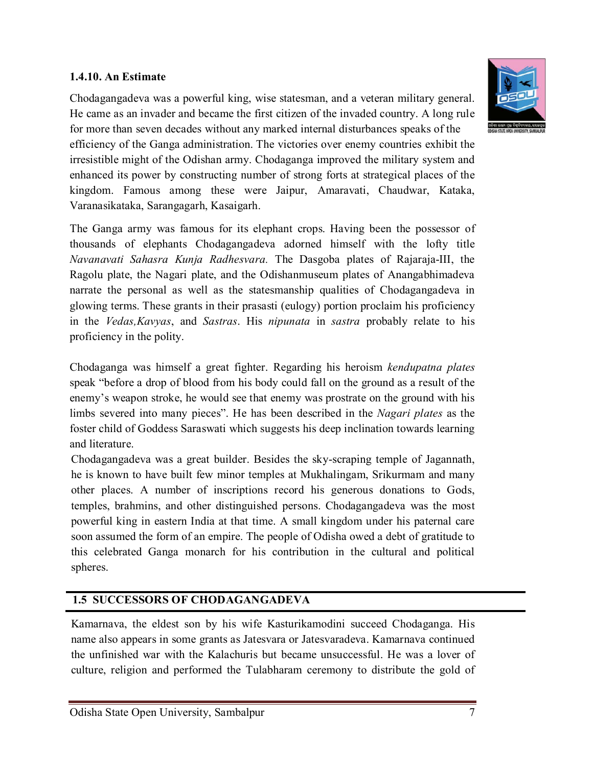### 1.4.10. An Estimate

Chodagangadeva was a powerful king, wise statesman, and a veteran military general. He came as an invader and became the first citizen of the invaded country. A long rule for more than seven decades without any marked internal disturbances speaks of the efficiency of the Ganga administration. The victories over enemy countries exhibit the irresistible might of the Odishan army. Chodaganga improved the military system and enhanced its power by constructing number of strong forts at strategical places of the kingdom. Famous among these were Jaipur, Amaravati, Chaudwar, Kataka, Varanasikataka, Sarangagarh, Kasaigarh.

The Ganga army was famous for its elephant crops. Having been the possessor of thousands of elephants Chodagangadeva adorned himself with the lofty title *Navanavati Sahasra Kunja Radhesvara.* The Dasgoba plates of Rajaraja-III, the Ragolu plate, the Nagari plate, and the Odishanmuseum plates of Anangabhimadeva narrate the personal as well as the statesmanship qualities of Chodagangadeva in glowing terms. These grants in their prasasti (eulogy) portion proclaim his proficiency in the *Vedas,Kavyas*, and *Sastras*. His *nipunata* in *sastra* probably relate to his proficiency in the polity.

Chodaganga was himself a great fighter. Regarding his heroism *kendupatna plates* speak "before a drop of blood from his body could fall on the ground as a result of the enemy's weapon stroke, he would see that enemy was prostrate on the ground with his limbs severed into many pieces". He has been described in the *Nagari plates* as the foster child of Goddess Saraswati which suggests his deep inclination towards learning and literature.

Chodagangadeva was a great builder. Besides the sky-scraping temple of Jagannath, he is known to have built few minor temples at Mukhalingam, Srikurmam and many other places. A number of inscriptions record his generous donations to Gods, temples, brahmins, and other distinguished persons. Chodagangadeva was the most powerful king in eastern India at that time. A small kingdom under his paternal care soon assumed the form of an empire. The people of Odisha owed a debt of gratitude to this celebrated Ganga monarch for his contribution in the cultural and political spheres.

## 1.5 SUCCESSORS OF CHODAGANGADEVA

Kamarnava, the eldest son by his wife Kasturikamodini succeed Chodaganga. His name also appears in some grants as Jatesvara or Jatesvaradeva. Kamarnava continued the unfinished war with the Kalachuris but became unsuccessful. He was a lover of culture, religion and performed the Tulabharam ceremony to distribute the gold of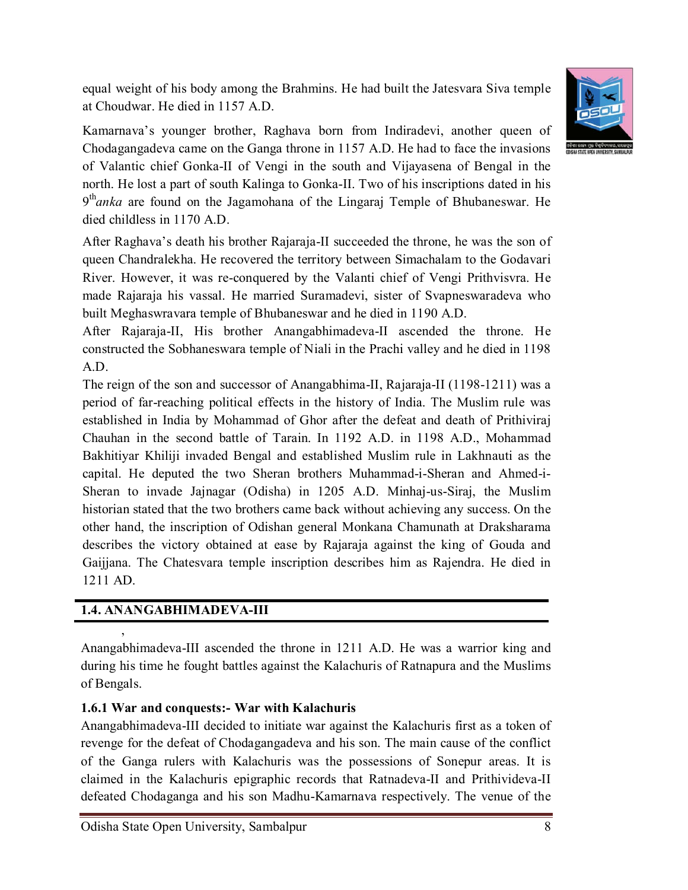equal weight of his body among the Brahmins. He had built the Jatesvara Siva temple at Choudwar. He died in 1157 A.D.

Kamarnava's younger brother, Raghava born from Indiradevi, another queen of Chodagangadeva came on the Ganga throne in 1157 A.D. He had to face the invasions of Valantic chief Gonka-II of Vengi in the south and Vijayasena of Bengal in the north. He lost a part of south Kalinga to Gonka-II. Two of his inscriptions dated in his 9th *anka* are found on the Jagamohana of the Lingaraj Temple of Bhubaneswar. He died childless in 1170 A.D.

After Raghava's death his brother Rajaraja-II succeeded the throne, he was the son of queen Chandralekha. He recovered the territory between Simachalam to the Godavari River. However, it was re-conquered by the Valanti chief of Vengi Prithvisvra. He made Rajaraja his vassal. He married Suramadevi, sister of Svapneswaradeva who built Meghaswravara temple of Bhubaneswar and he died in 1190 A.D.

After Rajaraja-II, His brother Anangabhimadeva-II ascended the throne. He constructed the Sobhaneswara temple of Niali in the Prachi valley and he died in 1198 A.D.

The reign of the son and successor of Anangabhima-II, Rajaraja-II (1198-1211) was a period of far-reaching political effects in the history of India. The Muslim rule was established in India by Mohammad of Ghor after the defeat and death of Prithiviraj Chauhan in the second battle of Tarain. In 1192 A.D. in 1198 A.D., Mohammad Bakhitiyar Khiliji invaded Bengal and established Muslim rule in Lakhnauti as the capital. He deputed the two Sheran brothers Muhammad-i-Sheran and Ahmed-i-Sheran to invade Jajnagar (Odisha) in 1205 A.D. Minhaj-us-Siraj, the Muslim historian stated that the two brothers came back without achieving any success. On the other hand, the inscription of Odishan general Monkana Chamunath at Draksharama describes the victory obtained at ease by Rajaraja against the king of Gouda and Gaijjana. The Chatesvara temple inscription describes him as Rajendra. He died in 1211 AD.

## 1.4. ANANGABHIMADEVA-III

Anangabhimadeva-III ascended the throne in 1211 A.D. He was a warrior king and during his time he fought battles against the Kalachuris of Ratnapura and the Muslims of Bengals.

### 1.6.1 War and conquests:- War with Kalachuris

Anangabhimadeva-III decided to initiate war against the Kalachuris first as a token of revenge for the defeat of Chodagangadeva and his son. The main cause of the conflict of the Ganga rulers with Kalachuris was the possessions of Sonepur areas. It is claimed in the Kalachuris epigraphic records that Ratnadeva-II and Prithivideva-II defeated Chodaganga and his son Madhu-Kamarnava respectively. The venue of the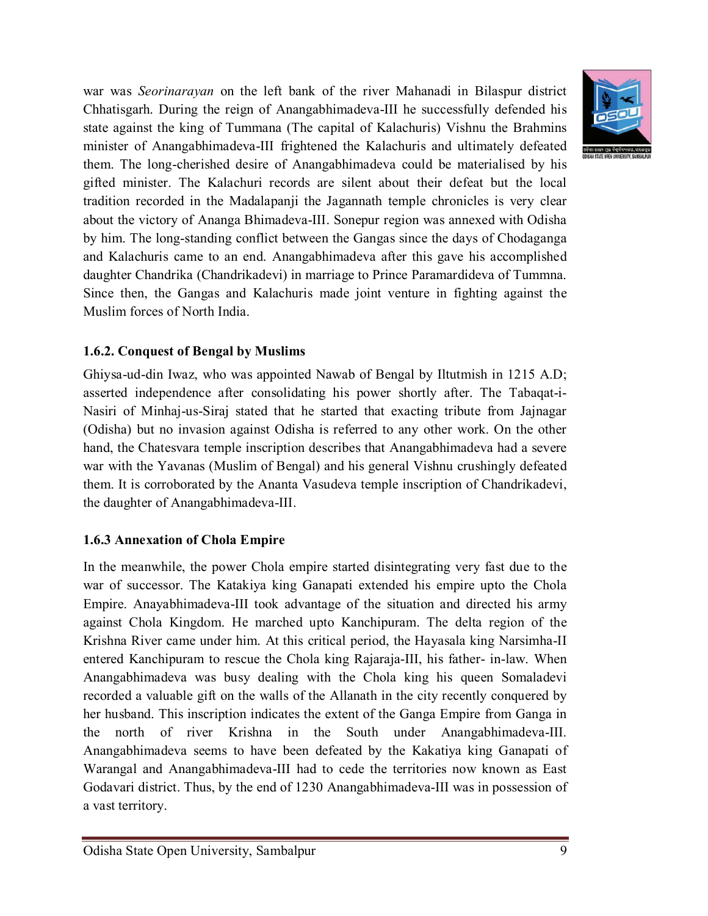war was *Seorinarayan* on the left bank of the river Mahanadi in Bilaspur district Chhatisgarh. During the reign of Anangabhimadeva-III he successfully defended his state against the king of Tummana (The capital of Kalachuris) Vishnu the Brahmins minister of Anangabhimadeva-III frightened the Kalachuris and ultimately defeated them. The long-cherished desire of Anangabhimadeva could be materialised by his gifted minister. The Kalachuri records are silent about their defeat but the local tradition recorded in the Madalapanji the Jagannath temple chronicles is very clear about the victory of Ananga Bhimadeva-III. Sonepur region was annexed with Odisha by him. The long-standing conflict between the Gangas since the days of Chodaganga and Kalachuris came to an end. Anangabhimadeva after this gave his accomplished daughter Chandrika (Chandrikadevi) in marriage to Prince Paramardideva of Tummna. Since then, the Gangas and Kalachuris made joint venture in fighting against the Muslim forces of North India.

### 1.6.2. Conquest of Bengal by Muslims

Ghiysa-ud-din Iwaz, who was appointed Nawab of Bengal by Iltutmish in 1215 A.D; asserted independence after consolidating his power shortly after. The Tabaqat-i-Nasiri of Minhaj-us-Siraj stated that he started that exacting tribute from Jajnagar (Odisha) but no invasion against Odisha is referred to any other work. On the other hand, the Chatesvara temple inscription describes that Anangabhimadeva had a severe war with the Yavanas (Muslim of Bengal) and his general Vishnu crushingly defeated them. It is corroborated by the Ananta Vasudeva temple inscription of Chandrikadevi, the daughter of Anangabhimadeva-III.

### 1.6.3 Annexation of Chola Empire

In the meanwhile, the power Chola empire started disintegrating very fast due to the war of successor. The Katakiya king Ganapati extended his empire upto the Chola Empire. Anayabhimadeva-III took advantage of the situation and directed his army against Chola Kingdom. He marched upto Kanchipuram. The delta region of the Krishna River came under him. At this critical period, the Hayasala king Narsimha-II entered Kanchipuram to rescue the Chola king Rajaraja-III, his father- in-law. When Anangabhimadeva was busy dealing with the Chola king his queen Somaladevi recorded a valuable gift on the walls of the Allanath in the city recently conquered by her husband. This inscription indicates the extent of the Ganga Empire from Ganga in the north of river Krishna in the South under Anangabhimadeva-III. Anangabhimadeva seems to have been defeated by the Kakatiya king Ganapati of Warangal and Anangabhimadeva-III had to cede the territories now known as East Godavari district. Thus, by the end of 1230 Anangabhimadeva-III was in possession of a vast territory.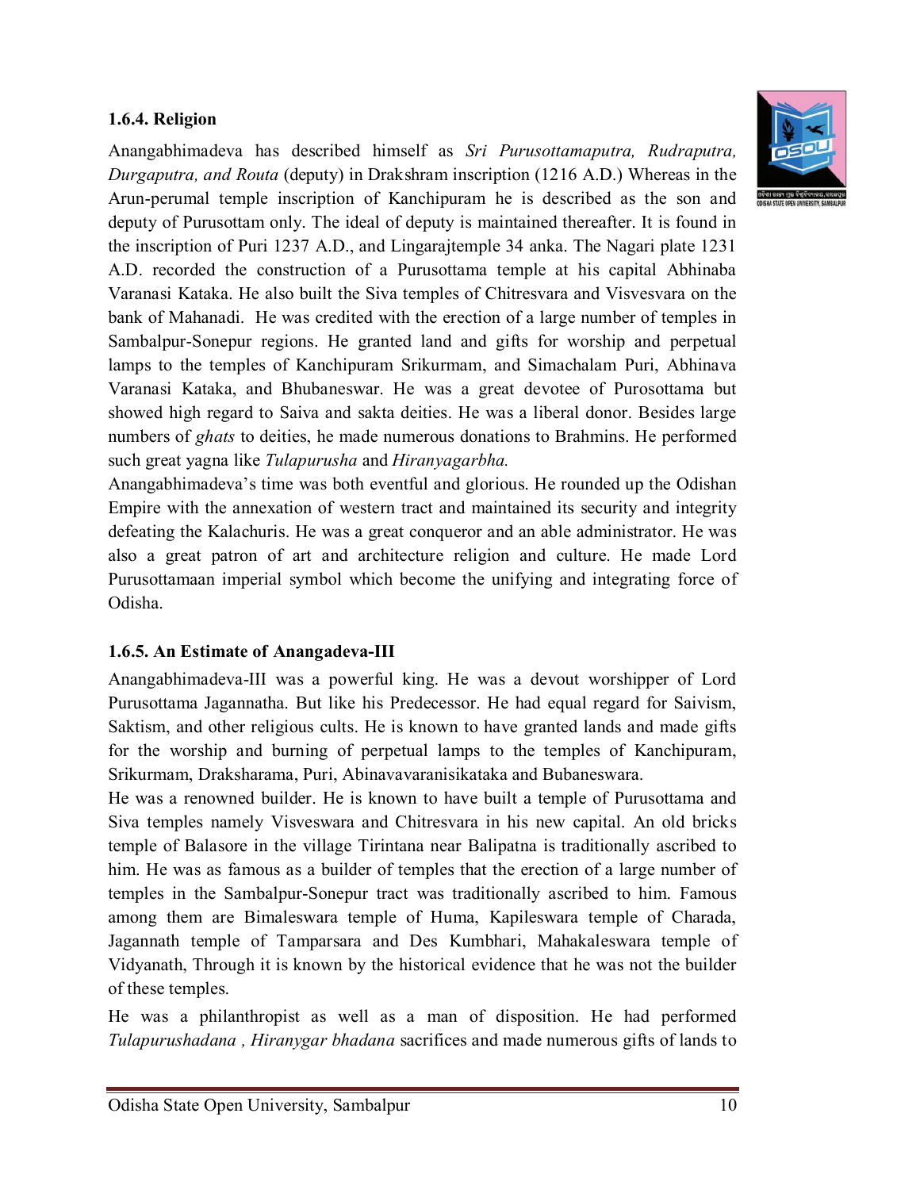### 1.6.4. Religion

Anangabhimadeva has described himself as *Sri Purusottamaputra, Rudraputra, Durgaputra, and Routa* (deputy) in Drakshram inscription (1216 A.D.) Whereas in the Arun-perumal temple inscription of Kanchipuram he is described as the son and deputy of Purusottam only. The ideal of deputy is maintained thereafter. It is found in the inscription of Puri 1237 A.D., and Lingarajtemple 34 anka. The Nagari plate 1231 A.D. recorded the construction of a Purusottama temple at his capital Abhinaba Varanasi Kataka. He also built the Siva temples of Chitresvara and Visvesvara on the bank of Mahanadi. He was credited with the erection of a large number of temples in Sambalpur-Sonepur regions. He granted land and gifts for worship and perpetual lamps to the temples of Kanchipuram Srikurmam, and Simachalam Puri, Abhinava Varanasi Kataka, and Bhubaneswar. He was a great devotee of Purosottama but showed high regard to Saiva and sakta deities. He was a liberal donor. Besides large numbers of *ghats* to deities, he made numerous donations to Brahmins. He performed such great yagna like *Tulapurusha* and *Hiranyagarbha.*

Anangabhimadeva's time was both eventful and glorious. He rounded up the Odishan Empire with the annexation of western tract and maintained its security and integrity defeating the Kalachuris. He was a great conqueror and an able administrator. He was also a great patron of art and architecture religion and culture. He made Lord Purusottamaan imperial symbol which become the unifying and integrating force of Odisha.

### 1.6.5. An Estimate of Anangadeva-III

Anangabhimadeva-III was a powerful king. He was a devout worshipper of Lord Purusottama Jagannatha. But like his Predecessor. He had equal regard for Saivism, Saktism, and other religious cults. He is known to have granted lands and made gifts for the worship and burning of perpetual lamps to the temples of Kanchipuram, Srikurmam, Draksharama, Puri, Abinavavaranisikataka and Bubaneswara.

He was a renowned builder. He is known to have built a temple of Purusottama and Siva temples namely Visveswara and Chitresvara in his new capital. An old bricks temple of Balasore in the village Tirintana near Balipatna is traditionally ascribed to him. He was as famous as a builder of temples that the erection of a large number of temples in the Sambalpur-Sonepur tract was traditionally ascribed to him. Famous among them are Bimaleswara temple of Huma, Kapileswara temple of Charada, Jagannath temple of Tamparsara and Des Kumbhari, Mahakaleswara temple of Vidyanath, Through it is known by the historical evidence that he was not the builder of these temples.

He was a philanthropist as well as a man of disposition. He had performed *Tulapurushadana , Hiranygar bhadana* sacrifices and made numerous gifts of lands to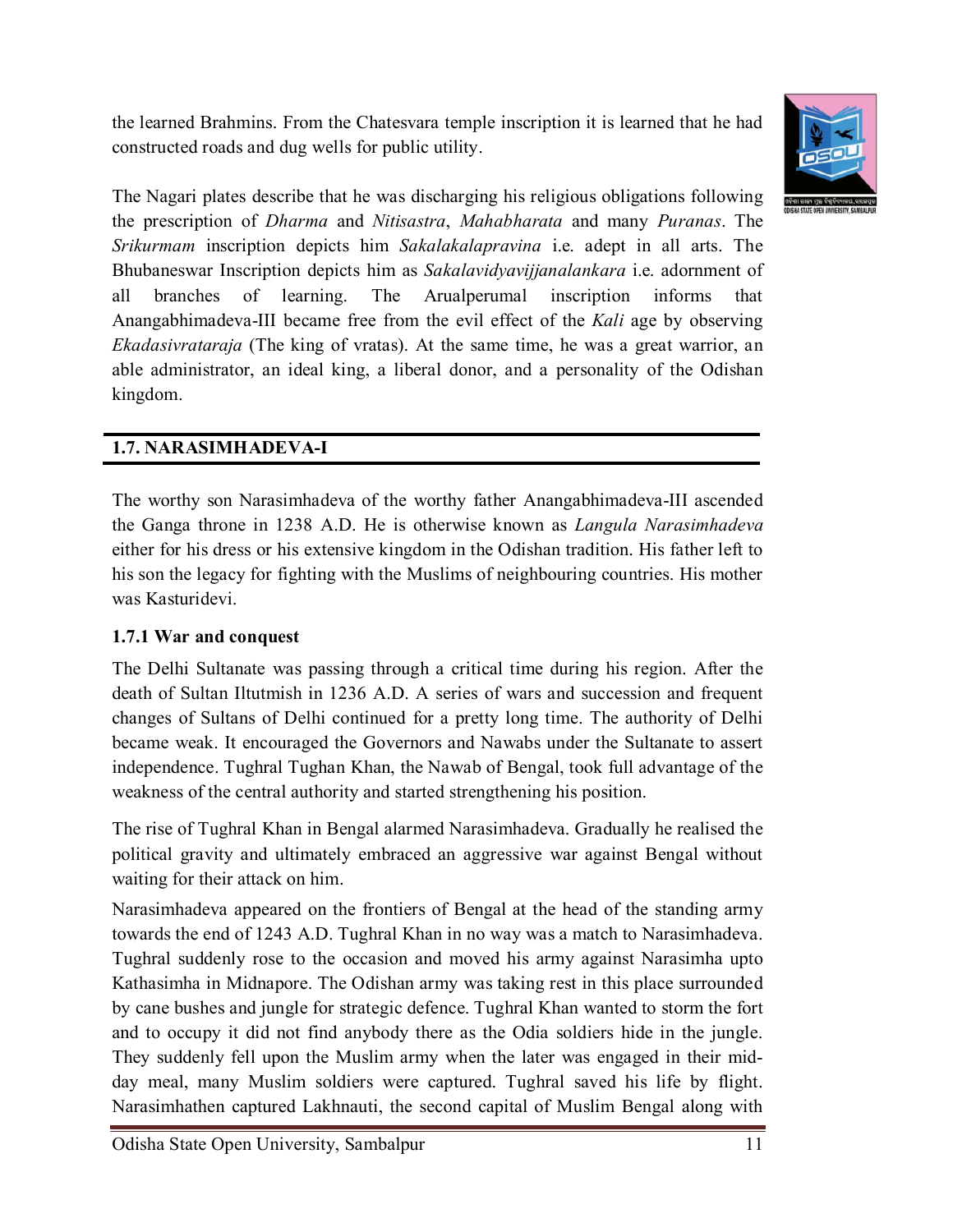the learned Brahmins. From the Chatesvara temple inscription it is learned that he had constructed roads and dug wells for public utility.

The Nagari plates describe that he was discharging his religious obligations following the prescription of *Dharma* and *Nitisastra*, *Mahabharata* and many *Puranas*. The *Srikurmam* inscription depicts him *Sakalakalapravina* i.e. adept in all arts. The Bhubaneswar Inscription depicts him as *Sakalavidyavijjanalankara* i.e. adornment of all branches of learning. The Arualperumal inscription informs that Anangabhimadeva-III became free from the evil effect of the *Kali* age by observing *Ekadasivrataraja* (The king of vratas). At the same time, he was a great warrior, an able administrator, an ideal king, a liberal donor, and a personality of the Odishan kingdom.

## 1.7. NARASIMHADEVA-I

The worthy son Narasimhadeva of the worthy father Anangabhimadeva-III ascended the Ganga throne in 1238 A.D. He is otherwise known as *Langula Narasimhadeva* either for his dress or his extensive kingdom in the Odishan tradition. His father left to his son the legacy for fighting with the Muslims of neighbouring countries. His mother was Kasturidevi.

### 1.7.1 War and conquest

The Delhi Sultanate was passing through a critical time during his region. After the death of Sultan Iltutmish in 1236 A.D. A series of wars and succession and frequent changes of Sultans of Delhi continued for a pretty long time. The authority of Delhi became weak. It encouraged the Governors and Nawabs under the Sultanate to assert independence. Tughral Tughan Khan, the Nawab of Bengal, took full advantage of the weakness of the central authority and started strengthening his position.

The rise of Tughral Khan in Bengal alarmed Narasimhadeva. Gradually he realised the political gravity and ultimately embraced an aggressive war against Bengal without waiting for their attack on him.

Narasimhadeva appeared on the frontiers of Bengal at the head of the standing army towards the end of 1243 A.D. Tughral Khan in no way was a match to Narasimhadeva. Tughral suddenly rose to the occasion and moved his army against Narasimha upto Kathasimha in Midnapore. The Odishan army was taking rest in this place surrounded by cane bushes and jungle for strategic defence. Tughral Khan wanted to storm the fort and to occupy it did not find anybody there as the Odia soldiers hide in the jungle. They suddenly fell upon the Muslim army when the later was engaged in their mid-day meal, many Muslim soldiers were captured. Tughral saved his life by flight. Narasimhathen captured Lakhnauti, the second capital of Muslim Bengal along with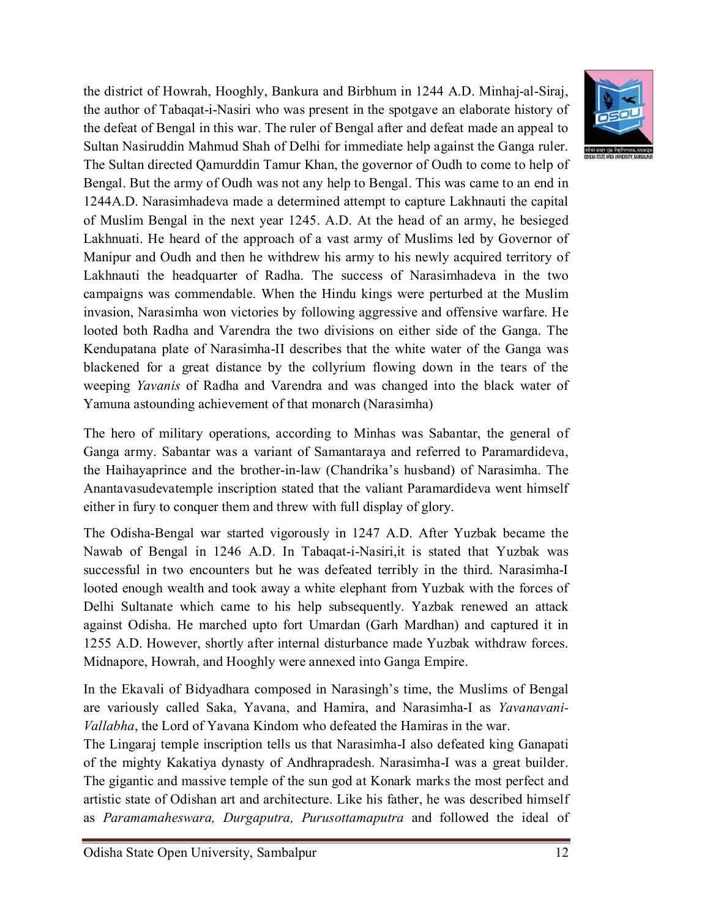the district of Howrah, Hooghly, Bankura and Birbhum in 1244 A.D. Minhaj-al-Siraj, the author of Tabaqat-i-Nasiri who was present in the spotgave an elaborate history of the defeat of Bengal in this war. The ruler of Bengal after and defeat made an appeal to Sultan Nasiruddin Mahmud Shah of Delhi for immediate help against the Ganga ruler. The Sultan directed Qamurddin Tamur Khan, the governor of Oudh to come to help of Bengal. But the army of Oudh was not any help to Bengal. This was came to an end in 1244A.D. Narasimhadeva made a determined attempt to capture Lakhnauti the capital of Muslim Bengal in the next year 1245. A.D. At the head of an army, he besieged Lakhnuati. He heard of the approach of a vast army of Muslims led by Governor of Manipur and Oudh and then he withdrew his army to his newly acquired territory of Lakhnauti the headquarter of Radha. The success of Narasimhadeva in the two campaigns was commendable. When the Hindu kings were perturbed at the Muslim invasion, Narasimha won victories by following aggressive and offensive warfare. He looted both Radha and Varendra the two divisions on either side of the Ganga. The Kendupatana plate of Narasimha-II describes that the white water of the Ganga was blackened for a great distance by the collyrium flowing down in the tears of the weeping *Yavanis* of Radha and Varendra and was changed into the black water of Yamuna astounding achievement of that monarch (Narasimha)

The hero of military operations, according to Minhas was Sabantar, the general of Ganga army. Sabantar was a variant of Samantaraya and referred to Paramardideva, the Haihayaprince and the brother-in-law (Chandrika's husband) of Narasimha. The Anantavasudevatemple inscription stated that the valiant Paramardideva went himself either in fury to conquer them and threw with full display of glory.

The Odisha-Bengal war started vigorously in 1247 A.D. After Yuzbak became the Nawab of Bengal in 1246 A.D. In Tabaqat-i-Nasiri,it is stated that Yuzbak was successful in two encounters but he was defeated terribly in the third. Narasimha-I looted enough wealth and took away a white elephant from Yuzbak with the forces of Delhi Sultanate which came to his help subsequently. Yazbak renewed an attack against Odisha. He marched upto fort Umardan (Garh Mardhan) and captured it in 1255 A.D. However, shortly after internal disturbance made Yuzbak withdraw forces. Midnapore, Howrah, and Hooghly were annexed into Ganga Empire.

In the Ekavali of Bidyadhara composed in Narasingh's time, the Muslims of Bengal are variously called Saka, Yavana, and Hamira, and Narasimha-I as *Yavanavani-Vallabha*, the Lord of Yavana Kindom who defeated the Hamiras in the war.

The Lingaraj temple inscription tells us that Narasimha-I also defeated king Ganapati of the mighty Kakatiya dynasty of Andhrapradesh. Narasimha-I was a great builder. The gigantic and massive temple of the sun god at Konark marks the most perfect and artistic state of Odishan art and architecture. Like his father, he was described himself as *Paramamaheswara, Durgaputra, Purusottamaputra* and followed the ideal of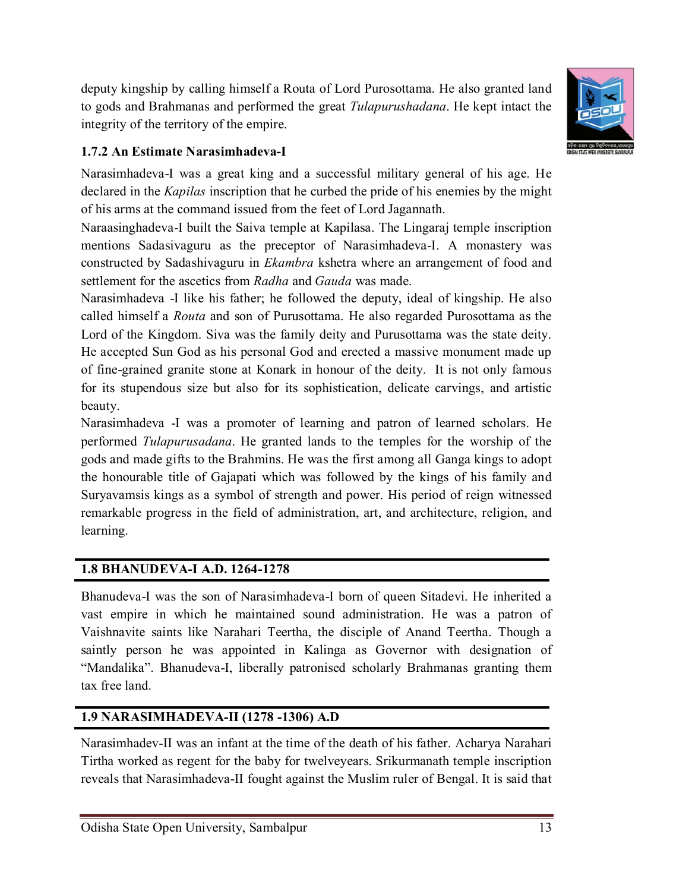deputy kingship by calling himself a Routa of Lord Purosottama. He also granted land to gods and Brahmanas and performed the great *Tulapurushadana*. He kept intact the integrity of the territory of the empire.

### 1.7.2 An Estimate Narasimhadeva-I

Narasimhadeva-I was a great king and a successful military general of his age. He declared in the *Kapilas* inscription that he curbed the pride of his enemies by the might of his arms at the command issued from the feet of Lord Jagannath.

Naraasinghadeva-I built the Saiva temple at Kapilasa. The Lingaraj temple inscription mentions Sadasivaguru as the preceptor of Narasimhadeva-I. A monastery was constructed by Sadashivaguru in *Ekambra* kshetra where an arrangement of food and settlement for the ascetics from *Radha* and *Gauda* was made.

Narasimhadeva -I like his father; he followed the deputy, ideal of kingship. He also called himself a *Routa* and son of Purusottama. He also regarded Purosottama as the Lord of the Kingdom. Siva was the family deity and Purusottama was the state deity. He accepted Sun God as his personal God and erected a massive monument made up of fine-grained granite stone at Konark in honour of the deity. It is not only famous for its stupendous size but also for its sophistication, delicate carvings, and artistic beauty.

Narasimhadeva -I was a promoter of learning and patron of learned scholars. He performed *Tulapurusadana*. He granted lands to the temples for the worship of the gods and made gifts to the Brahmins. He was the first among all Ganga kings to adopt the honourable title of Gajapati which was followed by the kings of his family and Suryavamsis kings as a symbol of strength and power. His period of reign witnessed remarkable progress in the field of administration, art, and architecture, religion, and learning.

## 1.8 BHANUDEVA-I A.D. 1264-1278

Bhanudeva-I was the son of Narasimhadeva-I born of queen Sitadevi. He inherited a vast empire in which he maintained sound administration. He was a patron of Vaishnavite saints like Narahari Teertha, the disciple of Anand Teertha. Though a saintly person he was appointed in Kalinga as Governor with designation of "Mandalika". Bhanudeva-I, liberally patronised scholarly Brahmanas granting them tax free land.

## 1.9 NARASIMHADEVA-II (1278 -1306) A.D

Narasimhadev-II was an infant at the time of the death of his father. Acharya Narahari Tirtha worked as regent for the baby for twelveyears. Srikurmanath temple inscription reveals that Narasimhadeva-II fought against the Muslim ruler of Bengal. It is said that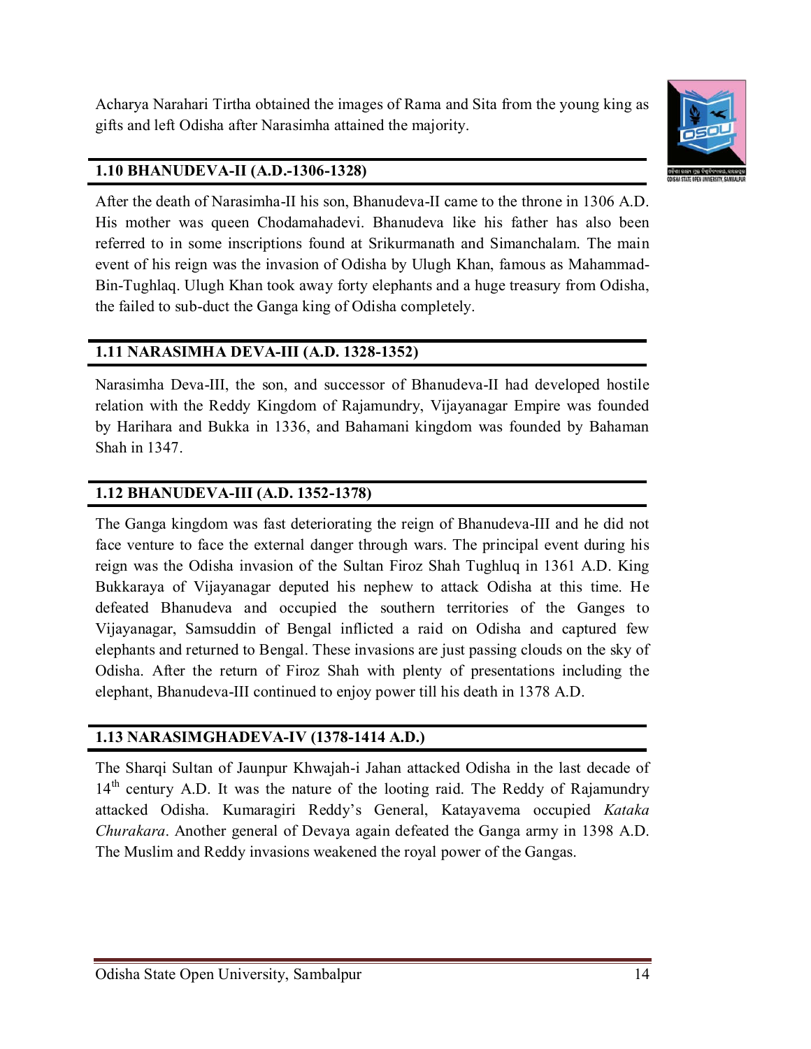Acharya Narahari Tirtha obtained the images of Rama and Sita from the young king as gifts and left Odisha after Narasimha attained the majority.

## 1.10 BHANUDEVA-II (A.D.-1306-1328)

After the death of Narasimha-II his son, Bhanudeva-II came to the throne in 1306 A.D. His mother was queen Chodamahadevi. Bhanudeva like his father has also been referred to in some inscriptions found at Srikurmanath and Simanchalam. The main event of his reign was the invasion of Odisha by Ulugh Khan, famous as Mahammad-Bin-Tughlaq. Ulugh Khan took away forty elephants and a huge treasury from Odisha, the failed to sub-duct the Ganga king of Odisha completely.

## 1.11 NARASIMHA DEVA-III (A.D. 1328-1352)

Narasimha Deva-III, the son, and successor of Bhanudeva-II had developed hostile relation with the Reddy Kingdom of Rajamundry, Vijayanagar Empire was founded by Harihara and Bukka in 1336, and Bahamani kingdom was founded by Bahaman Shah in 1347.

## 1.12 BHANUDEVA-III (A.D. 1352-1378)

The Ganga kingdom was fast deteriorating the reign of Bhanudeva-III and he did not face venture to face the external danger through wars. The principal event during his reign was the Odisha invasion of the Sultan Firoz Shah Tughluq in 1361 A.D. King Bukkaraya of Vijayanagar deputed his nephew to attack Odisha at this time. He defeated Bhanudeva and occupied the southern territories of the Ganges to Vijayanagar, Samsuddin of Bengal inflicted a raid on Odisha and captured few elephants and returned to Bengal. These invasions are just passing clouds on the sky of Odisha. After the return of Firoz Shah with plenty of presentations including the elephant, Bhanudeva-III continued to enjoy power till his death in 1378 A.D.

## 1.13 NARASIMGHADEVA-IV (1378-1414 A.D.)

The Sharqi Sultan of Jaunpur Khwajah-i Jahan attacked Odisha in the last decade of 14th century A.D. It was the nature of the looting raid. The Reddy of Rajamundry attacked Odisha. Kumaragiri Reddy's General, Katayavema occupied *Kataka Churakara*. Another general of Devaya again defeated the Ganga army in 1398 A.D. The Muslim and Reddy invasions weakened the royal power of the Gangas.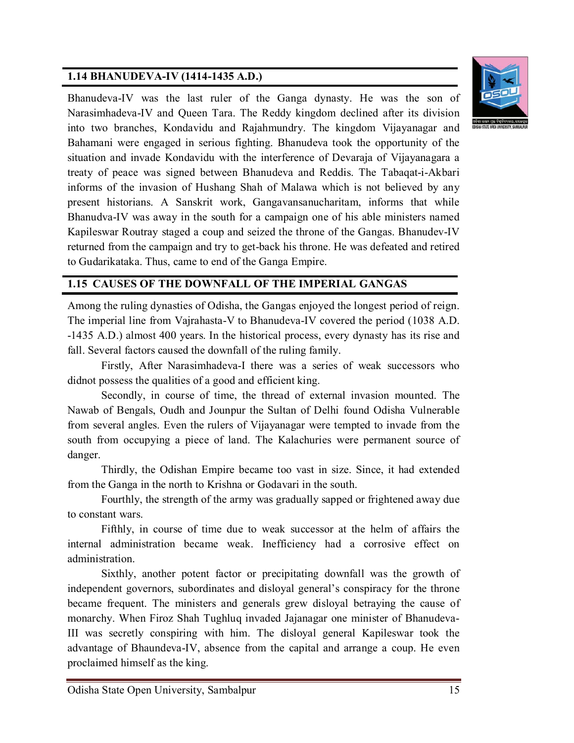## 1.14 BHANUDEVA-IV (1414-1435 A.D.)

Bhanudeva-IV was the last ruler of the Ganga dynasty. He was the son of Narasimhadeva-IV and Queen Tara. The Reddy kingdom declined after its division into two branches, Kondavidu and Rajahmundry. The kingdom Vijayanagar and Bahamani were engaged in serious fighting. Bhanudeva took the opportunity of the situation and invade Kondavidu with the interference of Devaraja of Vijayanagara a treaty of peace was signed between Bhanudeva and Reddis. The Tabaqat-i-Akbari informs of the invasion of Hushang Shah of Malawa which is not believed by any present historians. A Sanskrit work, Gangavansanucharitam, informs that while Bhanudva-IV was away in the south for a campaign one of his able ministers named Kapileswar Routray staged a coup and seized the throne of the Gangas. Bhanudev-IV returned from the campaign and try to get-back his throne. He was defeated and retired to Gudarikataka. Thus, came to end of the Ganga Empire.

## 1.15 CAUSES OF THE DOWNFALL OF THE IMPERIAL GANGAS

Among the ruling dynasties of Odisha, the Gangas enjoyed the longest period of reign. The imperial line from Vajrahasta-V to Bhanudeva-IV covered the period (1038 A.D. -1435 A.D.) almost 400 years. In the historical process, every dynasty has its rise and fall. Several factors caused the downfall of the ruling family.

Firstly, After Narasimhadeva-I there was a series of weak successors who didnot possess the qualities of a good and efficient king.

Secondly, in course of time, the thread of external invasion mounted. The Nawab of Bengals, Oudh and Jounpur the Sultan of Delhi found Odisha Vulnerable from several angles. Even the rulers of Vijayanagar were tempted to invade from the south from occupying a piece of land. The Kalachuries were permanent source of danger.

Thirdly, the Odishan Empire became too vast in size. Since, it had extended from the Ganga in the north to Krishna or Godavari in the south.

Fourthly, the strength of the army was gradually sapped or frightened away due to constant wars.

Fifthly, in course of time due to weak successor at the helm of affairs the internal administration became weak. Inefficiency had a corrosive effect on administration.

Sixthly, another potent factor or precipitating downfall was the growth of independent governors, subordinates and disloyal general's conspiracy for the throne became frequent. The ministers and generals grew disloyal betraying the cause of monarchy. When Firoz Shah Tughluq invaded Jajanagar one minister of Bhanudeva-III was secretly conspiring with him. The disloyal general Kapileswar took the advantage of Bhaundeva-IV, absence from the capital and arrange a coup. He even proclaimed himself as the king.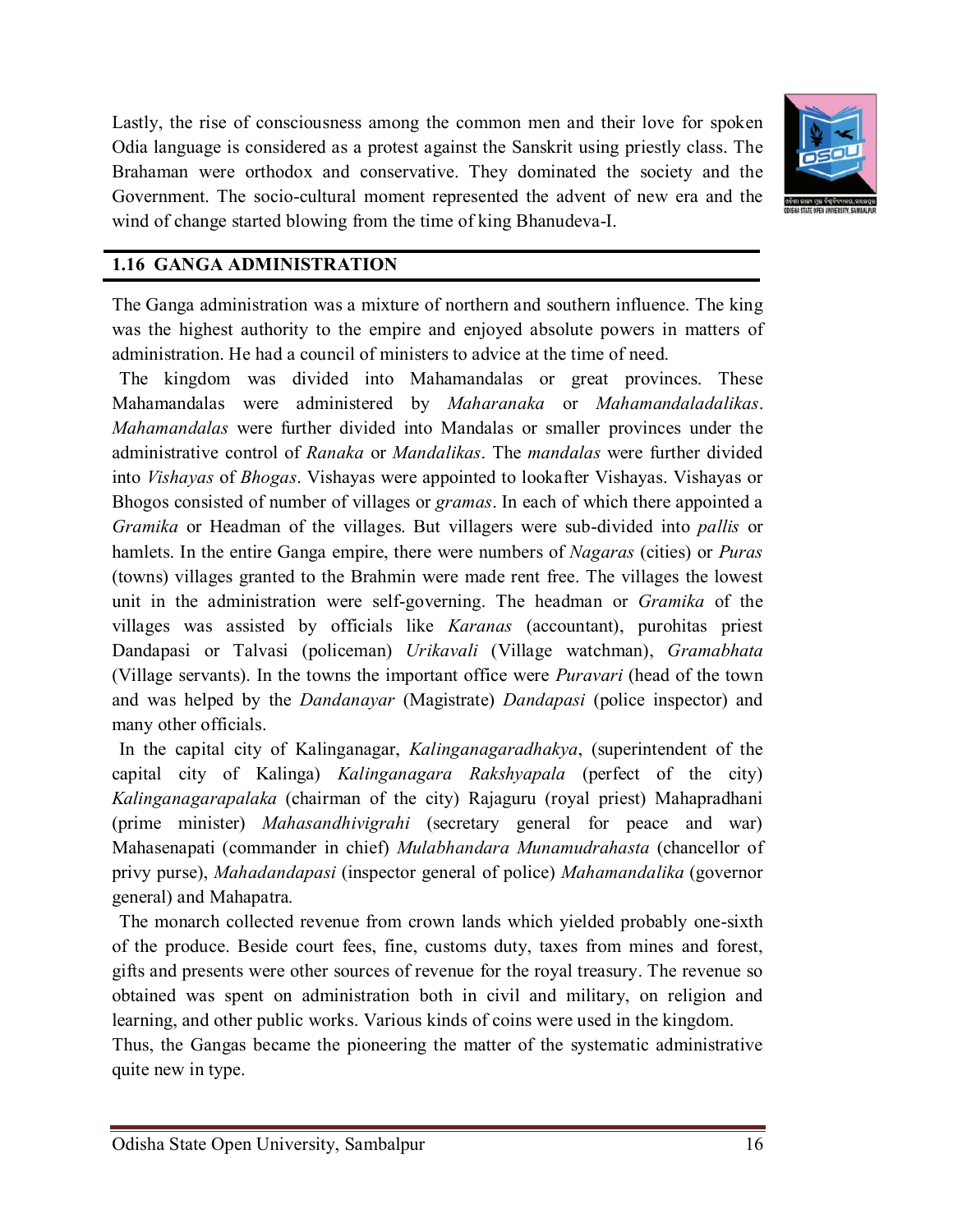Lastly, the rise of consciousness among the common men and their love for spoken Odia language is considered as a protest against the Sanskrit using priestly class. The Brahaman were orthodox and conservative. They dominated the society and the Government. The socio-cultural moment represented the advent of new era and the wind of change started blowing from the time of king Bhanudeva-I.

## 1.16 GANGA ADMINISTRATION

The Ganga administration was a mixture of northern and southern influence. The king was the highest authority to the empire and enjoyed absolute powers in matters of administration. He had a council of ministers to advice at the time of need.

The kingdom was divided into Mahamandals or great provinces. These Mahamandalas were administered by *Maharanaka* or *Mahamandaladalikas*. *Mahamandalas* were further divided into Mandalas or smaller provinces under the administrative control of *Ranaka* or *Mandalikas*. The *mandalas* were further divided into *Vishayas* of *Bhogas*. Vishayas were appointed to lookafter Vishayas. Vishayas or Bhogos consisted of number of villages or *gramas*. In each of which there appointed a *Gramika* or Headman of the villages. But villagers were sub-divided into *pallis* or hamlets. In the entire Ganga empire, there were numbers of *Nagaras* (cities) or *Puras* (towns) villages granted to the Brahmin were made rent free. The villages the lowest unit in the administration were self-governing. The headman or *Gramika* of the villages was assisted by officials like *Karanas* (accountant), purohitas priest Dandapasi or Talvasi (policeman) *Urikavali* (Village watchman), *Gramabhata* (Village servants). In the towns the important office were *Puravari* (head of the town and was helped by the *Dandanayar* (Magistrate) *Dandapasi* (police inspector) and many other officials.

In the capital city of Kalinganagar, *Kalinganagaradhakya*, (superintendent of the capital city of Kalinga) *Kalinganagara Rakshyapala* (perfect of the city) *Kalinganagarapalaka* (chairman of the city) Rajaguru (royal priest) Mahapradhani (prime minister) *Mahasandhivigrahi* (secretary general for peace and war) Mahasenapati (commander in chief) *Mulabhandara Munamudrahasta* (chancellor of privy purse), *Mahadandapasi* (inspector general of police) *Mahamandalika* (governor general) and Mahapatra.

The monarch collected revenue from crown lands which yielded probably one-sixth of the produce. Beside court fees, fine, customs duty, taxes from mines and forest, gifts and presents were other sources of revenue for the royal treasury. The revenue so obtained was spent on administration both in civil and military, on religion and learning, and other public works. Various kinds of coins were used in the kingdom.

Thus, the Gangas became the pioneering the matter of the systematic administrative quite new in type.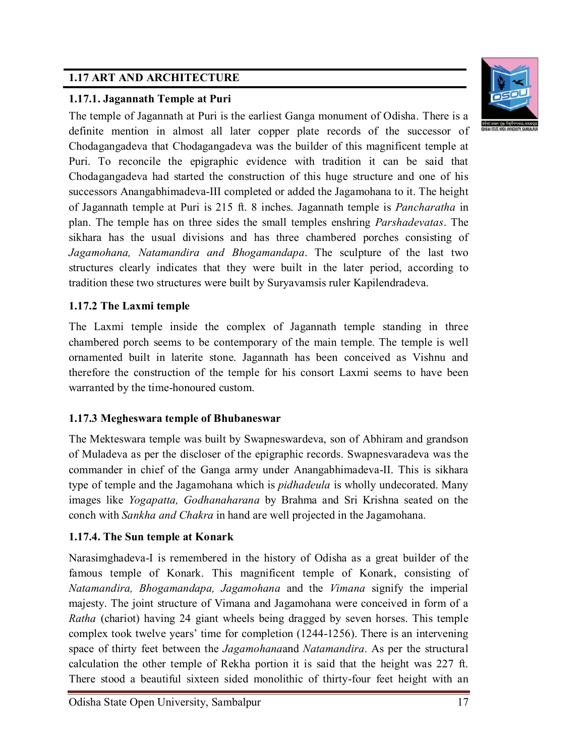## 1.17 ART AND ARCHITECTURE

### 1.17.1. Jagannath Temple at Puri

The temple of Jagannath at Puri is the earliest Ganga monument of Odisha. There is a definite mention in almost all later copper plate records of the successor of Chodagangadeva that Chodagangadeva was the builder of this magnificent temple at Puri. To reconcile the epigraphic evidence with tradition it can be said that Chodagangadeva had started the construction of this huge structure and one of his successors Anangabhimadeva-III completed or added the Jagamohana to it. The height of Jagannath temple at Puri is 215 ft. 8 inches. Jagannath temple is *Pancharatha* in plan. The temple has on three sides the small temples enshring *Parshadevatas*. The sikhara has the usual divisions and has three chambered porches consisting of *Jagamohana, Natamandira and Bhogamandapa*. The sculpture of the last two structures clearly indicates that they were built in the later period, according to tradition these two structures were built by Suryavamsis ruler Kapilendradeva.

### 1.17.2 The Laxmi temple

The Laxmi temple inside the complex of Jagannath temple standing in three chambered porch seems to be contemporary of the main temple. The temple is well ornamented built in laterite stone. Jagannath has been conceived as Vishnu and therefore the construction of the temple for his consort Laxmi seems to have been warranted by the time-honoured custom.

### 1.17.3 Megheswara temple of Bhubaneswar

The Mekteswara temple was built by Swapneswardeva, son of Abhiram and grandson of Muladeva as per the discloser of the epigraphic records. Swapnesvaradeva was the commander in chief of the Ganga army under Anangabhimadeva-II. This is sikhara type of temple and the Jagamohana which is *pidhadeula* is wholly undecorated. Many images like *Yogapatta, Godhanaharana* by Brahma and Sri Krishna seated on the conch with *Sankha and Chakra* in hand are well projected in the Jagamohana.

### 1.17.4. The Sun temple at Konark

Narasimghadeva-I is remembered in the history of Odisha as a great builder of the famous temple of Konark. This magnificent temple of Konark, consisting of *Natamandira, Bhogamandapa, Jagamohana* and the *Vimana* signify the imperial majesty. The joint structure of Vimana and Jagamohana were conceived in form of a *Ratha* (chariot) having 24 giant wheels being dragged by seven horses. This temple complex took twelve years' time for completion (1244-1256). There is an intervening space of thirty feet between the *Jagamohana*and *Natamandira*. As per the structural calculation the other temple of Rekha portion it is said that the height was 227 ft. There stood a beautiful sixteen sided monolithic of thirty-four feet height with an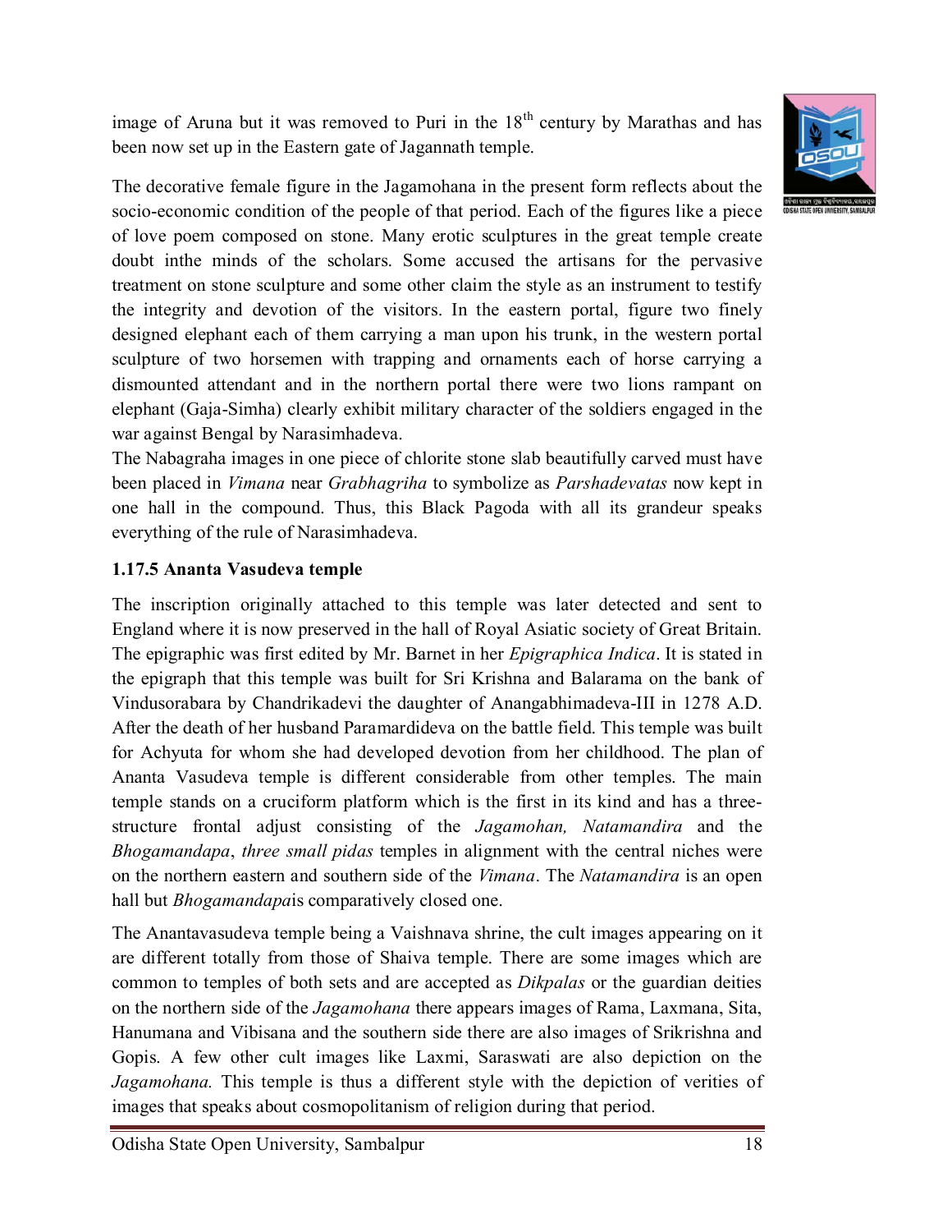image of Aruna but it was removed to Puri in the 18th century by Marathas and has been now set up in the Eastern gate of Jagannath temple.

The decorative female figure in the Jagamohana in the present form reflects about the socio-economic condition of the people of that period. Each of the figures like a piece of love poem composed on stone. Many erotic sculptures in the great temple create doubt inthe minds of the scholars. Some accused the artisans for the pervasive treatment on stone sculpture and some other claim the style as an instrument to testify the integrity and devotion of the visitors. In the eastern portal, figure two finely designed elephant each of them carrying a man upon his trunk, in the western portal sculpture of two horsemen with trapping and ornaments each of horse carrying a dismounted attendant and in the northern portal there were two lions rampant on elephant (Gaja-Simha) clearly exhibit military character of the soldiers engaged in the war against Bengal by Narasimhadeva.

The Nabagraha images in one piece of chlorite stone slab beautifully carved must have been placed in *Vimana* near *Grabhagriha* to symbolize as *Parshadevatas* now kept in one hall in the compound. Thus, this Black Pagoda with all its grandeur speaks everything of the rule of Narasimhadeva.

### 1.17.5 Ananta Vasudeva temple

The inscription originally attached to this temple was later detected and sent to England where it is now preserved in the hall of Royal Asiatic society of Great Britain. The epigraphic was first edited by Mr. Barnet in her *Epigraphica Indica*. It is stated in the epigraph that this temple was built for Sri Krishna and Balarama on the bank of Vindusorabara by Chandrikadevi the daughter of Anangabhimadeva-III in 1278 A.D. After the death of her husband Paramardideva on the battle field. This temple was built for Achyuta for whom she had developed devotion from her childhood. The plan of Ananta Vasudeva temple is different considerable from other temples. The main temple stands on a cruciform platform which is the first in its kind and has a three-structure frontal adjust consisting of the *Jagamohan, Natamandira* and the *Bhogamandapa*, *three small pidas* temples in alignment with the central niches were on the northern eastern and southern side of the *Vimana*. The *Natamandira* is an open hall but *Bhogamandapa*is comparatively closed one.

The Anantavasudeva temple being a Vaishnava shrine, the cult images appearing on it are different totally from those of Shaiva temple. There are some images which are common to temples of both sets and are accepted as *Dikpalas* or the guardian deities on the northern side of the *Jagamohana* there appears images of Rama, Laxmana, Sita, Hanumana and Vibisana and the southern side there are also images of Srikrishna and Gopis. A few other cult images like Laxmi, Saraswati are also depiction on the *Jagamohana.* This temple is thus a different style with the depiction of verities of images that speaks about cosmopolitanism of religion during that period.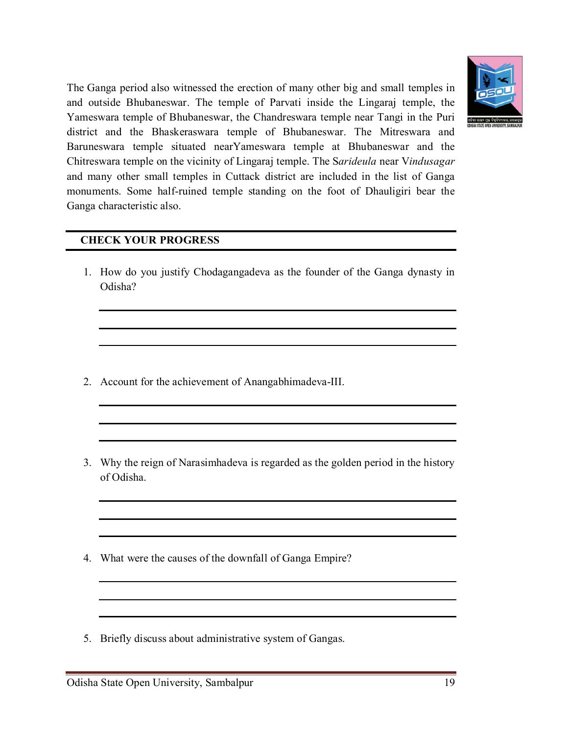The Ganga period also witnessed the erection of many other big and small temples in and outside Bhubaneswar. The temple of Parvati inside the Lingaraj temple, the Yameswara temple of Bhubaneswar, the Chandreswara temple near Tangi in the Puri district and the Bhaskeraswara temple of Bhubaneswar. The Mitreswara and Baruneswara temple situated nearYameswara temple at Bhubaneswar and the Chitreswara temple on the vicinity of Lingaraj temple. The S*arideula* near V*indusagar* and many other small temples in Cuttack district are included in the list of Ganga monuments. Some half-ruined temple standing on the foot of Dhauligiri bear the Ganga characteristic also.

## CHECK YOUR PROGRESS

1. How do you justify Chodagangadeva as the founder of the Ganga dynasty in Odisha?

2. Account for the achievement of Anangabhimadeva-III.

3. Why the reign of Narasimhadeva is regarded as the golden period in the history of Odisha.

4. What were the causes of the downfall of Ganga Empire?

5. Briefly discuss about administrative system of Gangas.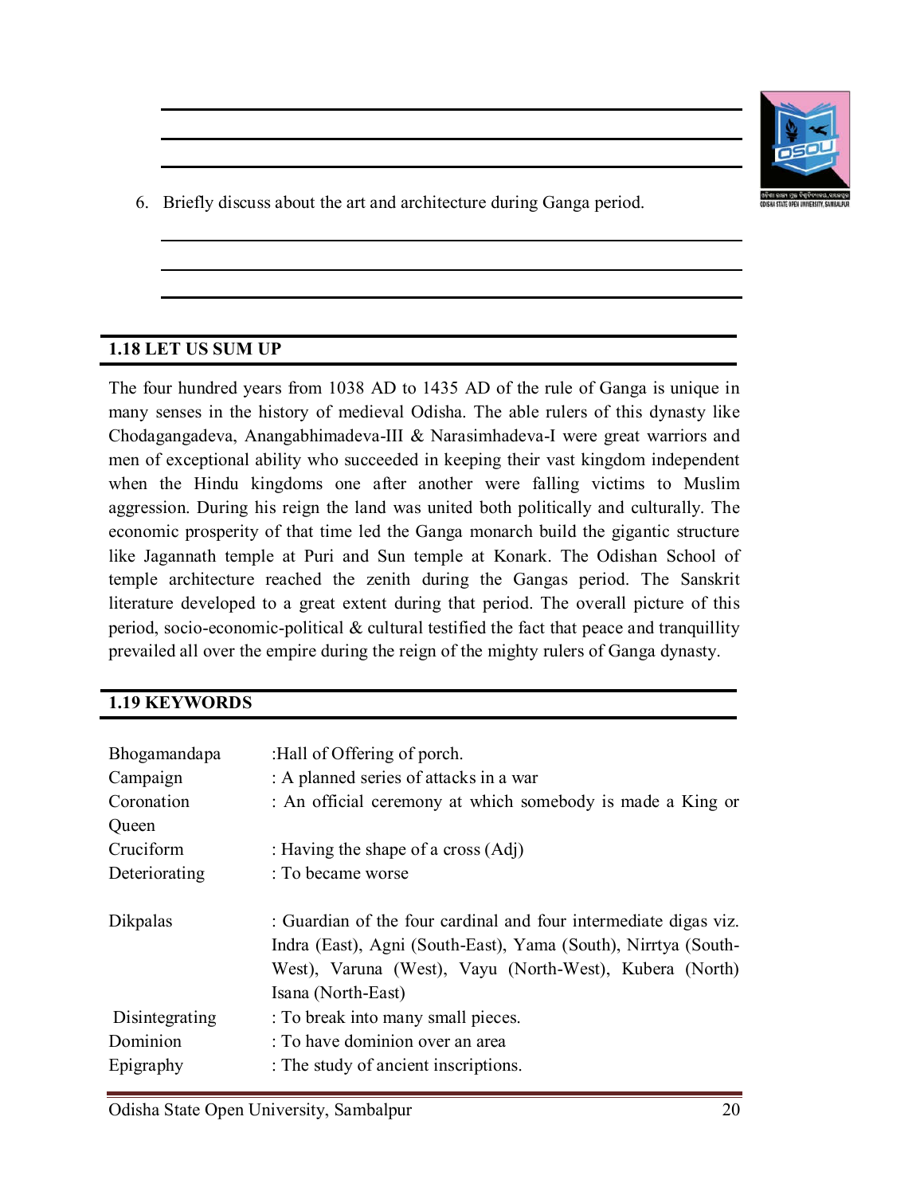______________________________________________________________________

______________________________________________________________________

______________________________________________________________________

6. Briefly discuss about the art and architecture during Ganga period.

______________________________________________________________________

______________________________________________________________________

______________________________________________________________________

## 1.18 LET US SUM UP

The four hundred years from 1038 AD to 1435 AD of the rule of Ganga is unique in many senses in the history of medieval Odisha. The able rulers of this dynasty like Chodagangadeva, Anangabhimadeva-III & Narasimhadeva-I were great warriors and men of exceptional ability who succeeded in keeping their vast kingdom independent when the Hindu kingdoms one after another were falling victims to Muslim aggression. During his reign the land was united both politically and culturally. The economic prosperity of that time led the Ganga monarch build the gigantic structure like Jagannath temple at Puri and Sun temple at Konark. The Odishan School of temple architecture reached the zenith during the Gangas period. The Sanskrit literature developed to a great extent during that period. The overall picture of this period, socio-economic-political & cultural testified the fact that peace and tranquillity prevailed all over the empire during the reign of the mighty rulers of Ganga dynasty.

## 1.19 KEYWORDS

Bhogamandapa :Hall of Offering of porch.

Campaign : A planned series of attacks in a war

Coronation : An official ceremony at which somebody is made a King or Queen

Cruciform : Having the shape of a cross (Adj)

Deteriorating : To became worse

Dikpalas : Guardian of the four cardinal and four intermediate digas viz. Indra (East), Agni (South-East), Yama (South), Nirrtya (South-West), Varuna (West), Vayu (North-West), Kubera (North) Isana (North-East)

Disintegrating : To break into many small pieces.

Dominion : To have dominion over an area

Epigraphy : The study of ancient inscriptions.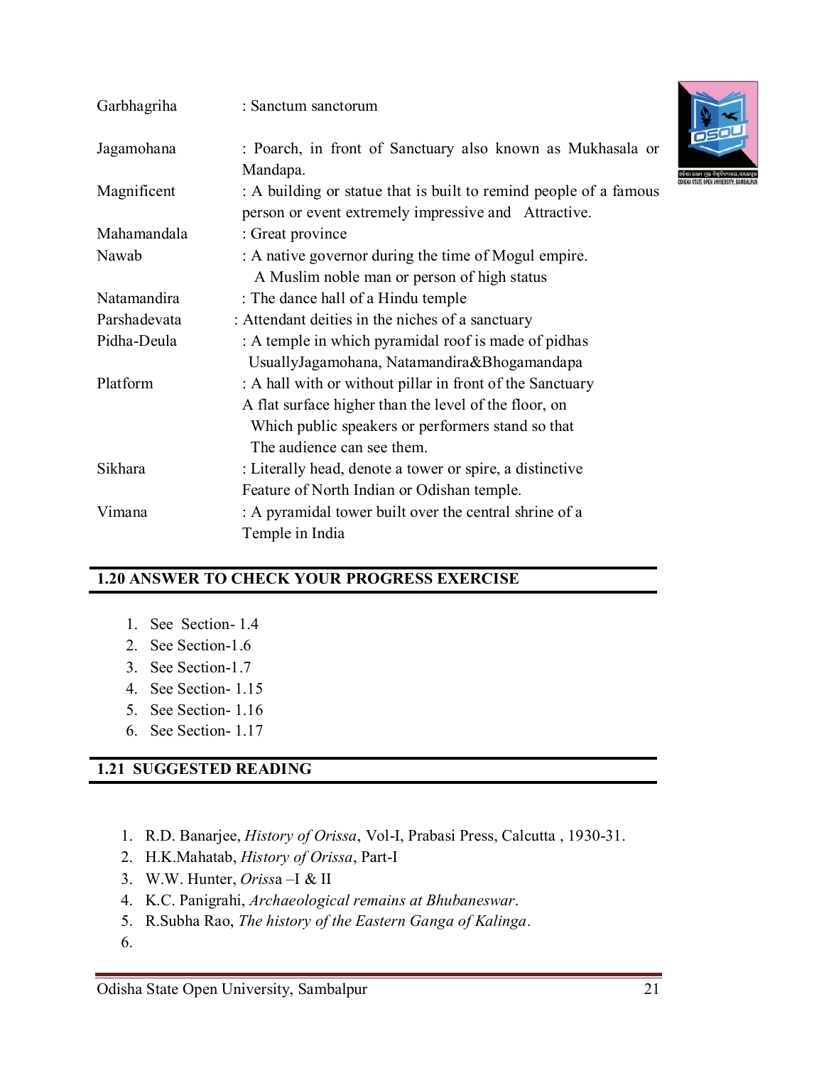| | |
|---|---|
| Garbhagriha | : Sanctum sanctorum |
| Jagamohana | : Poarch, in front of Sanctuary also known as Mukhasala or Mandapa. |
| Magnificent | : A building or statue that is built to remind people of a famous person or event extremely impressive and Attractive. |
| Mahamandala | : Great province |
| Nawab | : A native governor during the time of Mogul empire. A Muslim noble man or person of high status |
| Natamandira | : The dance hall of a Hindu temple |
| Parshadevata | : Attendant deities in the niches of a sanctuary |
| Pidha-Deula | : A temple in which pyramidal roof is made of pidhas UsuallyJagamohana, Natamandira&Bhogamandapa |
| Platform | : A hall with or without pillar in front of the Sanctuary A flat surface higher than the level of the floor, on Which public speakers or performers stand so that The audience can see them. |
| Sikhara | : Literally head, denote a tower or spire, a distinctive Feature of North Indian or Odishan temple. |
| Vimana | : A pyramidal tower built over the central shrine of a Temple in India |

## 1.20 ANSWER TO CHECK YOUR PROGRESS EXERCISE

1. See Section- 1.4
2. See Section-1.6
3. See Section-1.7
4. See Section- 1.15
5. See Section- 1.16
6. See Section- 1.17

## 1.21 SUGGESTED READING

1. R.D. Banarjee, *History of Orissa*, Vol-I, Prabasi Press, Calcutta , 1930-31.
2. H.K.Mahatab, *History of Orissa*, Part-I
3. W.W. Hunter, *Orissa* –I & II
4. K.C. Panigrahi, *Archaeological remains at Bhubaneswar*.
5. R.Subha Rao, *The history of the Eastern Ganga of Kalinga*.
6.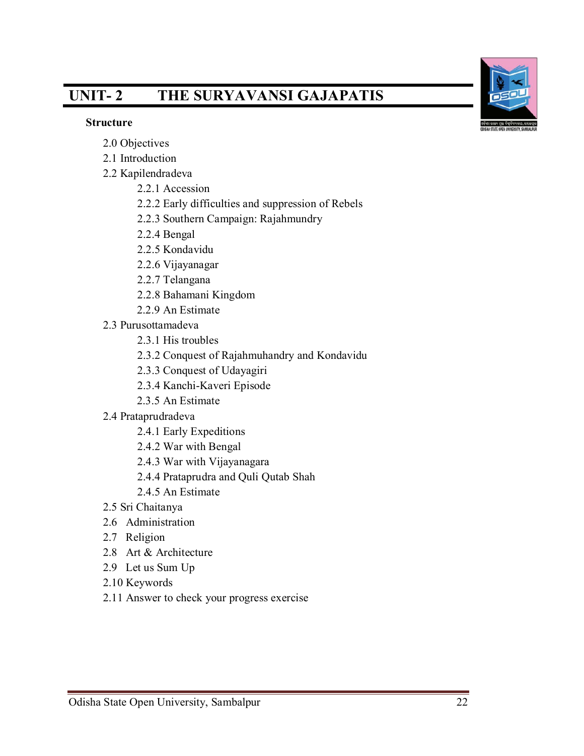# UNIT- 2 THE SURYAVANSI GAJAPATIS

**Structure**

- 2.0 Objectives
- 2.1 Introduction
- 2.2 Kapilendradeva
    - 2.2.1 Accession
    - 2.2.2 Early difficulties and suppression of Rebels
    - 2.2.3 Southern Campaign: Rajahmundry
    - 2.2.4 Bengal
    - 2.2.5 Kondavidu
    - 2.2.6 Vijayanagar
    - 2.2.7 Telangana
    - 2.2.8 Bahamani Kingdom
    - 2.2.9 An Estimate
- 2.3 Purusottamadeva
    - 2.3.1 His troubles
    - 2.3.2 Conquest of Rajahmuhandry and Kondavidu
    - 2.3.3 Conquest of Udayagiri
    - 2.3.4 Kanchi-Kaveri Episode
    - 2.3.5 An Estimate
- 2.4 Prataprudradeva
    - 2.4.1 Early Expeditions
    - 2.4.2 War with Bengal
    - 2.4.3 War with Vijayanagara
    - 2.4.4 Prataprudra and Quli Qutab Shah
    - 2.4.5 An Estimate
- 2.5 Sri Chaitanya
- 2.6 Administration
- 2.7 Religion
- 2.8 Art & Architecture
- 2.9 Let us Sum Up
- 2.10 Keywords
- 2.11 Answer to check your progress exercise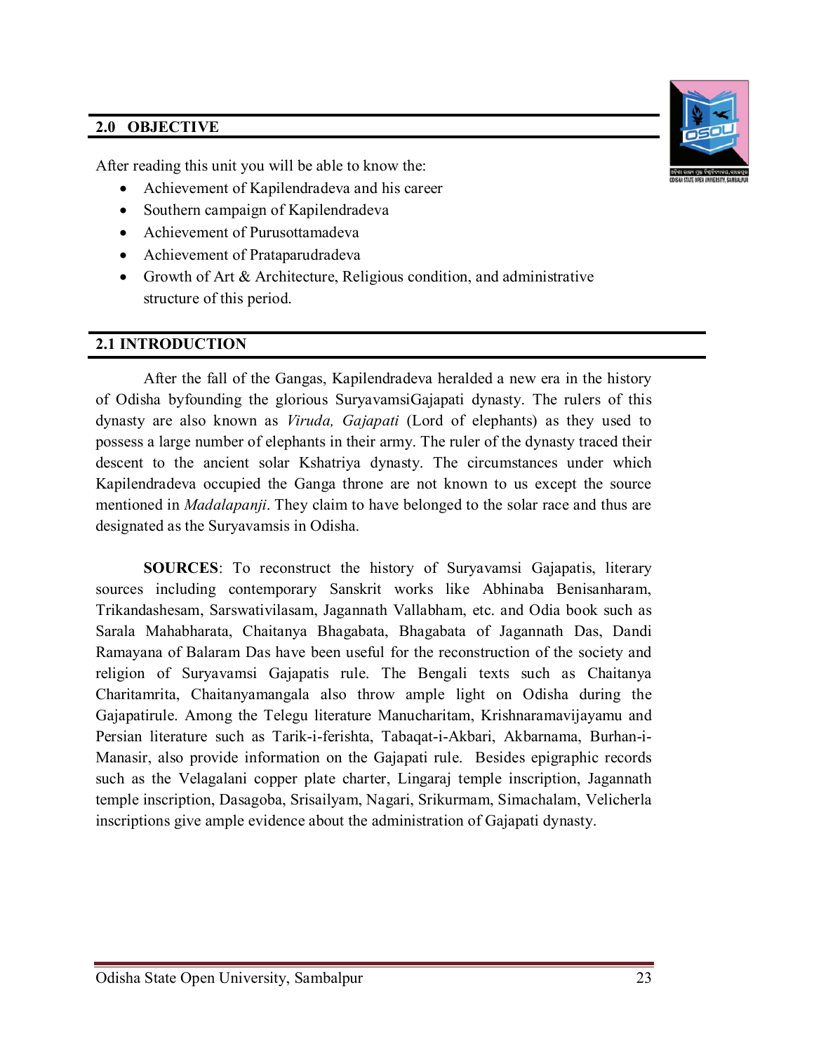## 2.0 OBJECTIVE

After reading this unit you will be able to know the:

- Achievement of Kapilendradeva and his career
- Southern campaign of Kapilendradeva
- Achievement of Purusottamadeva
- Achievement of Prataparudradeva
- Growth of Art & Architecture, Religious condition, and administrative structure of this period.

## 2.1 INTRODUCTION

After the fall of the Gangas, Kapilendradeva heralded a new era in the history of Odisha byfounding the glorious SuryavamsiGajapati dynasty. The rulers of this dynasty are also known as *Viruda, Gajapati* (Lord of elephants) as they used to possess a large number of elephants in their army. The ruler of the dynasty traced their descent to the ancient solar Kshatriya dynasty. The circumstances under which Kapilendradeva occupied the Ganga throne are not known to us except the source mentioned in *Madalapanji*. They claim to have belonged to the solar race and thus are designated as the Suryavamsis in Odisha.

**SOURCES**: To reconstruct the history of Suryavamsi Gajapatis, literary sources including contemporary Sanskrit works like Abhinaba Benisanharam, Trikandashesam, Sarswativilasam, Jagannath Vallabham, etc. and Odia book such as Sarala Mahabharata, Chaitanya Bhagabata, Bhagabata of Jagannath Das, Dandi Ramayana of Balaram Das have been useful for the reconstruction of the society and religion of Suryavamsi Gajapatis rule. The Bengali texts such as Chaitanya Charitamrita, Chaitanyamangala also throw ample light on Odisha during the Gajapatirule. Among the Telegu literature Manucharitam, Krishnaramavijayamu and Persian literature such as Tarik-i-ferishta, Tabaqat-i-Akbari, Akbarnama, Burhan-i-Manasir, also provide information on the Gajapati rule. Besides epigraphic records such as the Velagalani copper plate charter, Lingaraj temple inscription, Jagannath temple inscription, Dasagoba, Srisailyam, Nagari, Srikurmam, Simachalam, Velicherla inscriptions give ample evidence about the administration of Gajapati dynasty.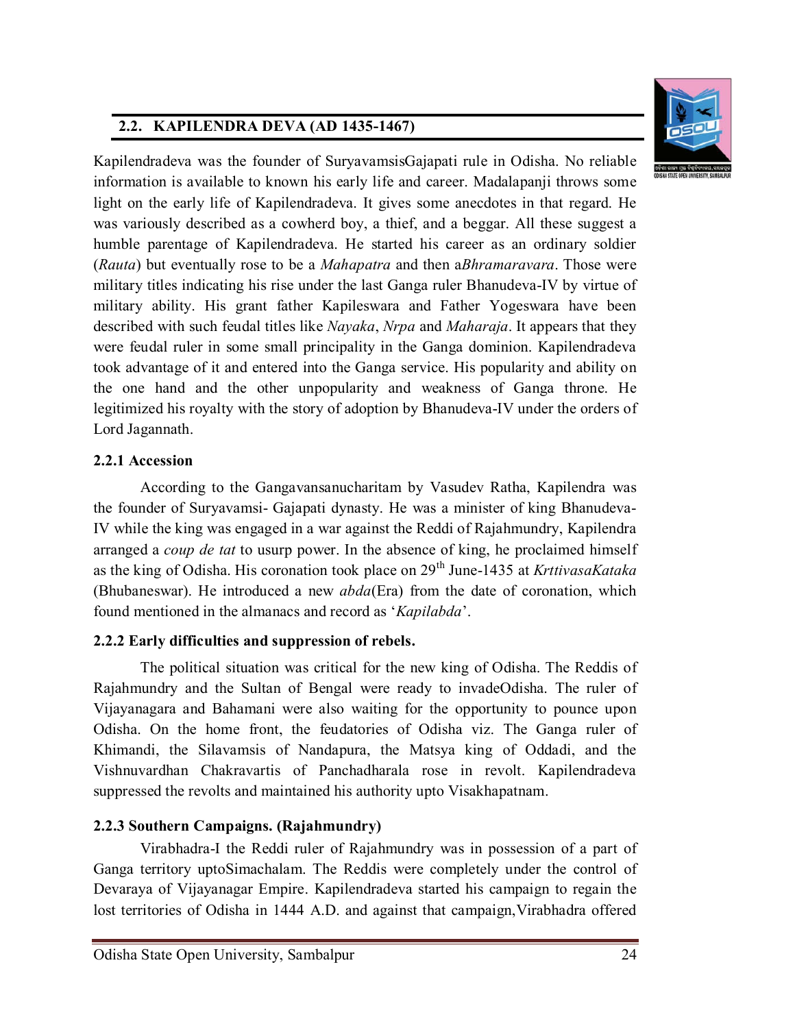## 2.2. KAPILENDRA DEVA (AD 1435-1467)

Kapilendradeva was the founder of SuryavamsisGajapati rule in Odisha. No reliable information is available to known his early life and career. Madalapanji throws some light on the early life of Kapilendradeva. It gives some anecdotes in that regard. He was variously described as a cowherd boy, a thief, and a beggar. All these suggest a humble parentage of Kapilendradeva. He started his career as an ordinary soldier (*Rauta*) but eventually rose to be a *Mahapatra* and then a*Bhramaravara*. Those were military titles indicating his rise under the last Ganga ruler Bhanudeva-IV by virtue of military ability. His grant father Kapileswara and Father Yogeswara have been described with such feudal titles like *Nayaka*, *Nrpa* and *Maharaja*. It appears that they were feudal ruler in some small principality in the Ganga dominion. Kapilendradeva took advantage of it and entered into the Ganga service. His popularity and ability on the one hand and the other unpopularity and weakness of Ganga throne. He legitimized his royalty with the story of adoption by Bhanudeva-IV under the orders of Lord Jagannath.

### 2.2.1 Accession

According to the Gangavansanucharitam by Vasudev Ratha, Kapilendra was the founder of Suryavamsi- Gajapati dynasty. He was a minister of king Bhanudeva-IV while the king was engaged in a war against the Reddi of Rajahmundry, Kapilendra arranged a *coup de tat* to usurp power. In the absence of king, he proclaimed himself as the king of Odisha. His coronation took place on 29th June-1435 at *KrttivasaKataka* (Bhubaneswar). He introduced a new *abda*(Era) from the date of coronation, which found mentioned in the almanacs and record as '*Kapilabda*'.

### 2.2.2 Early difficulties and suppression of rebels.

The political situation was critical for the new king of Odisha. The Reddis of Rajahmundry and the Sultan of Bengal were ready to invadeOdisha. The ruler of Vijayanagara and Bahamani were also waiting for the opportunity to pounce upon Odisha. On the home front, the feudatories of Odisha viz. The Ganga ruler of Khimandi, the Silavamsis of Nandapura, the Matsya king of Oddadi, and the Vishnuvardhan Chakravartis of Panchadharala rose in revolt. Kapilendradeva suppressed the revolts and maintained his authority upto Visakhapatnam.

### 2.2.3 Southern Campaigns. (Rajahmundry)

Virabhadra-I the Reddi ruler of Rajahmundry was in possession of a part of Ganga territory uptoSimachalam. The Reddis were completely under the control of Devaraya of Vijayanagar Empire. Kapilendradeva started his campaign to regain the lost territories of Odisha in 1444 A.D. and against that campaign,Virabhadra offered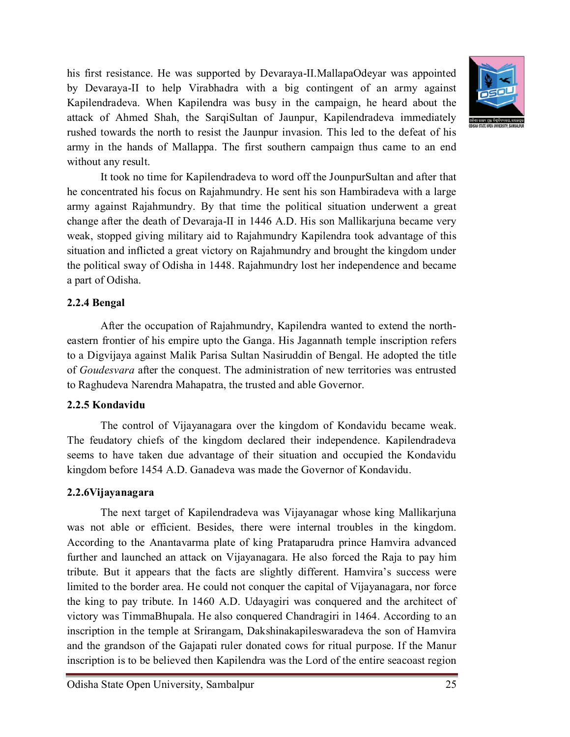his first resistance. He was supported by Devaraya-II.MallapaOdeyar was appointed by Devaraya-II to help Virabhadra with a big contingent of an army against Kapilendradeva. When Kapilendra was busy in the campaign, he heard about the attack of Ahmed Shah, the SarqiSultan of Jaunpur, Kapilendradeva immediately rushed towards the north to resist the Jaunpur invasion. This led to the defeat of his army in the hands of Mallappa. The first southern campaign thus came to an end without any result.

It took no time for Kapilendradeva to word off the JounpurSultan and after that he concentrated his focus on Rajahmundry. He sent his son Hambiradeva with a large army against Rajahmundry. By that time the political situation underwent a great change after the death of Devaraja-II in 1446 A.D. His son Mallikarjuna became very weak, stopped giving military aid to Rajahmundry Kapilendra took advantage of this situation and inflicted a great victory on Rajahmundry and brought the kingdom under the political sway of Odisha in 1448. Rajahmundry lost her independence and became a part of Odisha.

### 2.2.4 Bengal

After the occupation of Rajahmundry, Kapilendra wanted to extend the north-eastern frontier of his empire upto the Ganga. His Jagannath temple inscription refers to a Digvijaya against Malik Parisa Sultan Nasiruddin of Bengal. He adopted the title of *Goudesvara* after the conquest. The administration of new territories was entrusted to Raghudeva Narendra Mahapatra, the trusted and able Governor.

### 2.2.5 Kondavidu

The control of Vijayanagara over the kingdom of Kondavidu became weak. The feudatory chiefs of the kingdom declared their independence. Kapilendradeva seems to have taken due advantage of their situation and occupied the Kondavidu kingdom before 1454 A.D. Ganadeva was made the Governor of Kondavidu.

### 2.2.6Vijayanagara

The next target of Kapilendradeva was Vijayanagar whose king Mallikarjuna was not able or efficient. Besides, there were internal troubles in the kingdom. According to the Anantavarma plate of king Prataparudra prince Hamvira advanced further and launched an attack on Vijayanagara. He also forced the Raja to pay him tribute. But it appears that the facts are slightly different. Hamvira's success were limited to the border area. He could not conquer the capital of Vijayanagara, nor force the king to pay tribute. In 1460 A.D. Udayagiri was conquered and the architect of victory was TimmaBhupala. He also conquered Chandragiri in 1464. According to an inscription in the temple at Srirangam, Dakshinakapileswaradeva the son of Hamvira and the grandson of the Gajapati ruler donated cows for ritual purpose. If the Manur inscription is to be believed then Kapilendra was the Lord of the entire seacoast region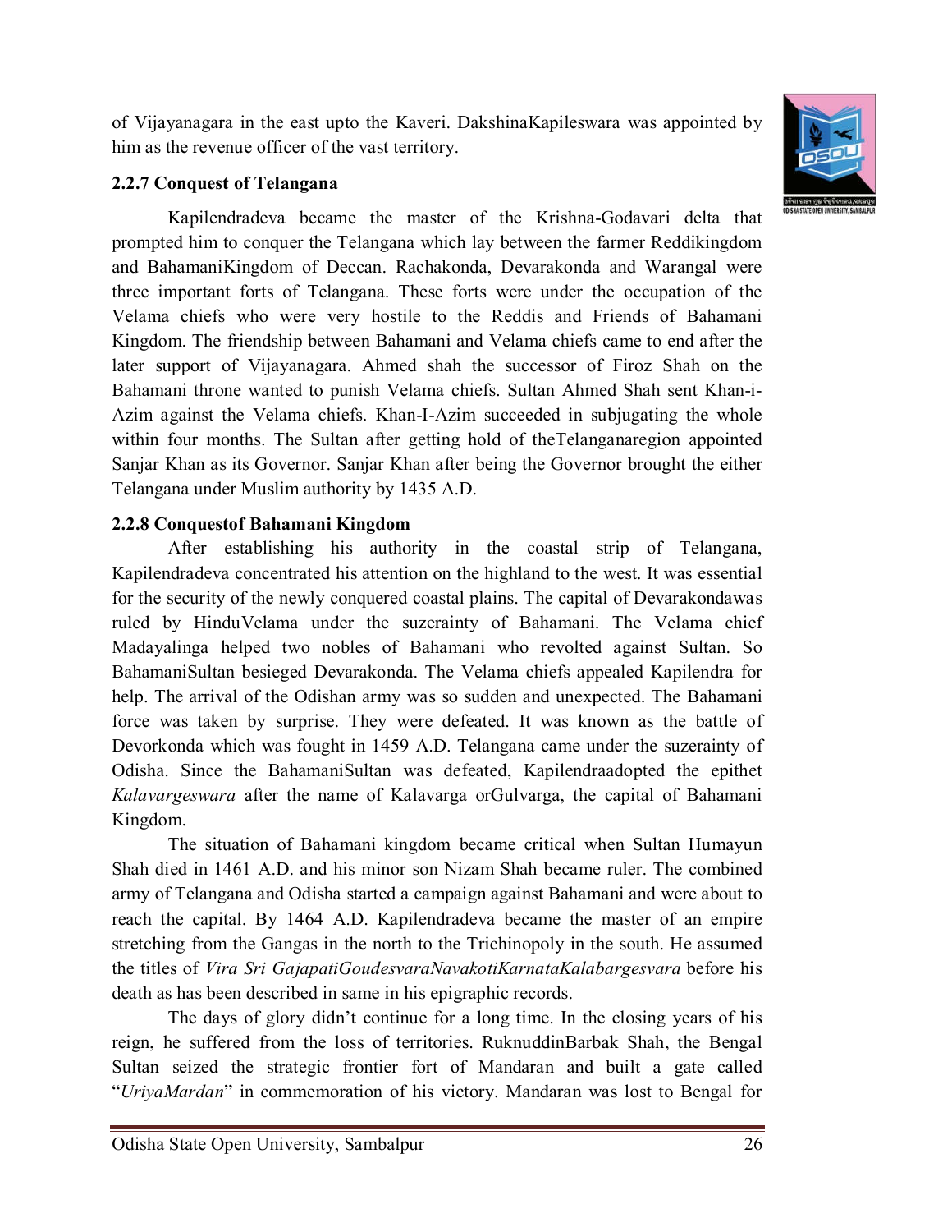of Vijayanagara in the east upto the Kaveri. DakshinaKapileswara was appointed by him as the revenue officer of the vast territory.

### 2.2.7 Conquest of Telangana

Kapilendradeva became the master of the Krishna-Godavari delta that prompted him to conquer the Telangana which lay between the farmer Reddikingdom and BahamaniKingdom of Deccan. Rachakonda, Devarakonda and Warangal were three important forts of Telangana. These forts were under the occupation of the Velama chiefs who were very hostile to the Reddis and Friends of Bahamani Kingdom. The friendship between Bahamani and Velama chiefs came to end after the later support of Vijayanagara. Ahmed shah the successor of Firoz Shah on the Bahamani throne wanted to punish Velama chiefs. Sultan Ahmed Shah sent Khan-i-Azim against the Velama chiefs. Khan-I-Azim succeeded in subjugating the whole within four months. The Sultan after getting hold of theTelanganaregion appointed Sanjar Khan as its Governor. Sanjar Khan after being the Governor brought the either Telangana under Muslim authority by 1435 A.D.

### 2.2.8 Conquestof Bahamani Kingdom

After establishing his authority in the coastal strip of Telangana, Kapilendradeva concentrated his attention on the highland to the west. It was essential for the security of the newly conquered coastal plains. The capital of Devarakondawas ruled by HinduVelama under the suzerainty of Bahamani. The Velama chief Madayalinga helped two nobles of Bahamani who revolted against Sultan. So BahamaniSultan besieged Devarakonda. The Velama chiefs appealed Kapilendra for help. The arrival of the Odishan army was so sudden and unexpected. The Bahamani force was taken by surprise. They were defeated. It was known as the battle of Devorkonda which was fought in 1459 A.D. Telangana came under the suzerainty of Odisha. Since the BahamaniSultan was defeated, Kapilendraadopted the epithet *Kalavargeswara* after the name of Kalavarga orGulvarga, the capital of Bahamani Kingdom.

The situation of Bahamani kingdom became critical when Sultan Humayun Shah died in 1461 A.D. and his minor son Nizam Shah became ruler. The combined army of Telangana and Odisha started a campaign against Bahamani and were about to reach the capital. By 1464 A.D. Kapilendradeva became the master of an empire stretching from the Gangas in the north to the Trichinopoly in the south. He assumed the titles of *Vira Sri GajapatiGoudesvaraNavakotiKarnataKalabargesvara* before his death as has been described in same in his epigraphic records.

The days of glory didn't continue for a long time. In the closing years of his reign, he suffered from the loss of territories. RuknuddinBarbak Shah, the Bengal Sultan seized the strategic frontier fort of Mandaran and built a gate called "*UriyaMardan*" in commemoration of his victory. Mandaran was lost to Bengal for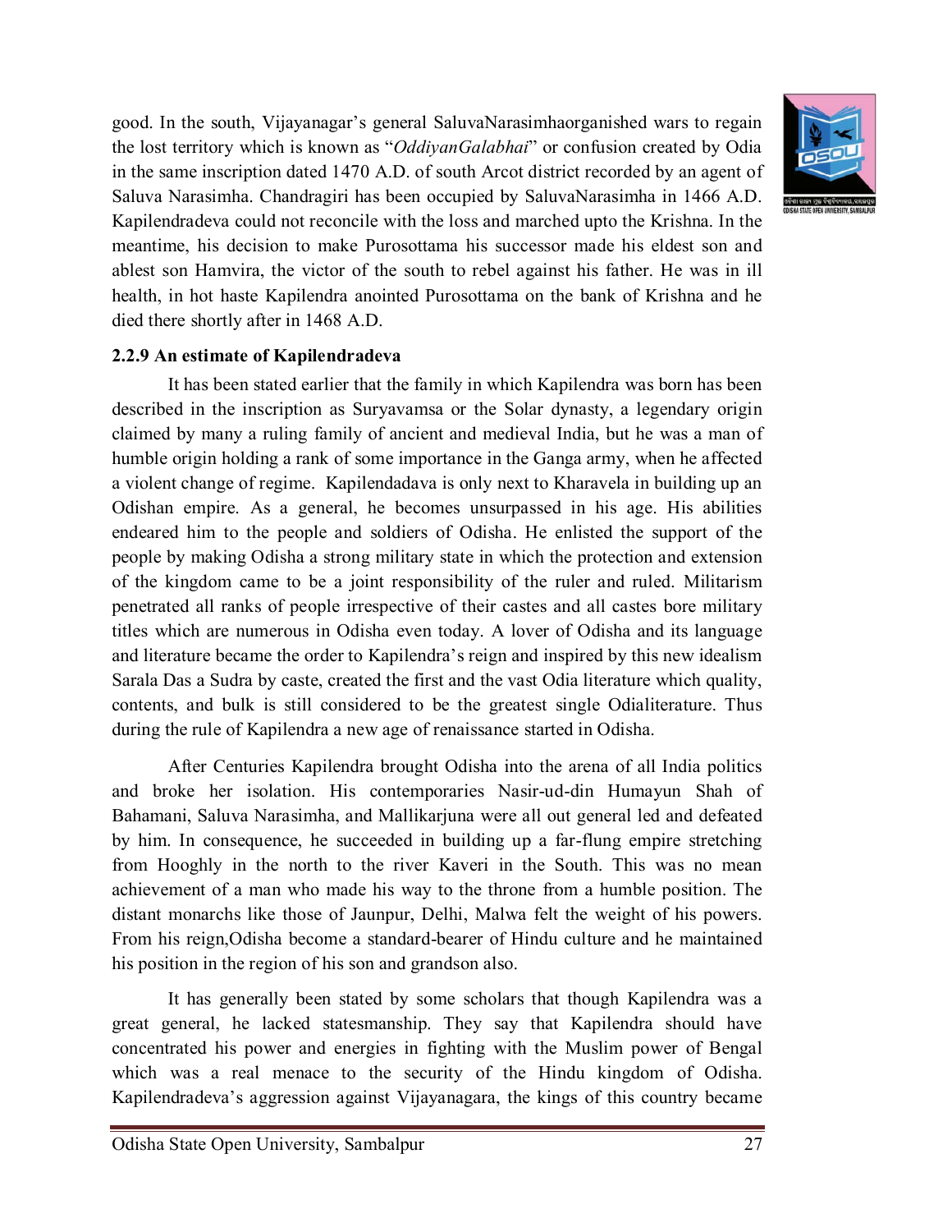good. In the south, Vijayanagar's general SaluvaNarasimhaorganished wars to regain the lost territory which is known as "*OddiyanGalabhai*" or confusion created by Odia in the same inscription dated 1470 A.D. of south Arcot district recorded by an agent of Saluva Narasimha. Chandragiri has been occupied by SaluvaNarasimha in 1466 A.D. Kapilendradeva could not reconcile with the loss and marched upto the Krishna. In the meantime, his decision to make Purosottama his successor made his eldest son and ablest son Hamvira, the victor of the south to rebel against his father. He was in ill health, in hot haste Kapilendra anointed Purosottama on the bank of Krishna and he died there shortly after in 1468 A.D.

### 2.2.9 An estimate of Kapilendradeva

It has been stated earlier that the family in which Kapilendra was born has been described in the inscription as Suryavamsa or the Solar dynasty, a legendary origin claimed by many a ruling family of ancient and medieval India, but he was a man of humble origin holding a rank of some importance in the Ganga army, when he affected a violent change of regime. Kapilendadava is only next to Kharavela in building up an Odishan empire. As a general, he becomes unsurpassed in his age. His abilities endeared him to the people and soldiers of Odisha. He enlisted the support of the people by making Odisha a strong military state in which the protection and extension of the kingdom came to be a joint responsibility of the ruler and ruled. Militarism penetrated all ranks of people irrespective of their castes and all castes bore military titles which are numerous in Odisha even today. A lover of Odisha and its language and literature became the order to Kapilendra's reign and inspired by this new idealism Sarala Das a Sudra by caste, created the first and the vast Odia literature which quality, contents, and bulk is still considered to be the greatest single Odialiterature. Thus during the rule of Kapilendra a new age of renaissance started in Odisha.

After Centuries Kapilendra brought Odisha into the arena of all India politics and broke her isolation. His contemporaries Nasir-ud-din Humayun Shah of Bahamani, Saluva Narasimha, and Mallikarjuna were all out general led and defeated by him. In consequence, he succeeded in building up a far-flung empire stretching from Hooghly in the north to the river Kaveri in the South. This was no mean achievement of a man who made his way to the throne from a humble position. The distant monarchs like those of Jaunpur, Delhi, Malwa felt the weight of his powers. From his reign,Odisha become a standard-bearer of Hindu culture and he maintained his position in the region of his son and grandson also.

It has generally been stated by some scholars that though Kapilendra was a great general, he lacked statesmanship. They say that Kapilendra should have concentrated his power and energies in fighting with the Muslim power of Bengal which was a real menace to the security of the Hindu kingdom of Odisha. Kapilendradeva's aggression against Vijayanagara, the kings of this country became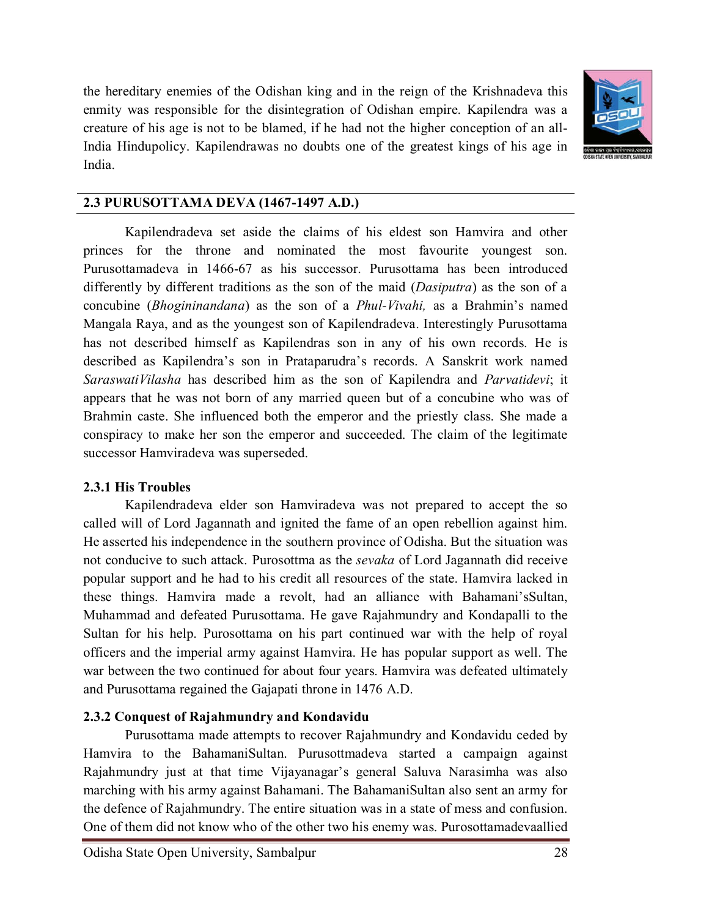the hereditary enemies of the Odishan king and in the reign of the Krishnadeva this enmity was responsible for the disintegration of Odishan empire. Kapilendra was a creature of his age is not to be blamed, if he had not the higher conception of an all-India Hindupolicy. Kapilendrawas no doubts one of the greatest kings of his age in India.

## 2.3 PURUSOTTAMA DEVA (1467-1497 A.D.)

Kapilendradeva set aside the claims of his eldest son Hamvira and other princes for the throne and nominated the most favourite youngest son. Purusottamadeva in 1466-67 as his successor. Purusottama has been introduced differently by different traditions as the son of the maid (*Dasiputra*) as the son of a concubine (*Bhogininandana*) as the son of a *Phul-Vivahi,* as a Brahmin's named Mangala Raya, and as the youngest son of Kapilendradeva. Interestingly Purusottama has not described himself as Kapilendras son in any of his own records. He is described as Kapilendra's son in Prataparudra's records. A Sanskrit work named *SaraswatiVilasha* has described him as the son of Kapilendra and *Parvatidevi*; it appears that he was not born of any married queen but of a concubine who was of Brahmin caste. She influenced both the emperor and the priestly class. She made a conspiracy to make her son the emperor and succeeded. The claim of the legitimate successor Hamviradeva was superseded.

### 2.3.1 His Troubles

Kapilendradeva elder son Hamviradeva was not prepared to accept the so called will of Lord Jagannath and ignited the fame of an open rebellion against him. He asserted his independence in the southern province of Odisha. But the situation was not conducive to such attack. Purosottma as the *sevaka* of Lord Jagannath did receive popular support and he had to his credit all resources of the state. Hamvira lacked in these things. Hamvira made a revolt, had an alliance with Bahamani'sSultan, Muhammad and defeated Purusottama. He gave Rajahmundry and Kondapalli to the Sultan for his help. Purosottama on his part continued war with the help of royal officers and the imperial army against Hamvira. He has popular support as well. The war between the two continued for about four years. Hamvira was defeated ultimately and Purusottama regained the Gajapati throne in 1476 A.D.

### 2.3.2 Conquest of Rajahmundry and Kondavidu

Purusottama made attempts to recover Rajahmundry and Kondavidu ceded by Hamvira to the BahamaniSultan. Purusottmadeva started a campaign against Rajahmundry just at that time Vijayanagar's general Saluva Narasimha was also marching with his army against Bahamani. The BahamaniSultan also sent an army for the defence of Rajahmundry. The entire situation was in a state of mess and confusion. One of them did not know who of the other two his enemy was. Purosottamadevaallied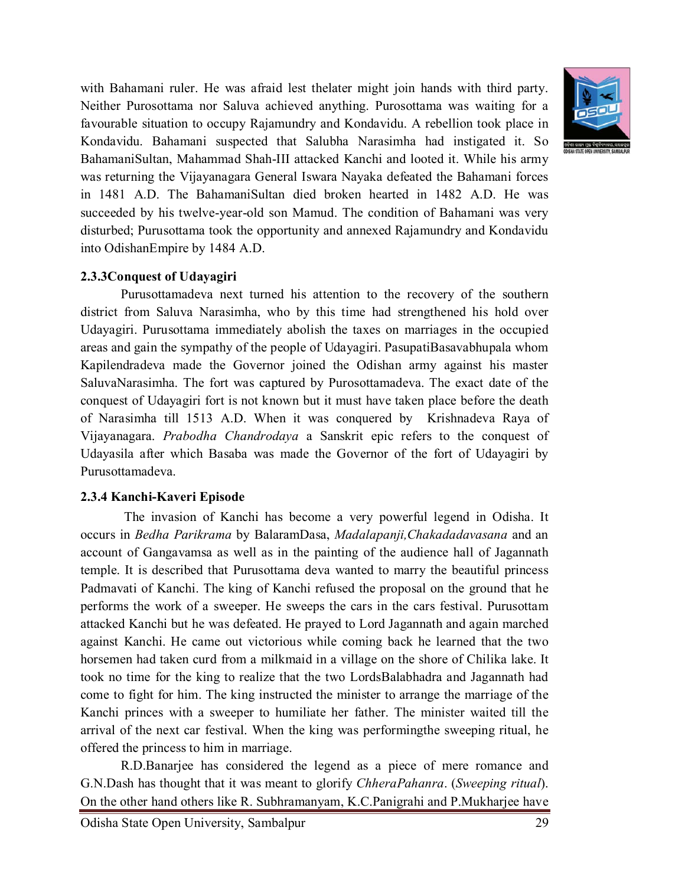with Bahamani ruler. He was afraid lest thelater might join hands with third party. Neither Purosottama nor Saluva achieved anything. Purosottama was waiting for a favourable situation to occupy Rajamundry and Kondavidu. A rebellion took place in Kondavidu. Bahamani suspected that Salubha Narasimha had instigated it. So BahamaniSultan, Mahammad Shah-III attacked Kanchi and looted it. While his army was returning the Vijayanagara General Iswara Nayaka defeated the Bahamani forces in 1481 A.D. The BahamaniSultan died broken hearted in 1482 A.D. He was succeeded by his twelve-year-old son Mamud. The condition of Bahamani was very disturbed; Purusottama took the opportunity and annexed Rajamundry and Kondavidu into OdishanEmpire by 1484 A.D.

### 2.3.3Conquest of Udayagiri

Purusottamadeva next turned his attention to the recovery of the southern district from Saluva Narasimha, who by this time had strengthened his hold over Udayagiri. Purusottama immediately abolish the taxes on marriages in the occupied areas and gain the sympathy of the people of Udayagiri. PasupatiBasavabhupala whom Kapilendradeva made the Governor joined the Odishan army against his master SaluvaNarasimha. The fort was captured by Purosottamadeva. The exact date of the conquest of Udayagiri fort is not known but it must have taken place before the death of Narasimha till 1513 A.D. When it was conquered by Krishnadeva Raya of Vijayanagara. *Prabodha Chandrodaya* a Sanskrit epic refers to the conquest of Udayasila after which Basaba was made the Governor of the fort of Udayagiri by Purusottamadeva.

### 2.3.4 Kanchi-Kaveri Episode

The invasion of Kanchi has become a very powerful legend in Odisha. It occurs in *Bedha Parikrama* by BalaramDasa, *Madalapanji,Chakadadavasana* and an account of Gangavamsa as well as in the painting of the audience hall of Jagannath temple. It is described that Purusottama deva wanted to marry the beautiful princess Padmavati of Kanchi. The king of Kanchi refused the proposal on the ground that he performs the work of a sweeper. He sweeps the cars in the cars festival. Purusottam attacked Kanchi but he was defeated. He prayed to Lord Jagannath and again marched against Kanchi. He came out victorious while coming back he learned that the two horsemen had taken curd from a milkmaid in a village on the shore of Chilika lake. It took no time for the king to realize that the two LordsBalabhadra and Jagannath had come to fight for him. The king instructed the minister to arrange the marriage of the Kanchi princes with a sweeper to humiliate her father. The minister waited till the arrival of the next car festival. When the king was performingthe sweeping ritual, he offered the princess to him in marriage.

R.D.Banarjee has considered the legend as a piece of mere romance and G.N.Dash has thought that it was meant to glorify *ChheraPahanra*. (*Sweeping ritual*). On the other hand others like R. Subhramanyam, K.C.Panigrahi and P.Mukharjee have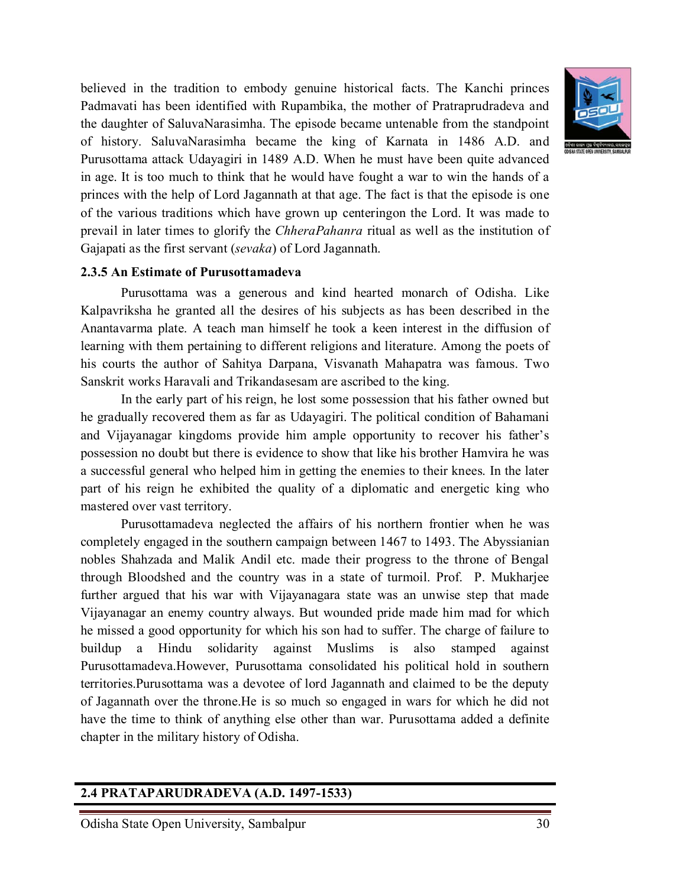believed in the tradition to embody genuine historical facts. The Kanchi princes Padmavati has been identified with Rupambika, the mother of Pratraprudradeva and the daughter of SaluvaNarasimha. The episode became untenable from the standpoint of history. SaluvaNarasimha became the king of Karnata in 1486 A.D. and Purusottama attack Udayagiri in 1489 A.D. When he must have been quite advanced in age. It is too much to think that he would have fought a war to win the hands of a princes with the help of Lord Jagannath at that age. The fact is that the episode is one of the various traditions which have grown up centeringon the Lord. It was made to prevail in later times to glorify the *ChheraPahanra* ritual as well as the institution of Gajapati as the first servant (*sevaka*) of Lord Jagannath.

### 2.3.5 An Estimate of Purusottamadeva

Purusottama was a generous and kind hearted monarch of Odisha. Like Kalpavriksha he granted all the desires of his subjects as has been described in the Anantavarma plate. A teach man himself he took a keen interest in the diffusion of learning with them pertaining to different religions and literature. Among the poets of his courts the author of Sahitya Darpana, Visvanath Mahapatra was famous. Two Sanskrit works Haravali and Trikandasesam are ascribed to the king.

In the early part of his reign, he lost some possession that his father owned but he gradually recovered them as far as Udayagiri. The political condition of Bahamani and Vijayanagar kingdoms provide him ample opportunity to recover his father's possession no doubt but there is evidence to show that like his brother Hamvira he was a successful general who helped him in getting the enemies to their knees. In the later part of his reign he exhibited the quality of a diplomatic and energetic king who mastered over vast territory.

Purusottamadeva neglected the affairs of his northern frontier when he was completely engaged in the southern campaign between 1467 to 1493. The Abyssianian nobles Shahzada and Malik Andil etc. made their progress to the throne of Bengal through Bloodshed and the country was in a state of turmoil. Prof. P. Mukharjee further argued that his war with Vijayanagara state was an unwise step that made Vijayanagar an enemy country always. But wounded pride made him mad for which he missed a good opportunity for which his son had to suffer. The charge of failure to buildup a Hindu solidarity against Muslims is also stamped against Purusottamadeva.However, Purusottama consolidated his political hold in southern territories.Purusottama was a devotee of lord Jagannath and claimed to be the deputy of Jagannath over the throne.He is so much so engaged in wars for which he did not have the time to think of anything else other than war. Purusottama added a definite chapter in the military history of Odisha.

## 2.4 PRATAPARUDRADEVA (A.D. 1497-1533)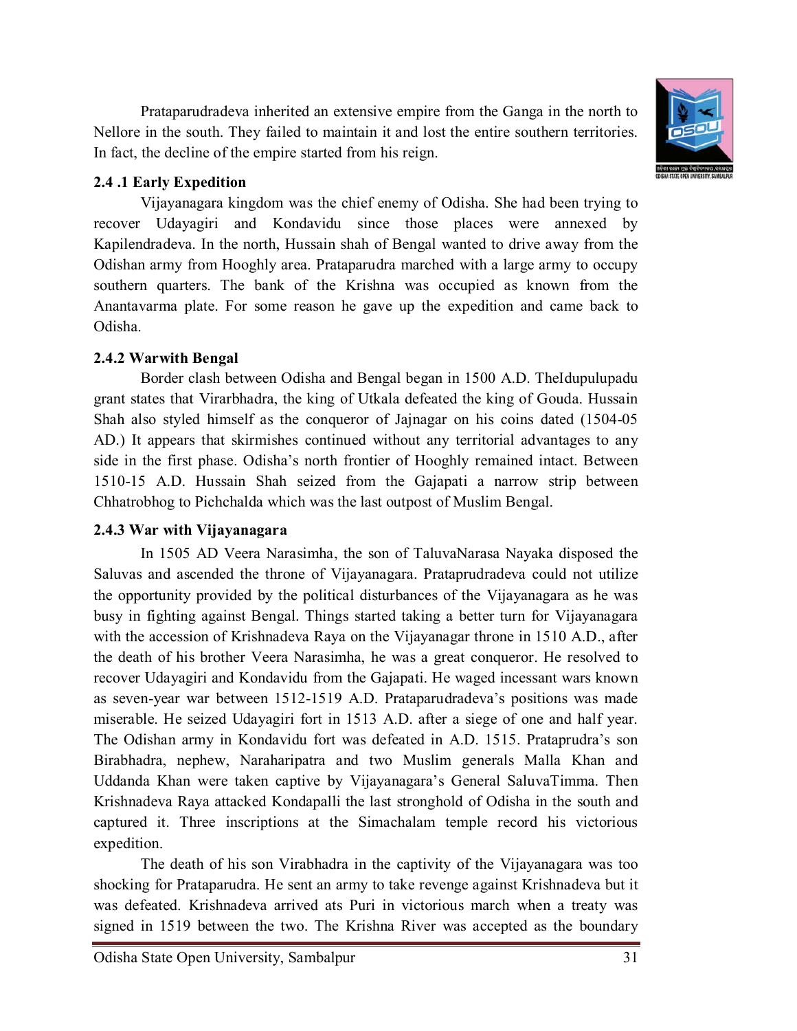Prataparudradeva inherited an extensive empire from the Ganga in the north to Nellore in the south. They failed to maintain it and lost the entire southern territories. In fact, the decline of the empire started from his reign.

### 2.4 .1 Early Expedition

Vijayanagara kingdom was the chief enemy of Odisha. She had been trying to recover Udayagiri and Kondavidu since those places were annexed by Kapilendradeva. In the north, Hussain shah of Bengal wanted to drive away from the Odishan army from Hooghly area. Prataparudra marched with a large army to occupy southern quarters. The bank of the Krishna was occupied as known from the Anantavarma plate. For some reason he gave up the expedition and came back to Odisha.

### 2.4.2 Warwith Bengal

Border clash between Odisha and Bengal began in 1500 A.D. TheIdupulupadu grant states that Virarbhadra, the king of Utkala defeated the king of Gouda. Hussain Shah also styled himself as the conqueror of Jajnagar on his coins dated (1504-05 AD.) It appears that skirmishes continued without any territorial advantages to any side in the first phase. Odisha's north frontier of Hooghly remained intact. Between 1510-15 A.D. Hussain Shah seized from the Gajapati a narrow strip between Chhatrobhog to Pichchalda which was the last outpost of Muslim Bengal.

### 2.4.3 War with Vijayanagara

In 1505 AD Veera Narasimha, the son of TaluvaNarasa Nayaka disposed the Saluvas and ascended the throne of Vijayanagara. Prataprudradeva could not utilize the opportunity provided by the political disturbances of the Vijayanagara as he was busy in fighting against Bengal. Things started taking a better turn for Vijayanagara with the accession of Krishnadeva Raya on the Vijayanagar throne in 1510 A.D., after the death of his brother Veera Narasimha, he was a great conqueror. He resolved to recover Udayagiri and Kondavidu from the Gajapati. He waged incessant wars known as seven-year war between 1512-1519 A.D. Prataparudradeva's positions was made miserable. He seized Udayagiri fort in 1513 A.D. after a siege of one and half year. The Odishan army in Kondavidu fort was defeated in A.D. 1515. Prataprudra's son Birabhadra, nephew, Naraharipatra and two Muslim generals Malla Khan and Uddanda Khan were taken captive by Vijayanagara's General SaluvaTimma. Then Krishnadeva Raya attacked Kondapalli the last stronghold of Odisha in the south and captured it. Three inscriptions at the Simachalam temple record his victorious expedition.

The death of his son Virabhadra in the captivity of the Vijayanagara was too shocking for Prataparudra. He sent an army to take revenge against Krishnadeva but it was defeated. Krishnadeva arrived ats Puri in victorious march when a treaty was signed in 1519 between the two. The Krishna River was accepted as the boundary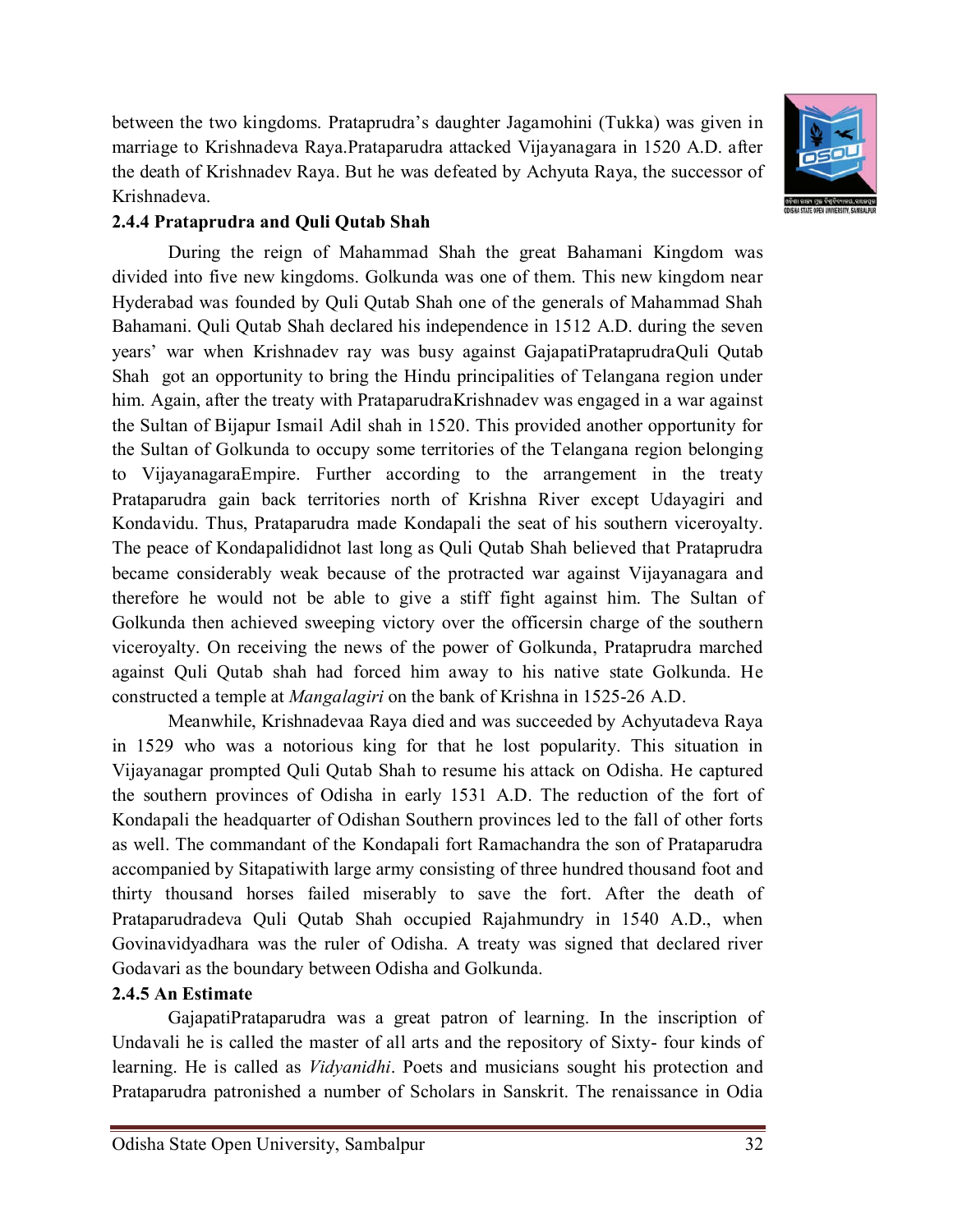between the two kingdoms. Prataprudra's daughter Jagamohini (Tukka) was given in marriage to Krishnadeva Raya.Prataparudra attacked Vijayanagara in 1520 A.D. after the death of Krishnadev Raya. But he was defeated by Achyuta Raya, the successor of Krishnadeva.

### 2.4.4 Prataprudra and Quli Qutab Shah

During the reign of Mahammad Shah the great Bahamani Kingdom was divided into five new kingdoms. Golkunda was one of them. This new kingdom near Hyderabad was founded by Quli Qutab Shah one of the generals of Mahammad Shah Bahamani. Quli Qutab Shah declared his independence in 1512 A.D. during the seven years' war when Krishnadev ray was busy against GajapatiPrataprudraQuli Qutab Shah got an opportunity to bring the Hindu principalities of Telangana region under him. Again, after the treaty with PrataparudraKrishnadev was engaged in a war against the Sultan of Bijapur Ismail Adil shah in 1520. This provided another opportunity for the Sultan of Golkunda to occupy some territories of the Telangana region belonging to VijayanagaraEmpire. Further according to the arrangement in the treaty Prataparudra gain back territories north of Krishna River except Udayagiri and Kondavidu. Thus, Prataparudra made Kondapali the seat of his southern viceroyalty. The peace of Kondapalididnot last long as Quli Qutab Shah believed that Prataprudra became considerably weak because of the protracted war against Vijayanagara and therefore he would not be able to give a stiff fight against him. The Sultan of Golkunda then achieved sweeping victory over the officersin charge of the southern viceroyalty. On receiving the news of the power of Golkunda, Prataprudra marched against Quli Qutab shah had forced him away to his native state Golkunda. He constructed a temple at *Mangalagiri* on the bank of Krishna in 1525-26 A.D.

Meanwhile, Krishnadevaa Raya died and was succeeded by Achyutadeva Raya in 1529 who was a notorious king for that he lost popularity. This situation in Vijayanagar prompted Quli Qutab Shah to resume his attack on Odisha. He captured the southern provinces of Odisha in early 1531 A.D. The reduction of the fort of Kondapali the headquarter of Odishan Southern provinces led to the fall of other forts as well. The commandant of the Kondapali fort Ramachandra the son of Prataparudra accompanied by Sitapatiwith large army consisting of three hundred thousand foot and thirty thousand horses failed miserably to save the fort. After the death of Prataparudradeva Quli Qutab Shah occupied Rajahmundry in 1540 A.D., when Govinavidyadhara was the ruler of Odisha. A treaty was signed that declared river Godavari as the boundary between Odisha and Golkunda.

### 2.4.5 An Estimate

GajapatiPrataparudra was a great patron of learning. In the inscription of Undavali he is called the master of all arts and the repository of Sixty- four kinds of learning. He is called as *Vidyanidhi*. Poets and musicians sought his protection and Prataparudra patronished a number of Scholars in Sanskrit. The renaissance in Odia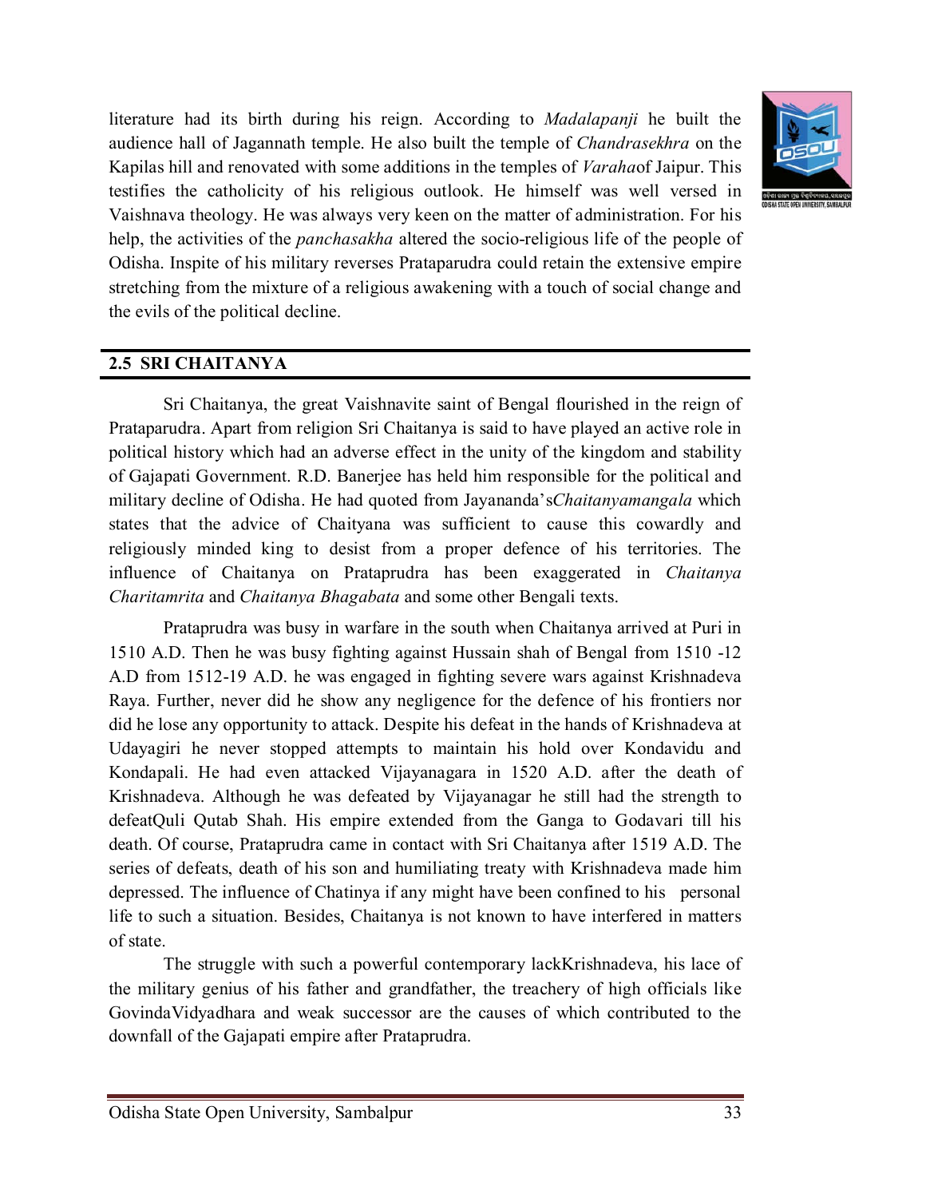literature had its birth during his reign. According to *Madalapanji* he built the audience hall of Jagannath temple. He also built the temple of *Chandrasekhra* on the Kapilas hill and renovated with some additions in the temples of *Varaha*of Jaipur. This testifies the catholicity of his religious outlook. He himself was well versed in Vaishnava theology. He was always very keen on the matter of administration. For his help, the activities of the *panchasakha* altered the socio-religious life of the people of Odisha. Inspite of his military reverses Prataparudra could retain the extensive empire stretching from the mixture of a religious awakening with a touch of social change and the evils of the political decline.

## 2.5 SRI CHAITANYA

Sri Chaitanya, the great Vaishnavite saint of Bengal flourished in the reign of Prataparudra. Apart from religion Sri Chaitanya is said to have played an active role in political history which had an adverse effect in the unity of the kingdom and stability of Gajapati Government. R.D. Banerjee has held him responsible for the political and military decline of Odisha. He had quoted from Jayananda's*Chaitanyamangala* which states that the advice of Chaityana was sufficient to cause this cowardly and religiously minded king to desist from a proper defence of his territories. The influence of Chaitanya on Prataprudra has been exaggerated in *Chaitanya Charitamrita* and *Chaitanya Bhagabata* and some other Bengali texts.

Prataprudra was busy in warfare in the south when Chaitanya arrived at Puri in 1510 A.D. Then he was busy fighting against Hussain shah of Bengal from 1510 -12 A.D from 1512-19 A.D. he was engaged in fighting severe wars against Krishnadeva Raya. Further, never did he show any negligence for the defence of his frontiers nor did he lose any opportunity to attack. Despite his defeat in the hands of Krishnadeva at Udayagiri he never stopped attempts to maintain his hold over Kondavidu and Kondapali. He had even attacked Vijayanagara in 1520 A.D. after the death of Krishnadeva. Although he was defeated by Vijayanagar he still had the strength to defeatQuli Qutab Shah. His empire extended from the Ganga to Godavari till his death. Of course, Prataprudra came in contact with Sri Chaitanya after 1519 A.D. The series of defeats, death of his son and humiliating treaty with Krishnadeva made him depressed. The influence of Chatinya if any might have been confined to his personal life to such a situation. Besides, Chaitanya is not known to have interfered in matters of state.

The struggle with such a powerful contemporary lackKrishnadeva, his lace of the military genius of his father and grandfather, the treachery of high officials like GovindaVidyadhara and weak successor are the causes of which contributed to the downfall of the Gajapati empire after Prataprudra.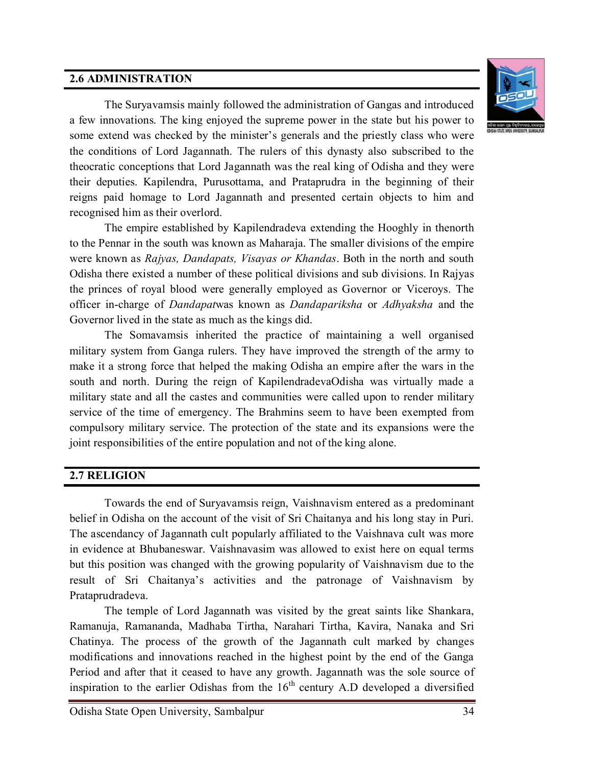## 2.6 ADMINISTRATION

The Suryavamsis mainly followed the administration of Gangas and introduced a few innovations. The king enjoyed the supreme power in the state but his power to some extend was checked by the minister's generals and the priestly class who were the conditions of Lord Jagannath. The rulers of this dynasty also subscribed to the theocratic conceptions that Lord Jagannath was the real king of Odisha and they were their deputies. Kapilendra, Purusottama, and Prataprudra in the beginning of their reigns paid homage to Lord Jagannath and presented certain objects to him and recognised him as their overlord.

The empire established by Kapilendradeva extending the Hooghly in thenorth to the Pennar in the south was known as Maharaja. The smaller divisions of the empire were known as *Rajyas, Dandapats, Visayas or Khandas*. Both in the north and south Odisha there existed a number of these political divisions and sub divisions. In Rajyas the princes of royal blood were generally employed as Governor or Viceroys. The officer in-charge of *Dandapat*was known as *Dandapariksha* or *Adhyaksha* and the Governor lived in the state as much as the kings did.

The Somavamsis inherited the practice of maintaining a well organised military system from Ganga rulers. They have improved the strength of the army to make it a strong force that helped the making Odisha an empire after the wars in the south and north. During the reign of KapilendradevaOdisha was virtually made a military state and all the castes and communities were called upon to render military service of the time of emergency. The Brahmins seem to have been exempted from compulsory military service. The protection of the state and its expansions were the joint responsibilities of the entire population and not of the king alone.

## 2.7 RELIGION

Towards the end of Suryavamsis reign, Vaishnavism entered as a predominant belief in Odisha on the account of the visit of Sri Chaitanya and his long stay in Puri. The ascendancy of Jagannath cult popularly affiliated to the Vaishnava cult was more in evidence at Bhubaneswar. Vaishnavasim was allowed to exist here on equal terms but this position was changed with the growing popularity of Vaishnavism due to the result of Sri Chaitanya's activities and the patronage of Vaishnavism by Prataprudradeva.

The temple of Lord Jagannath was visited by the great saints like Shankara, Ramanuja, Ramananda, Madhaba Tirtha, Narahari Tirtha, Kavira, Nanaka and Sri Chatinya. The process of the growth of the Jagannath cult marked by changes modifications and innovations reached in the highest point by the end of the Ganga Period and after that it ceased to have any growth. Jagannath was the sole source of inspiration to the earlier Odishas from the 16th century A.D developed a diversified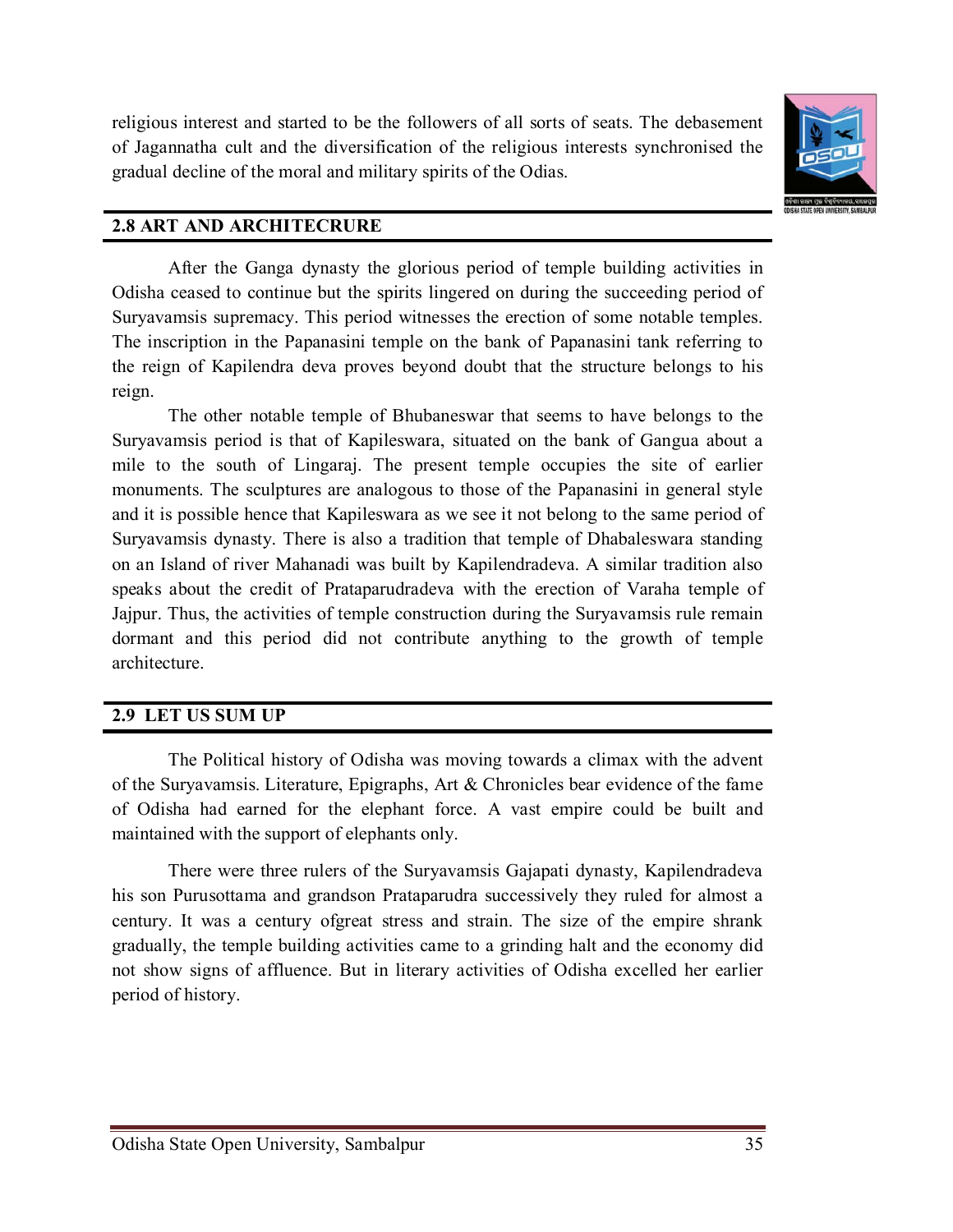religious interest and started to be the followers of all sorts of seats. The debasement of Jagannatha cult and the diversification of the religious interests synchronised the gradual decline of the moral and military spirits of the Odias.

## 2.8 ART AND ARCHITECRURE

After the Ganga dynasty the glorious period of temple building activities in Odisha ceased to continue but the spirits lingered on during the succeeding period of Suryavamsis supremacy. This period witnesses the erection of some notable temples. The inscription in the Papanasini temple on the bank of Papanasini tank referring to the reign of Kapilendra deva proves beyond doubt that the structure belongs to his reign.

The other notable temple of Bhubaneswar that seems to have belongs to the Suryavamsis period is that of Kapileswara, situated on the bank of Gangua about a mile to the south of Lingaraj. The present temple occupies the site of earlier monuments. The sculptures are analogous to those of the Papanasini in general style and it is possible hence that Kapileswara as we see it not belong to the same period of Suryavamsis dynasty. There is also a tradition that temple of Dhabaleswara standing on an Island of river Mahanadi was built by Kapilendradeva. A similar tradition also speaks about the credit of Prataparudradeva with the erection of Varaha temple of Jajpur. Thus, the activities of temple construction during the Suryavamsis rule remain dormant and this period did not contribute anything to the growth of temple architecture.

## 2.9 LET US SUM UP

The Political history of Odisha was moving towards a climax with the advent of the Suryavamsis. Literature, Epigraphs, Art & Chronicles bear evidence of the fame of Odisha had earned for the elephant force. A vast empire could be built and maintained with the support of elephants only.

There were three rulers of the Suryavamsis Gajapati dynasty, Kapilendradeva his son Purusottama and grandson Prataparudra successively they ruled for almost a century. It was a century ofgreat stress and strain. The size of the empire shrank gradually, the temple building activities came to a grinding halt and the economy did not show signs of affluence. But in literary activities of Odisha excelled her earlier period of history.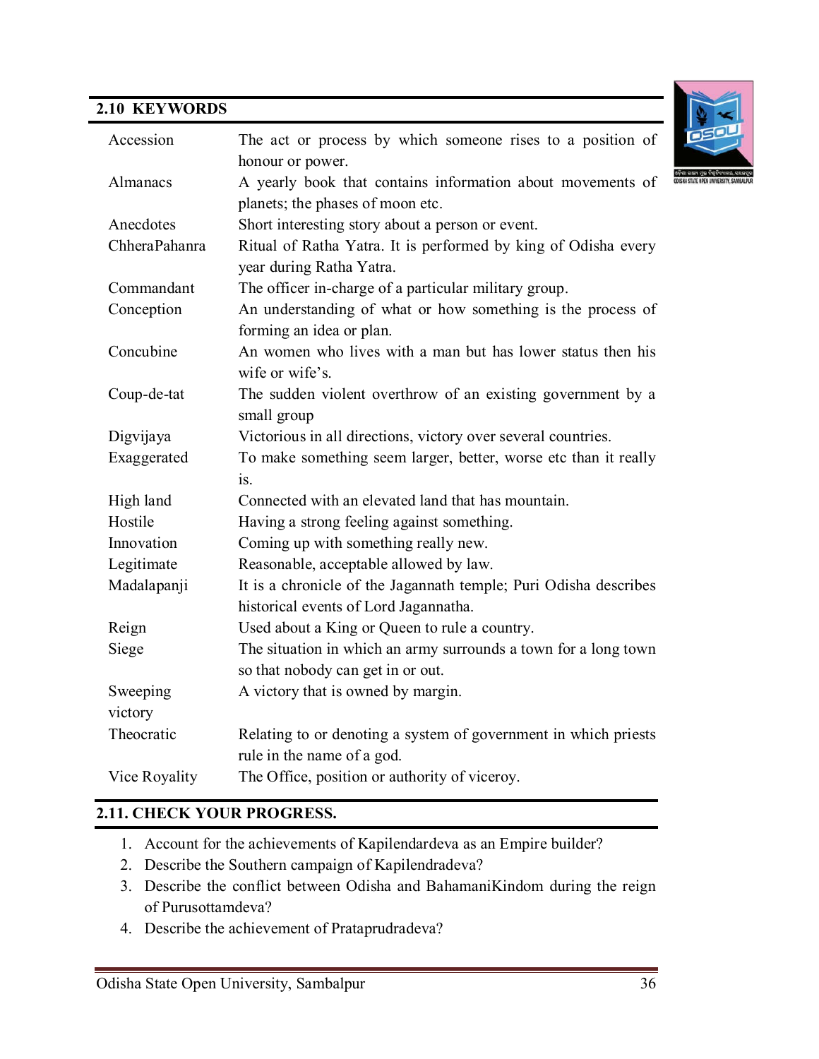## 2.10 KEYWORDS

| | |
|---|---|
| Accession | The act or process by which someone rises to a position of honour or power. |
| Almanacs | A yearly book that contains information about movements of planets; the phases of moon etc. |
| Anecdotes | Short interesting story about a person or event. |
| ChheraPahanra | Ritual of Ratha Yatra. It is performed by king of Odisha every year during Ratha Yatra. |
| Commandant | The officer in-charge of a particular military group. |
| Conception | An understanding of what or how something is the process of forming an idea or plan. |
| Concubine | An women who lives with a man but has lower status then his wife or wife's. |
| Coup-de-tat | The sudden violent overthrow of an existing government by a small group |
| Digvijaya | Victorious in all directions, victory over several countries. |
| Exaggerated | To make something seem larger, better, worse etc than it really is. |
| High land | Connected with an elevated land that has mountain. |
| Hostile | Having a strong feeling against something. |
| Innovation | Coming up with something really new. |
| Legitimate | Reasonable, acceptable allowed by law. |
| Madalapanji | It is a chronicle of the Jagannath temple; Puri Odisha describes historical events of Lord Jagannatha. |
| Reign | Used about a King or Queen to rule a country. |
| Siege | The situation in which an army surrounds a town for a long town so that nobody can get in or out. |
| Sweeping victory | A victory that is owned by margin. |
| Theocratic | Relating to or denoting a system of government in which priests rule in the name of a god. |
| Vice Royality | The Office, position or authority of viceroy. |

## 2.11. CHECK YOUR PROGRESS.

1. Account for the achievements of Kapilendardeva as an Empire builder?
2. Describe the Southern campaign of Kapilendradeva?
3. Describe the conflict between Odisha and BahamaniKindom during the reign of Purusottamdeva?
4. Describe the achievement of Prataprudradeva?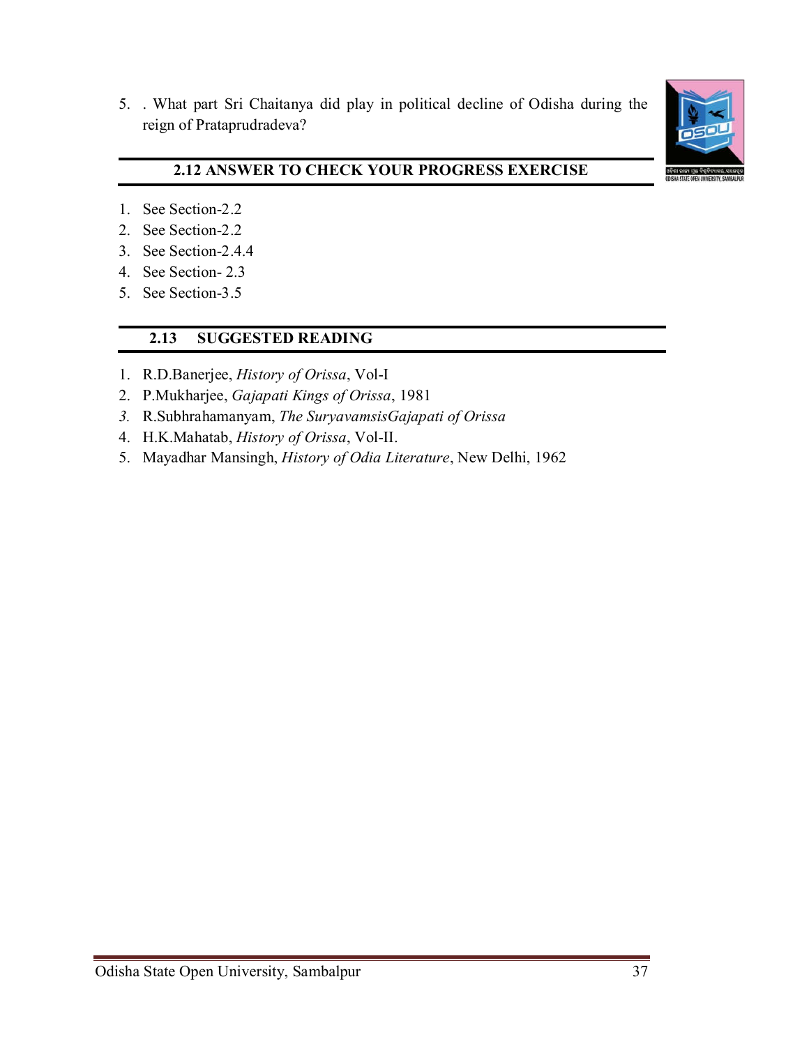5. . What part Sri Chaitanya did play in political decline of Odisha during the reign of Prataprudradeva?

## 2.12 ANSWER TO CHECK YOUR PROGRESS EXERCISE

1. See Section-2.2
2. See Section-2.2
3. See Section-2.4.4
4. See Section- 2.3
5. See Section-3.5

## 2.13 SUGGESTED READING

1. R.D.Banerjee, *History of Orissa*, Vol-I
2. P.Mukharjee, *Gajapati Kings of Orissa*, 1981
3. R.Subhrahamanyam, *The SuryavamsisGajapati of Orissa*
4. H.K.Mahatab, *History of Orissa*, Vol-II.
5. Mayadhar Mansingh, *History of Odia Literature*, New Delhi, 1962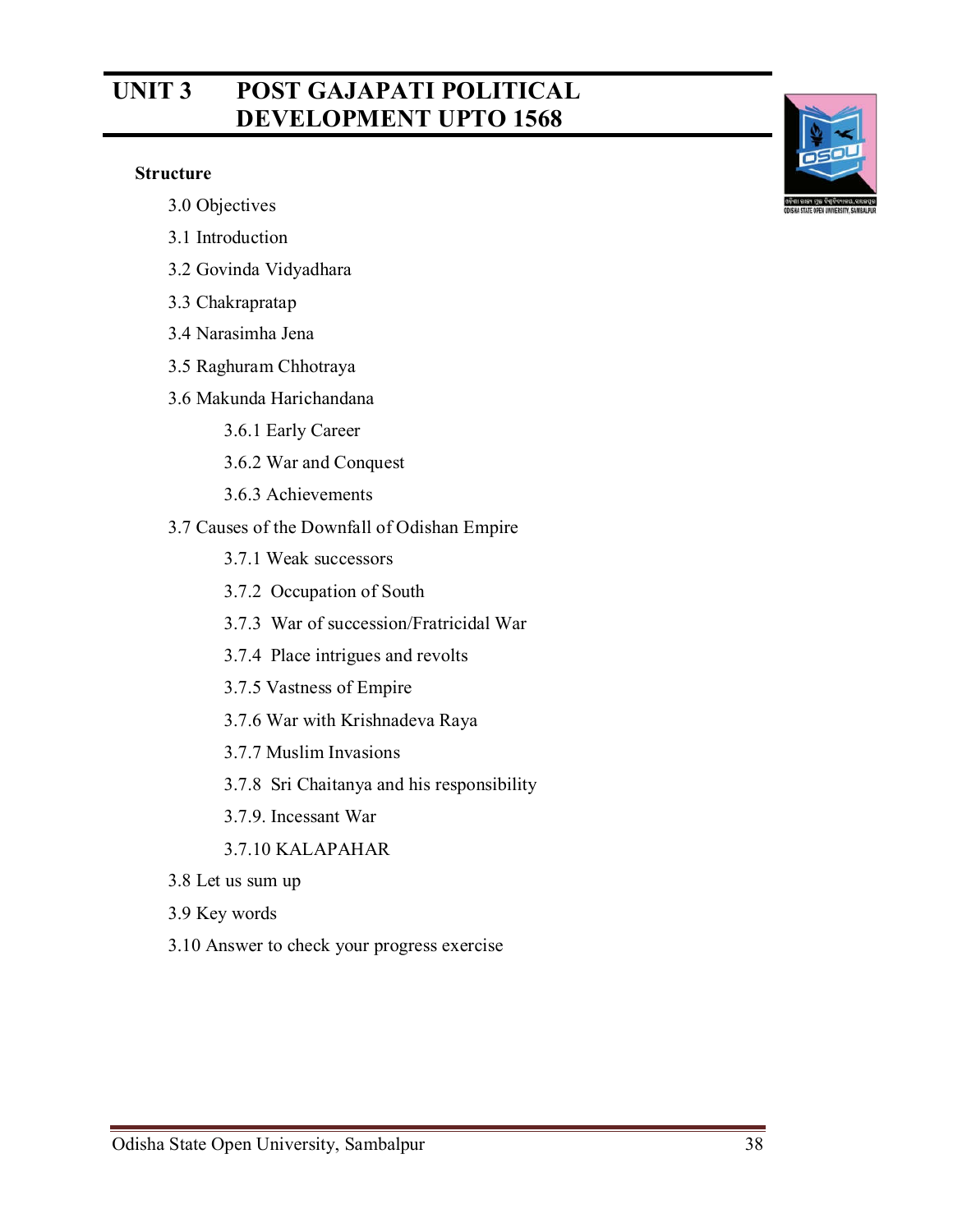# UNIT 3 POST GAJAPATI POLITICAL DEVELOPMENT UPTO 1568

**Structure**

- 3.0 Objectives
- 3.1 Introduction
- 3.2 Govinda Vidyadhara
- 3.3 Chakrapratap
- 3.4 Narasimha Jena
- 3.5 Raghuram Chhotraya
- 3.6 Makunda Harichandana
    - 3.6.1 Early Career
    - 3.6.2 War and Conquest
    - 3.6.3 Achievements
- 3.7 Causes of the Downfall of Odishan Empire
    - 3.7.1 Weak successors
    - 3.7.2 Occupation of South
    - 3.7.3 War of succession/Fratricidal War
    - 3.7.4 Place intrigues and revolts
    - 3.7.5 Vastness of Empire
    - 3.7.6 War with Krishnadeva Raya
    - 3.7.7 Muslim Invasions
    - 3.7.8 Sri Chaitanya and his responsibility
    - 3.7.9. Incessant War
    - 3.7.10 KALAPAHAR
- 3.8 Let us sum up
- 3.9 Key words
- 3.10 Answer to check your progress exercise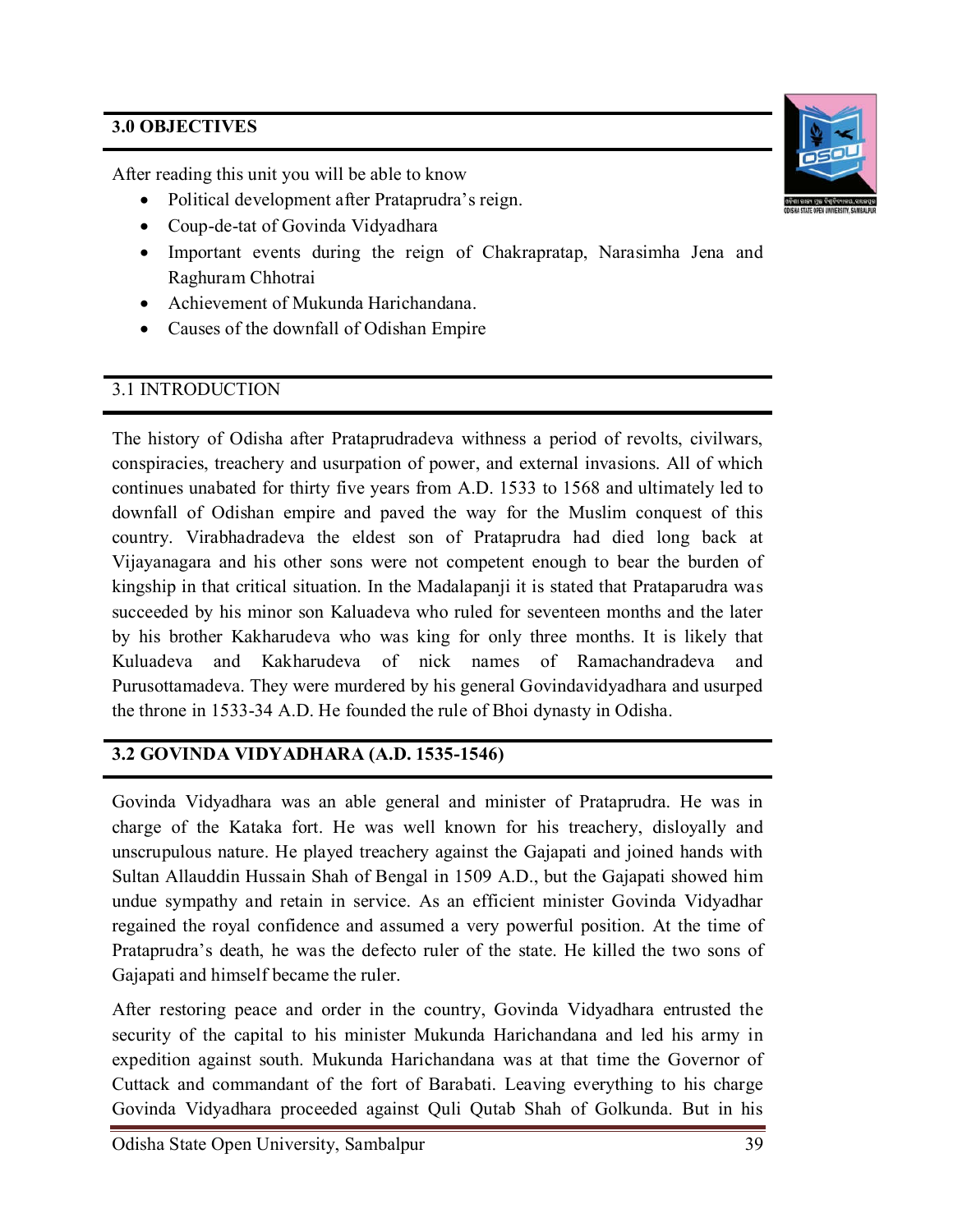## 3.0 OBJECTIVES

After reading this unit you will be able to know

- Political development after Prataprudra's reign.
- Coup-de-tat of Govinda Vidyadhara
- Important events during the reign of Chakrapratap, Narasimha Jena and Raghuram Chhotrai
- Achievement of Mukunda Harichandana.
- Causes of the downfall of Odishan Empire

## 3.1 INTRODUCTION

The history of Odisha after Prataprudradeva withness a period of revolts, civilwars, conspiracies, treachery and usurpation of power, and external invasions. All of which continues unabated for thirty five years from A.D. 1533 to 1568 and ultimately led to downfall of Odishan empire and paved the way for the Muslim conquest of this country. Virabhadradeva the eldest son of Prataprudra had died long back at Vijayanagara and his other sons were not competent enough to bear the burden of kingship in that critical situation. In the Madalapanji it is stated that Prataparudra was succeeded by his minor son Kaluadeva who ruled for seventeen months and the later by his brother Kakharudeva who was king for only three months. It is likely that Kuluadeva and Kakharudeva of nick names of Ramachandradeva and Purusottamadeva. They were murdered by his general Govindavidyadhara and usurped the throne in 1533-34 A.D. He founded the rule of Bhoi dynasty in Odisha.

## 3.2 GOVINDA VIDYADHARA (A.D. 1535-1546)

Govinda Vidyadhara was an able general and minister of Prataprudra. He was in charge of the Kataka fort. He was well known for his treachery, disloyally and unscrupulous nature. He played treachery against the Gajapati and joined hands with Sultan Allauddin Hussain Shah of Bengal in 1509 A.D., but the Gajapati showed him undue sympathy and retain in service. As an efficient minister Govinda Vidyadhar regained the royal confidence and assumed a very powerful position. At the time of Prataprudra's death, he was the defecto ruler of the state. He killed the two sons of Gajapati and himself became the ruler.

After restoring peace and order in the country, Govinda Vidyadhara entrusted the security of the capital to his minister Mukunda Harichandana and led his army in expedition against south. Mukunda Harichandana was at that time the Governor of Cuttack and commandant of the fort of Barabati. Leaving everything to his charge Govinda Vidyadhara proceeded against Quli Qutab Shah of Golkunda. But in his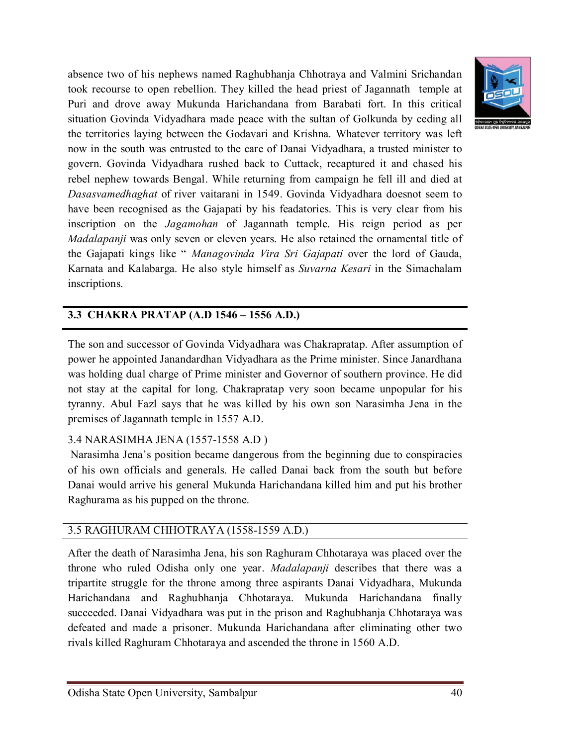absence two of his nephews named Raghubhanja Chhotraya and Valmini Srichandan took recourse to open rebellion. They killed the head priest of Jagannath temple at Puri and drove away Mukunda Harichandana from Barabati fort. In this critical situation Govinda Vidyadhara made peace with the sultan of Golkunda by ceding all the territories laying between the Godavari and Krishna. Whatever territory was left now in the south was entrusted to the care of Danai Vidyadhara, a trusted minister to govern. Govinda Vidyadhara rushed back to Cuttack, recaptured it and chased his rebel nephew towards Bengal. While returning from campaign he fell ill and died at *Dasasvamedhaghat* of river vaitarani in 1549. Govinda Vidyadhara doesnot seem to have been recognised as the Gajapati by his feadatories. This is very clear from his inscription on the *Jagamohan* of Jagannath temple. His reign period as per *Madalapanji* was only seven or eleven years. He also retained the ornamental title of the Gajapati kings like " *Managovinda Vira Sri Gajapati* over the lord of Gauda, Karnata and Kalabarga. He also style himself as *Suvarna Kesari* in the Simachalam inscriptions.

## 3.3 CHAKRA PRATAP (A.D 1546 – 1556 A.D.)

The son and successor of Govinda Vidyadhara was Chakrapratap. After assumption of power he appointed Janandardhan Vidyadhara as the Prime minister. Since Janardhana was holding dual charge of Prime minister and Governor of southern province. He did not stay at the capital for long. Chakrapratap very soon became unpopular for his tyranny. Abul Fazl says that he was killed by his own son Narasimha Jena in the premises of Jagannath temple in 1557 A.D.

### 3.4 NARASIMHA JENA (1557-1558 A.D )

Narasimha Jena's position became dangerous from the beginning due to conspiracies of his own officials and generals. He called Danai back from the south but before Danai would arrive his general Mukunda Harichandana killed him and put his brother Raghurama as his pupped on the throne.

### 3.5 RAGHURAM CHHOTRAYA (1558-1559 A.D.)

After the death of Narasimha Jena, his son Raghuram Chhotaraya was placed over the throne who ruled Odisha only one year. *Madalapanji* describes that there was a tripartite struggle for the throne among three aspirants Danai Vidyadhara, Mukunda Harichandana and Raghubhanja Chhotaraya. Mukunda Harichandana finally succeeded. Danai Vidyadhara was put in the prison and Raghubhanja Chhotaraya was defeated and made a prisoner. Mukunda Harichandana after eliminating other two rivals killed Raghuram Chhotaraya and ascended the throne in 1560 A.D.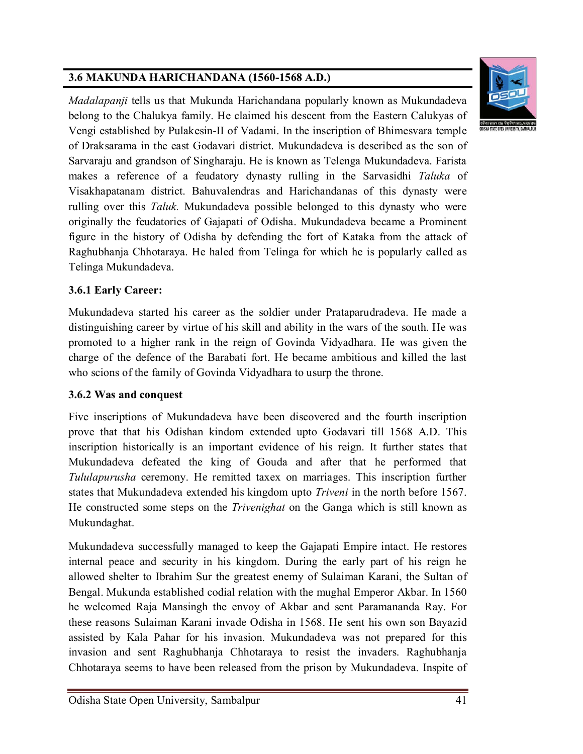## 3.6 MAKUNDA HARICHANDANA (1560-1568 A.D.)

*Madalapanji* tells us that Mukunda Harichandana popularly known as Mukundadeva belong to the Chalukya family. He claimed his descent from the Eastern Calukyas of Vengi established by Pulakesin-II of Vadami. In the inscription of Bhimesvara temple of Draksarama in the east Godavari district. Mukundadeva is described as the son of Sarvaraju and grandson of Singharaju. He is known as Telenga Mukundadeva. Farista makes a reference of a feudatory dynasty rulling in the Sarvasidhi *Taluka* of Visakhapatanam district. Bahuvalendras and Harichandanas of this dynasty were rulling over this *Taluk.* Mukundadeva possible belonged to this dynasty who were originally the feudatories of Gajapati of Odisha. Mukundadeva became a Prominent figure in the history of Odisha by defending the fort of Kataka from the attack of Raghubhanja Chhotaraya. He haled from Telinga for which he is popularly called as Telinga Mukundadeva.

### 3.6.1 Early Career:

Mukundadeva started his career as the soldier under Prataparudradeva. He made a distinguishing career by virtue of his skill and ability in the wars of the south. He was promoted to a higher rank in the reign of Govinda Vidyadhara. He was given the charge of the defence of the Barabati fort. He became ambitious and killed the last who scions of the family of Govinda Vidyadhara to usurp the throne.

### 3.6.2 Was and conquest

Five inscriptions of Mukundadeva have been discovered and the fourth inscription prove that that his Odishan kindom extended upto Godavari till 1568 A.D. This inscription historically is an important evidence of his reign. It further states that Mukundadeva defeated the king of Gouda and after that he performed that *Tululapurusha* ceremony. He remitted taxex on marriages. This inscription further states that Mukundadeva extended his kingdom upto *Triveni* in the north before 1567. He constructed some steps on the *Trivenighat* on the Ganga which is still known as Mukundaghat.

Mukundadeva successfully managed to keep the Gajapati Empire intact. He restores internal peace and security in his kingdom. During the early part of his reign he allowed shelter to Ibrahim Sur the greatest enemy of Sulaiman Karani, the Sultan of Bengal. Mukunda established codial relation with the mughal Emperor Akbar. In 1560 he welcomed Raja Mansingh the envoy of Akbar and sent Paramananda Ray. For these reasons Sulaiman Karani invade Odisha in 1568. He sent his own son Bayazid assisted by Kala Pahar for his invasion. Mukundadeva was not prepared for this invasion and sent Raghubhanja Chhotaraya to resist the invaders. Raghubhanja Chhotaraya seems to have been released from the prison by Mukundadeva. Inspite of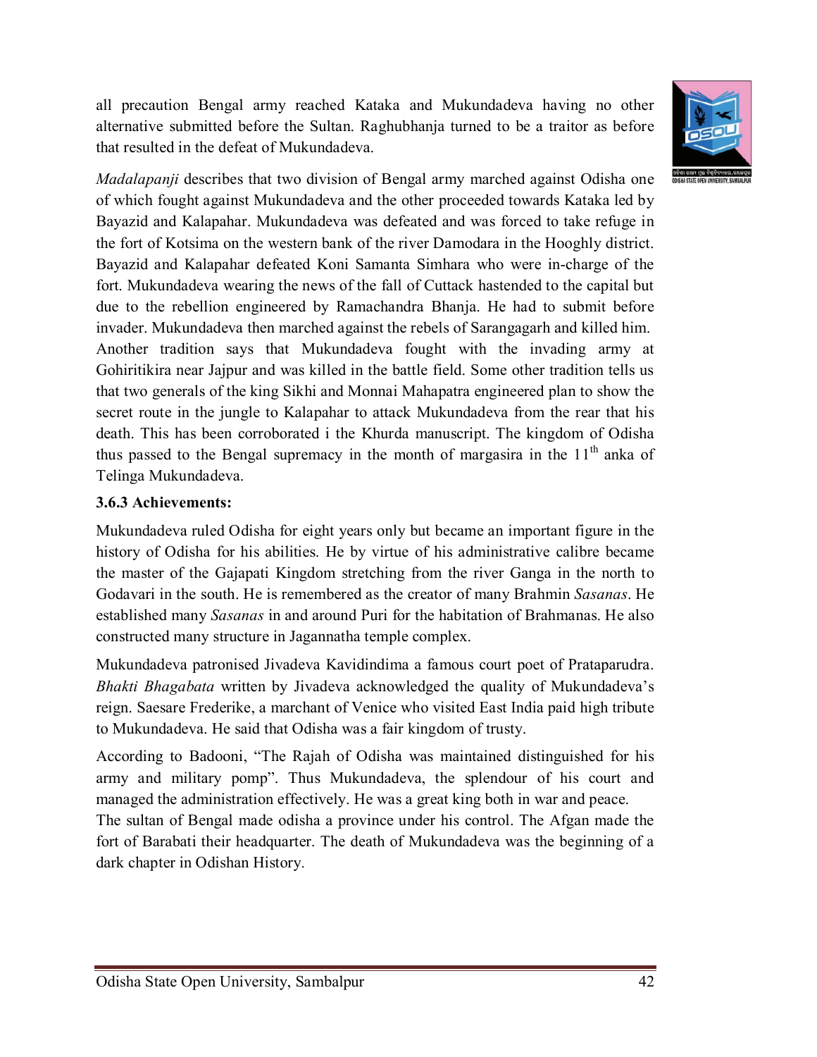all precaution Bengal army reached Kataka and Mukundadeva having no other alternative submitted before the Sultan. Raghubhanja turned to be a traitor as before that resulted in the defeat of Mukundadeva.

*Madalapanji* describes that two division of Bengal army marched against Odisha one of which fought against Mukundadeva and the other proceeded towards Kataka led by Bayazid and Kalapahar. Mukundadeva was defeated and was forced to take refuge in the fort of Kotsima on the western bank of the river Damodara in the Hooghly district. Bayazid and Kalapahar defeated Koni Samanta Simhara who were in-charge of the fort. Mukundadeva wearing the news of the fall of Cuttack hastended to the capital but due to the rebellion engineered by Ramachandra Bhanja. He had to submit before invader. Mukundadeva then marched against the rebels of Sarangagarh and killed him. Another tradition says that Mukundadeva fought with the invading army at Gohiritikira near Jajpur and was killed in the battle field. Some other tradition tells us that two generals of the king Sikhi and Monnai Mahapatra engineered plan to show the secret route in the jungle to Kalapahar to attack Mukundadeva from the rear that his death. This has been corroborated i the Khurda manuscript. The kingdom of Odisha thus passed to the Bengal supremacy in the month of margasira in the 11th anka of Telinga Mukundadeva.

### 3.6.3 Achievements:

Mukundadeva ruled Odisha for eight years only but became an important figure in the history of Odisha for his abilities. He by virtue of his administrative calibre became the master of the Gajapati Kingdom stretching from the river Ganga in the north to Godavari in the south. He is remembered as the creator of many Brahmin *Sasanas*. He established many *Sasanas* in and around Puri for the habitation of Brahmanas. He also constructed many structure in Jagannatha temple complex.

Mukundadeva patronised Jivadeva Kavidindima a famous court poet of Prataparudra. *Bhakti Bhagabata* written by Jivadeva acknowledged the quality of Mukundadeva's reign. Saesare Frederike, a marchant of Venice who visited East India paid high tribute to Mukundadeva. He said that Odisha was a fair kingdom of trusty.

According to Badooni, "The Rajah of Odisha was maintained distinguished for his army and military pomp". Thus Mukundadeva, the splendour of his court and managed the administration effectively. He was a great king both in war and peace.

The sultan of Bengal made odisha a province under his control. The Afgan made the fort of Barabati their headquarter. The death of Mukundadeva was the beginning of a dark chapter in Odishan History.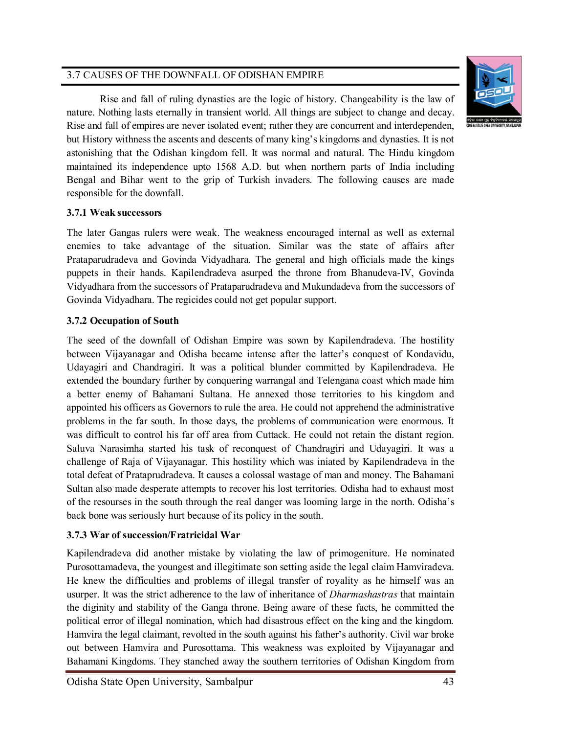## 3.7 CAUSES OF THE DOWNFALL OF ODISHAN EMPIRE

Rise and fall of ruling dynasties are the logic of history. Changeability is the law of nature. Nothing lasts eternally in transient world. All things are subject to change and decay. Rise and fall of empires are never isolated event; rather they are concurrent and interdependen, but History withness the ascents and descents of many king's kingdoms and dynasties. It is not astonishing that the Odishan kingdom fell. It was normal and natural. The Hindu kingdom maintained its independence upto 1568 A.D. but when northern parts of India including Bengal and Bihar went to the grip of Turkish invaders. The following causes are made responsible for the downfall.

### 3.7.1 Weak successors

The later Gangas rulers were weak. The weakness encouraged internal as well as external enemies to take advantage of the situation. Similar was the state of affairs after Prataparudradeva and Govinda Vidyadhara. The general and high officials made the kings puppets in their hands. Kapilendradeva asurped the throne from Bhanudeva-IV, Govinda Vidyadhara from the successors of Prataparudradeva and Mukundadeva from the successors of Govinda Vidyadhara. The regicides could not get popular support.

### 3.7.2 Occupation of South

The seed of the downfall of Odishan Empire was sown by Kapilendradeva. The hostility between Vijayanagar and Odisha became intense after the latter's conquest of Kondavidu, Udayagiri and Chandragiri. It was a political blunder committed by Kapilendradeva. He extended the boundary further by conquering warrangal and Telengana coast which made him a better enemy of Bahamani Sultana. He annexed those territories to his kingdom and appointed his officers as Governors to rule the area. He could not apprehend the administrative problems in the far south. In those days, the problems of communication were enormous. It was difficult to control his far off area from Cuttack. He could not retain the distant region. Saluva Narasimha started his task of reconquest of Chandragiri and Udayagiri. It was a challenge of Raja of Vijayanagar. This hostility which was iniated by Kapilendradeva in the total defeat of Prataprudradeva. It causes a colossal wastage of man and money. The Bahamani Sultan also made desperate attempts to recover his lost territories. Odisha had to exhaust most of the resourses in the south through the real danger was looming large in the north. Odisha's back bone was seriously hurt because of its policy in the south.

### 3.7.3 War of succession/Fratricidal War

Kapilendradeva did another mistake by violating the law of primogeniture. He nominated Purosottamadeva, the youngest and illegitimate son setting aside the legal claim Hamviradeva. He knew the difficulties and problems of illegal transfer of royality as he himself was an usurper. It was the strict adherence to the law of inheritance of *Dharmashastras* that maintain the diginity and stability of the Ganga throne. Being aware of these facts, he committed the political error of illegal nomination, which had disastrous effect on the king and the kingdom. Hamvira the legal claimant, revolted in the south against his father's authority. Civil war broke out between Hamvira and Purosottama. This weakness was exploited by Vijayanagar and Bahamani Kingdoms. They stanched away the southern territories of Odishan Kingdom from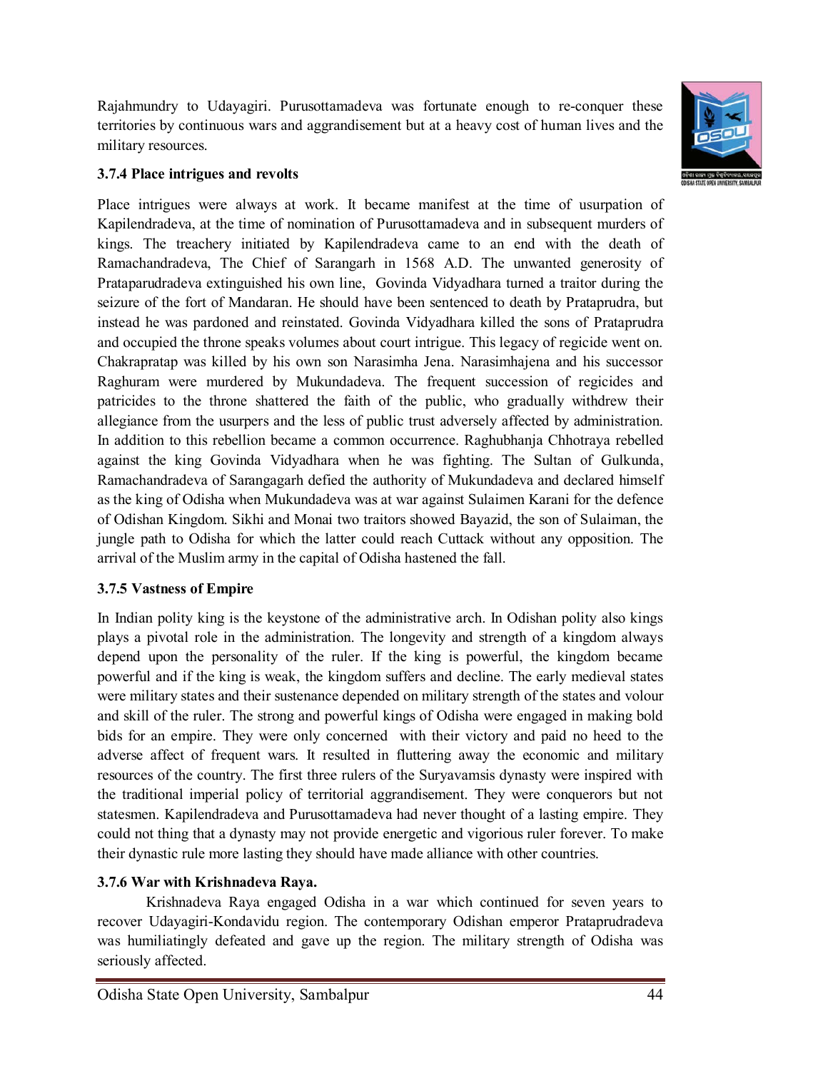Rajahmundry to Udayagiri. Purusottamadeva was fortunate enough to re-conquer these territories by continuous wars and aggrandisement but at a heavy cost of human lives and the military resources.

### 3.7.4 Place intrigues and revolts

Place intrigues were always at work. It became manifest at the time of usurpation of Kapilendradeva, at the time of nomination of Purusottamadeva and in subsequent murders of kings. The treachery initiated by Kapilendradeva came to an end with the death of Ramachandradeva, The Chief of Sarangarh in 1568 A.D. The unwanted generosity of Prataparudradeva extinguished his own line, Govinda Vidyadhara turned a traitor during the seizure of the fort of Mandaran. He should have been sentenced to death by Prataprudra, but instead he was pardoned and reinstated. Govinda Vidyadhara killed the sons of Prataprudra and occupied the throne speaks volumes about court intrigue. This legacy of regicide went on. Chakrapratap was killed by his own son Narasimha Jena. Narasimhajena and his successor Raghuram were murdered by Mukundadeva. The frequent succession of regicides and patricides to the throne shattered the faith of the public, who gradually withdrew their allegiance from the usurpers and the less of public trust adversely affected by administration. In addition to this rebellion became a common occurrence. Raghubhanja Chhotraya rebelled against the king Govinda Vidyadhara when he was fighting. The Sultan of Gulkunda, Ramachandradeva of Sarangagarh defied the authority of Mukundadeva and declared himself as the king of Odisha when Mukundadeva was at war against Sulaimen Karani for the defence of Odishan Kingdom. Sikhi and Monai two traitors showed Bayazid, the son of Sulaiman, the jungle path to Odisha for which the latter could reach Cuttack without any opposition. The arrival of the Muslim army in the capital of Odisha hastened the fall.

### 3.7.5 Vastness of Empire

In Indian polity king is the keystone of the administrative arch. In Odishan polity also kings plays a pivotal role in the administration. The longevity and strength of a kingdom always depend upon the personality of the ruler. If the king is powerful, the kingdom became powerful and if the king is weak, the kingdom suffers and decline. The early medieval states were military states and their sustenance depended on military strength of the states and volour and skill of the ruler. The strong and powerful kings of Odisha were engaged in making bold bids for an empire. They were only concerned with their victory and paid no heed to the adverse affect of frequent wars. It resulted in fluttering away the economic and military resources of the country. The first three rulers of the Suryavamsis dynasty were inspired with the traditional imperial policy of territorial aggrandisement. They were conquerors but not statesmen. Kapilendradeva and Purusottamadeva had never thought of a lasting empire. They could not thing that a dynasty may not provide energetic and vigorious ruler forever. To make their dynastic rule more lasting they should have made alliance with other countries.

### 3.7.6 War with Krishnadeva Raya.

Krishnadeva Raya engaged Odisha in a war which continued for seven years to recover Udayagiri-Kondavidu region. The contemporary Odishan emperor Prataprudradeva was humiliatingly defeated and gave up the region. The military strength of Odisha was seriously affected.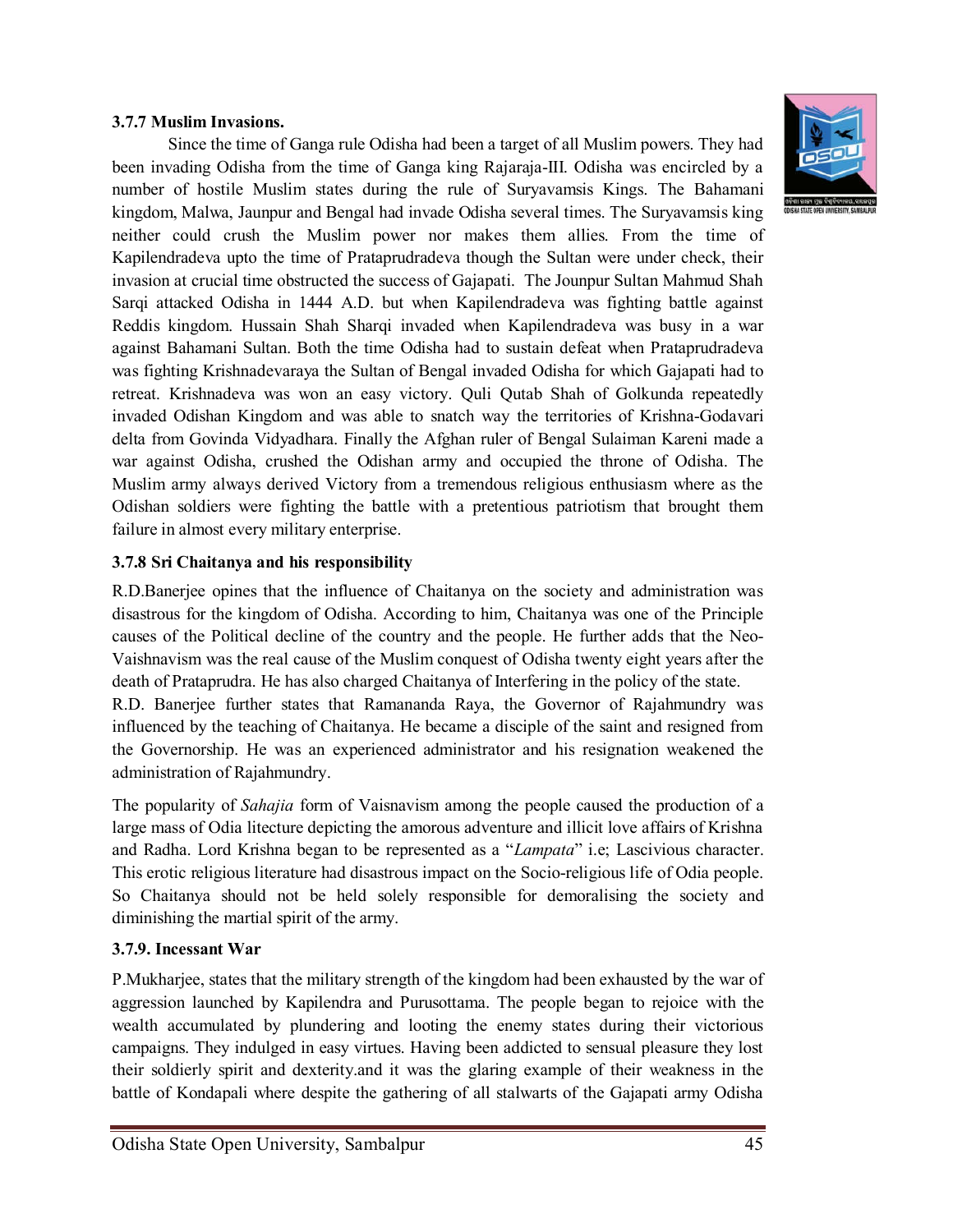### 3.7.7 Muslim Invasions.

Since the time of Ganga rule Odisha had been a target of all Muslim powers. They had been invading Odisha from the time of Ganga king Rajaraja-III. Odisha was encircled by a number of hostile Muslim states during the rule of Suryavamsis Kings. The Bahamani kingdom, Malwa, Jaunpur and Bengal had invade Odisha several times. The Suryavamsis king neither could crush the Muslim power nor makes them allies. From the time of Kapilendradeva upto the time of Prataprudradeva though the Sultan were under check, their invasion at crucial time obstructed the success of Gajapati. The Jounpur Sultan Mahmud Shah Sarqi attacked Odisha in 1444 A.D. but when Kapilendradeva was fighting battle against Reddis kingdom. Hussain Shah Sharqi invaded when Kapilendradeva was busy in a war against Bahamani Sultan. Both the time Odisha had to sustain defeat when Prataprudradeva was fighting Krishnadevaraya the Sultan of Bengal invaded Odisha for which Gajapati had to retreat. Krishnadeva was won an easy victory. Quli Qutab Shah of Golkunda repeatedly invaded Odishan Kingdom and was able to snatch way the territories of Krishna-Godavari delta from Govinda Vidyadhara. Finally the Afghan ruler of Bengal Sulaiman Kareni made a war against Odisha, crushed the Odishan army and occupied the throne of Odisha. The Muslim army always derived Victory from a tremendous religious enthusiasm where as the Odishan soldiers were fighting the battle with a pretentious patriotism that brought them failure in almost every military enterprise.

### 3.7.8 Sri Chaitanya and his responsibility

R.D.Banerjee opines that the influence of Chaitanya on the society and administration was disastrous for the kingdom of Odisha. According to him, Chaitanya was one of the Principle causes of the Political decline of the country and the people. He further adds that the Neo-Vaishnavism was the real cause of the Muslim conquest of Odisha twenty eight years after the death of Prataprudra. He has also charged Chaitanya of Interfering in the policy of the state.

R.D. Banerjee further states that Ramananda Raya, the Governor of Rajahmundry was influenced by the teaching of Chaitanya. He became a disciple of the saint and resigned from the Governorship. He was an experienced administrator and his resignation weakened the administration of Rajahmundry.

The popularity of *Sahajia* form of Vaisnavism among the people caused the production of a large mass of Odia litecture depicting the amorous adventure and illicit love affairs of Krishna and Radha. Lord Krishna began to be represented as a "*Lampata*" i.e; Lascivious character. This erotic religious literature had disastrous impact on the Socio-religious life of Odia people. So Chaitanya should not be held solely responsible for demoralising the society and diminishing the martial spirit of the army.

### 3.7.9. Incessant War

P.Mukharjee, states that the military strength of the kingdom had been exhausted by the war of aggression launched by Kapilendra and Purusottama. The people began to rejoice with the wealth accumulated by plundering and looting the enemy states during their victorious campaigns. They indulged in easy virtues. Having been addicted to sensual pleasure they lost their soldierly spirit and dexterity.and it was the glaring example of their weakness in the battle of Kondapali where despite the gathering of all stalwarts of the Gajapati army Odisha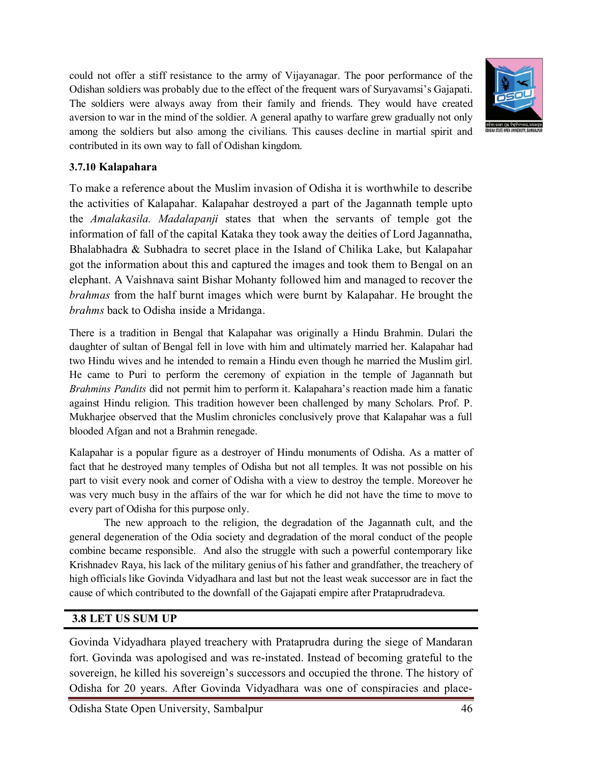could not offer a stiff resistance to the army of Vijayanagar. The poor performance of the Odishan soldiers was probably due to the effect of the frequent wars of Suryavamsi's Gajapati. The soldiers were always away from their family and friends. They would have created aversion to war in the mind of the soldier. A general apathy to warfare grew gradually not only among the soldiers but also among the civilians. This causes decline in martial spirit and contributed in its own way to fall of Odishan kingdom.

### 3.7.10 Kalapahara

To make a reference about the Muslim invasion of Odisha it is worthwhile to describe the activities of Kalapahar. Kalapahar destroyed a part of the Jagannath temple upto the *Amalakasila. Madalapanji* states that when the servants of temple got the information of fall of the capital Kataka they took away the deities of Lord Jagannatha, Bhalabhadra & Subhadra to secret place in the Island of Chilika Lake, but Kalapahar got the information about this and captured the images and took them to Bengal on an elephant. A Vaishnava saint Bishar Mohanty followed him and managed to recover the *brahmas* from the half burnt images which were burnt by Kalapahar. He brought the *brahms* back to Odisha inside a Mridanga.

There is a tradition in Bengal that Kalapahar was originally a Hindu Brahmin. Dulari the daughter of sultan of Bengal fell in love with him and ultimately married her. Kalapahar had two Hindu wives and he intended to remain a Hindu even though he married the Muslim girl. He came to Puri to perform the ceremony of expiation in the temple of Jagannath but *Brahmins Pandits* did not permit him to perform it. Kalapahara's reaction made him a fanatic against Hindu religion. This tradition however been challenged by many Scholars. Prof. P. Mukharjee observed that the Muslim chronicles conclusively prove that Kalapahar was a full blooded Afgan and not a Brahmin renegade.

Kalapahar is a popular figure as a destroyer of Hindu monuments of Odisha. As a matter of fact that he destroyed many temples of Odisha but not all temples. It was not possible on his part to visit every nook and corner of Odisha with a view to destroy the temple. Moreover he was very much busy in the affairs of the war for which he did not have the time to move to every part of Odisha for this purpose only.

The new approach to the religion, the degradation of the Jagannath cult, and the general degeneration of the Odia society and degradation of the moral conduct of the people combine became responsible. And also the struggle with such a powerful contemporary like Krishnadev Raya, his lack of the military genius of his father and grandfather, the treachery of high officials like Govinda Vidyadhara and last but not the least weak successor are in fact the cause of which contributed to the downfall of the Gajapati empire after Prataprudradeva.

## 3.8 LET US SUM UP

Govinda Vidyadhara played treachery with Prataprudra during the siege of Mandaran fort. Govinda was apologised and was re-instated. Instead of becoming grateful to the sovereign, he killed his sovereign's successors and occupied the throne. The history of Odisha for 20 years. After Govinda Vidyadhara was one of conspiracies and place-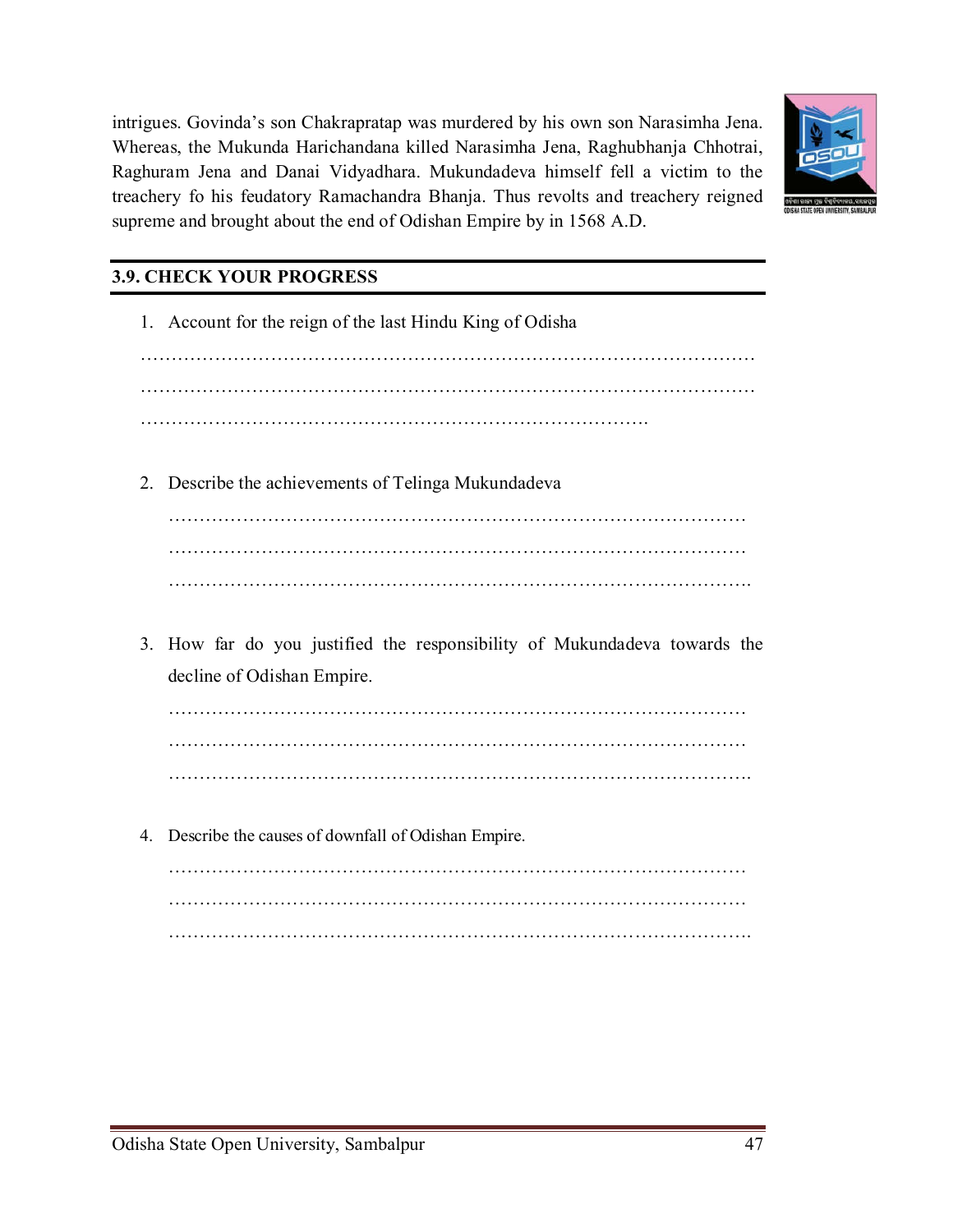intrigues. Govinda's son Chakrapratap was murdered by his own son Narasimha Jena. Whereas, the Mukunda Harichandana killed Narasimha Jena, Raghubhanja Chhotrai, Raghuram Jena and Danai Vidyadhara. Mukundadeva himself fell a victim to the treachery fo his feudatory Ramachandra Bhanja. Thus revolts and treachery reigned supreme and brought about the end of Odishan Empire by in 1568 A.D.

## 3.9. CHECK YOUR PROGRESS

1. Account for the reign of the last Hindu King of Odisha

   …………………………………………………………………………………………
   …………………………………………………………………………………………
   ………………………………………………………………………….

2. Describe the achievements of Telinga Mukundadeva

   …………………………………………………………………………………
   …………………………………………………………………………………
   ………………………………………………………………………………….

3. How far do you justified the responsibility of Mukundadeva towards the decline of Odishan Empire.

   …………………………………………………………………………………
   …………………………………………………………………………………
   ………………………………………………………………………………….

4. Describe the causes of downfall of Odishan Empire.

   …………………………………………………………………………………
   …………………………………………………………………………………
   ………………………………………………………………………………….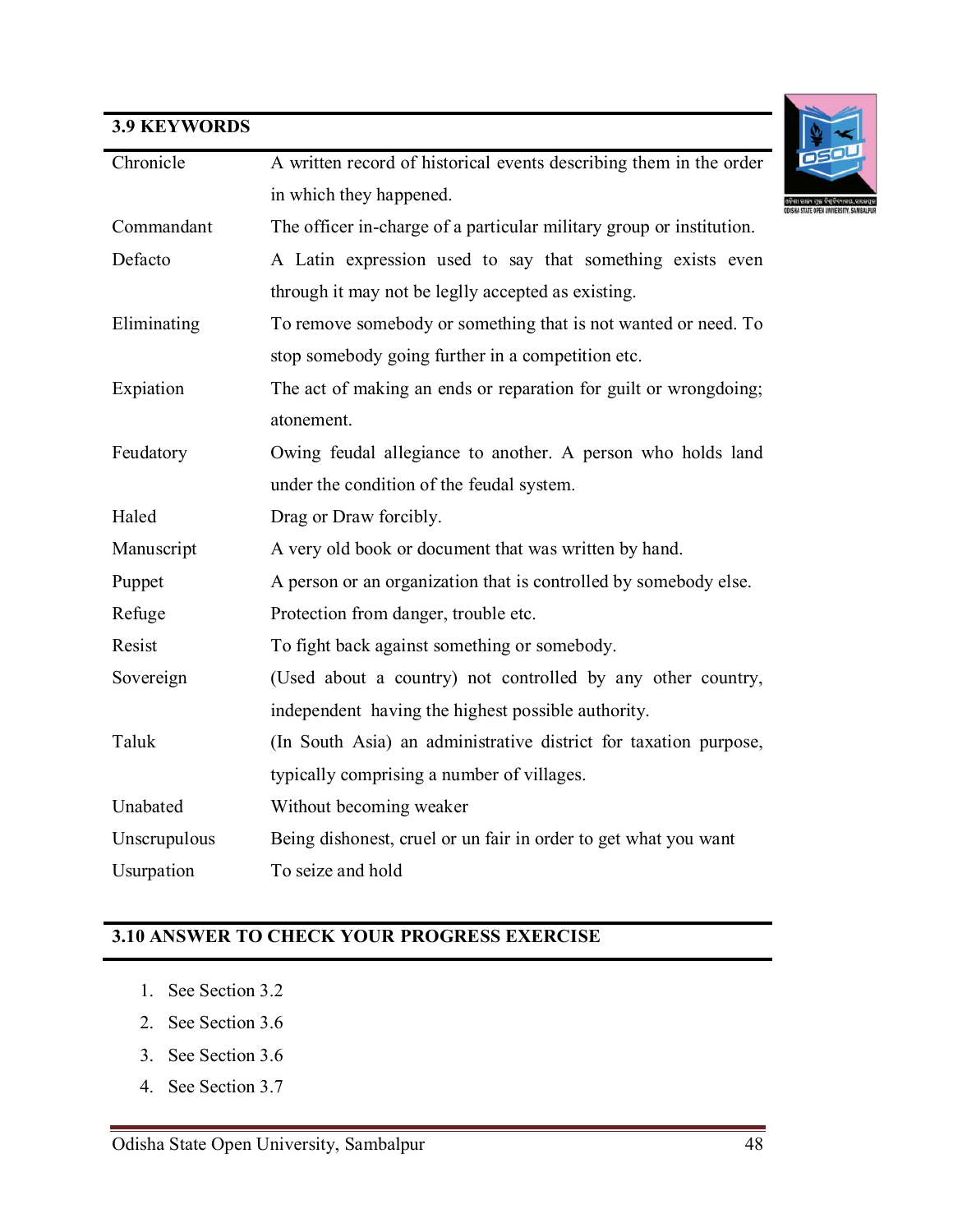## 3.9 KEYWORDS

| | |
|---|---|
| Chronicle | A written record of historical events describing them in the order in which they happened. |
| Commandant | The officer in-charge of a particular military group or institution. |
| Defacto | A Latin expression used to say that something exists even through it may not be leglly accepted as existing. |
| Eliminating | To remove somebody or something that is not wanted or need. To stop somebody going further in a competition etc. |
| Expiation | The act of making an ends or reparation for guilt or wrongdoing; atonement. |
| Feudatory | Owing feudal allegiance to another. A person who holds land under the condition of the feudal system. |
| Haled | Drag or Draw forcibly. |
| Manuscript | A very old book or document that was written by hand. |
| Puppet | A person or an organization that is controlled by somebody else. |
| Refuge | Protection from danger, trouble etc. |
| Resist | To fight back against something or somebody. |
| Sovereign | (Used about a country) not controlled by any other country, independent having the highest possible authority. |
| Taluk | (In South Asia) an administrative district for taxation purpose, typically comprising a number of villages. |
| Unabated | Without becoming weaker |
| Unscrupulous | Being dishonest, cruel or un fair in order to get what you want |
| Usurpation | To seize and hold |

## 3.10 ANSWER TO CHECK YOUR PROGRESS EXERCISE

1. See Section 3.2
2. See Section 3.6
3. See Section 3.6
4. See Section 3.7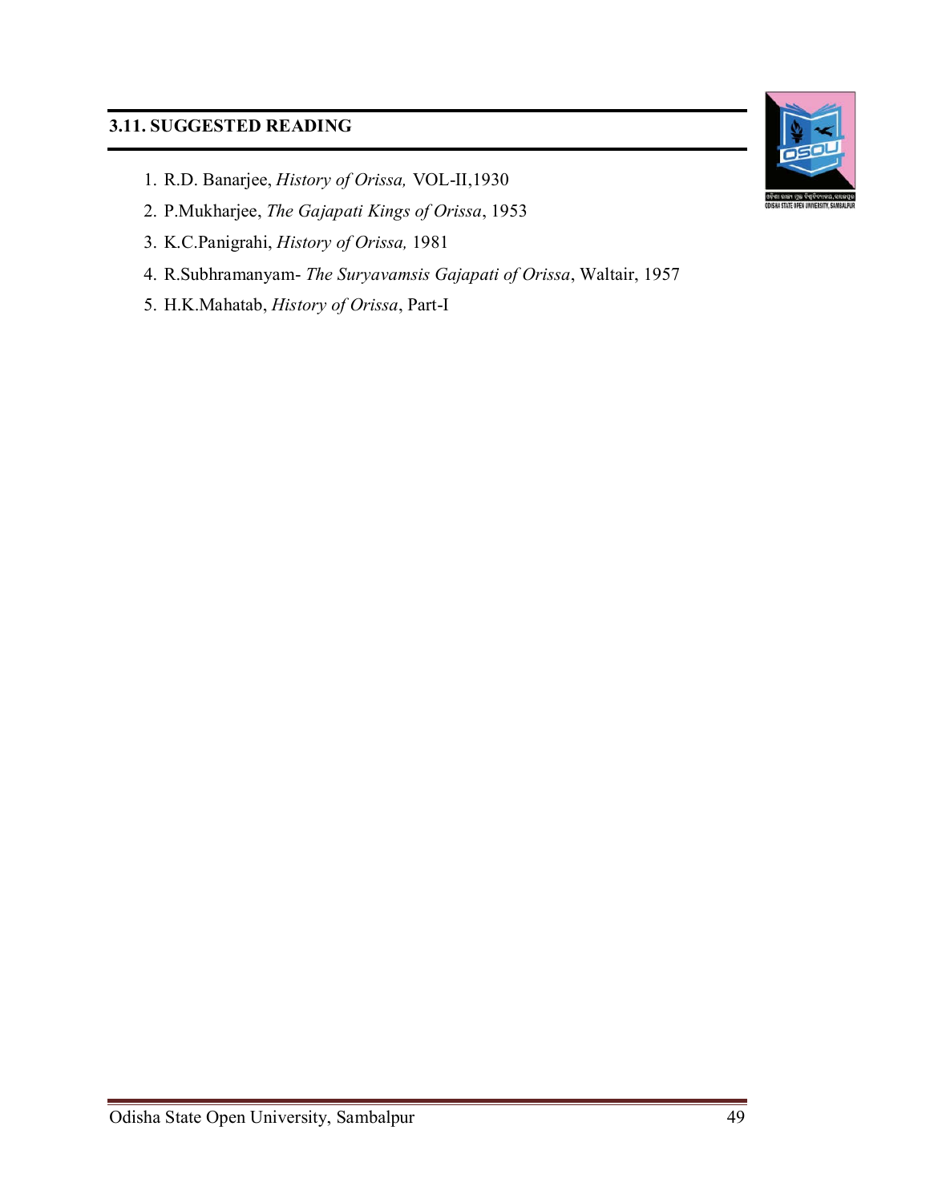### 3.11. SUGGESTED READING

1. R.D. Banarjee, *History of Orissa,* VOL-II,1930
2. P.Mukharjee, *The Gajapati Kings of Orissa*, 1953
3. K.C.Panigrahi, *History of Orissa,* 1981
4. R.Subhramanyam- *The Suryavamsis Gajapati of Orissa*, Waltair, 1957
5. H.K.Mahatab, *History of Orissa*, Part-I